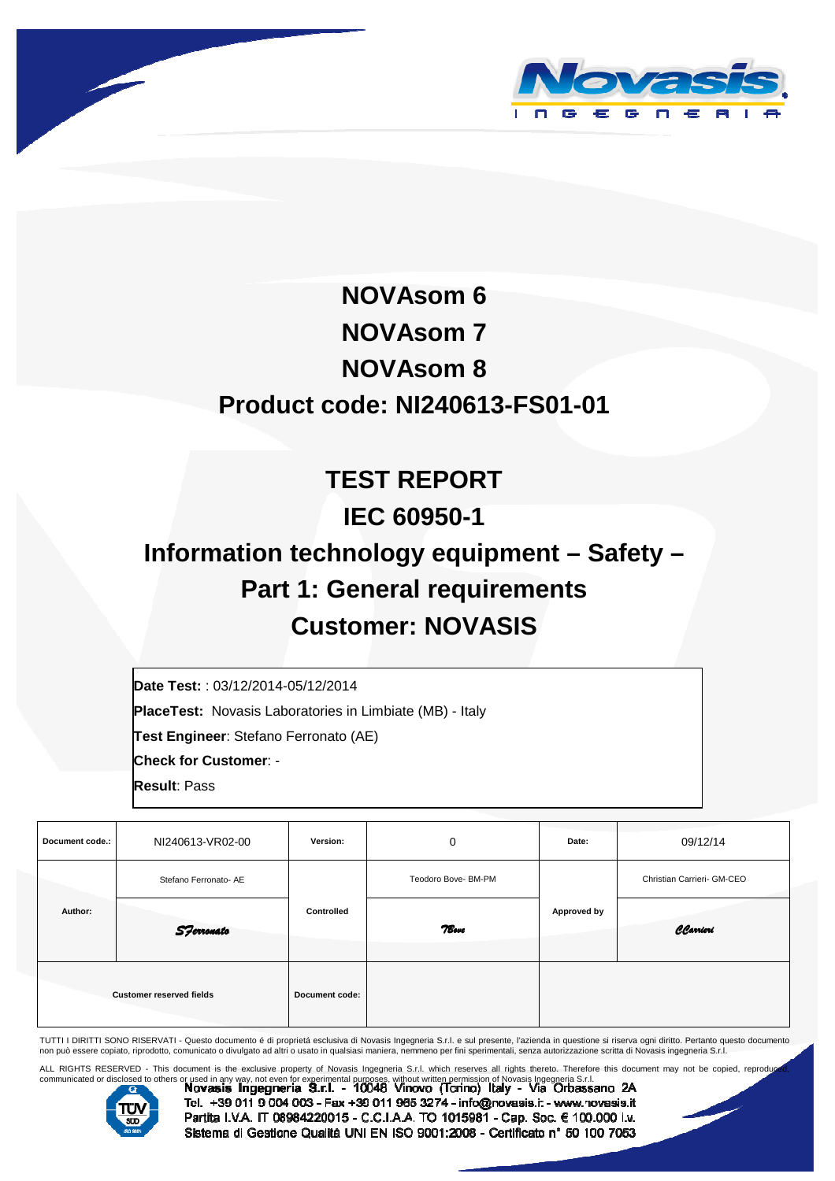# NOVAsom 6

# NOVAsom 7

# NOVAsom 8

# Product code: NI240613-FS01-01

# TEST REPORT

# IEC 60950-1

# Information technology equipment – Safety – Part 1: General requirements

# Customer: NOVASIS

**Date Test:** : 03/12/2014-05/12/2014

**PlaceTest:** Novasis Laboratories in Limbiate (MB) - Italy

**Test Engineer**: Stefano Ferronato (AE)

**Check for Customer**: -

**Result**: Pass

| Document code.: | NI240613-VR02-00 | Version: | 0 | Date: | 09/12/14 |
|---|---|---|---|---|---|
| Author: | Stefano Ferronato- AE | Controlled | Teodoro Bove- BM-PM | Approved by | Christian Carrieri- GM-CEO |
| | SFerronato | | TBove | | CCarrieri |
| Customer reserved fields | | Document code: | | | |

TUTTI I DIRITTI SONO RISERVATI - Questo documento é di proprietá esclusiva di Novasis Ingegneria S.r.l. e sul presente, l'azienda in questione si riserva ogni diritto. Pertanto questo documento non può essere copiato, riprodotto, comunicato o divulgato ad altri o usato in qualsiasi maniera, nemmeno per fini sperimentali, senza autorizzazione scritta di Novasis ingegneria S.r.l.

ALL RIGHTS RESERVED - This document is the exclusive property of Novasis Ingegneria S.r.l. which reserves all rights thereto. Therefore this document may not be copied, reproduced, communicated or disclosed to others or used in any way, not even for experimental purposes, without written permission of Novasis Ingegneria S.r.l.

Novasis Ingegneria S.r.l. - 10048 Vinovo (Torino) Italy - Via Orbassano 2A
Tel. +39 011 9 004 003 - Fax +39 011 965 3274 - info@novasis.it - www.novasis.it
Partita I.V.A. IT 08984220015 - C.C.I.A.A. TO 1015981 - Cap. Soc. € 100.000 i.v.
Sistema di Gestione Qualità UNI EN ISO 9001:2008 - Certificato n° 50 100 7053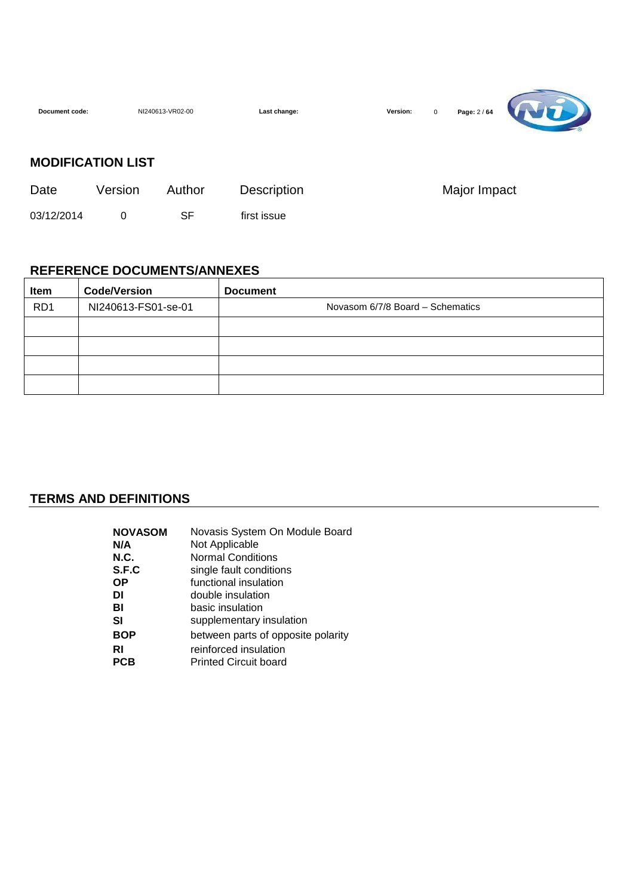## MODIFICATION LIST

| Date | Version | Author | Description | Major Impact |
|---|---|---|---|---|
| 03/12/2014 | 0 | SF | first issue | |

## REFERENCE DOCUMENTS/ANNEXES

| Item | Code/Version | Document |
|---|---|---|
| RD1 | NI240613-FS01-se-01 | Novasom 6/7/8 Board – Schematics |
| | | |
| | | |
| | | |
| | | |

## TERMS AND DEFINITIONS

| | |
|---|---|
| **NOVASOM** | Novasis System On Module Board |
| **N/A** | Not Applicable |
| **N.C.** | Normal Conditions |
| **S.F.C** | single fault conditions |
| **OP** | functional insulation |
| **DI** | double insulation |
| **BI** | basic insulation |
| **SI** | supplementary insulation |
| **BOP** | between parts of opposite polarity |
| **RI** | reinforced insulation |
| **PCB** | Printed Circuit board |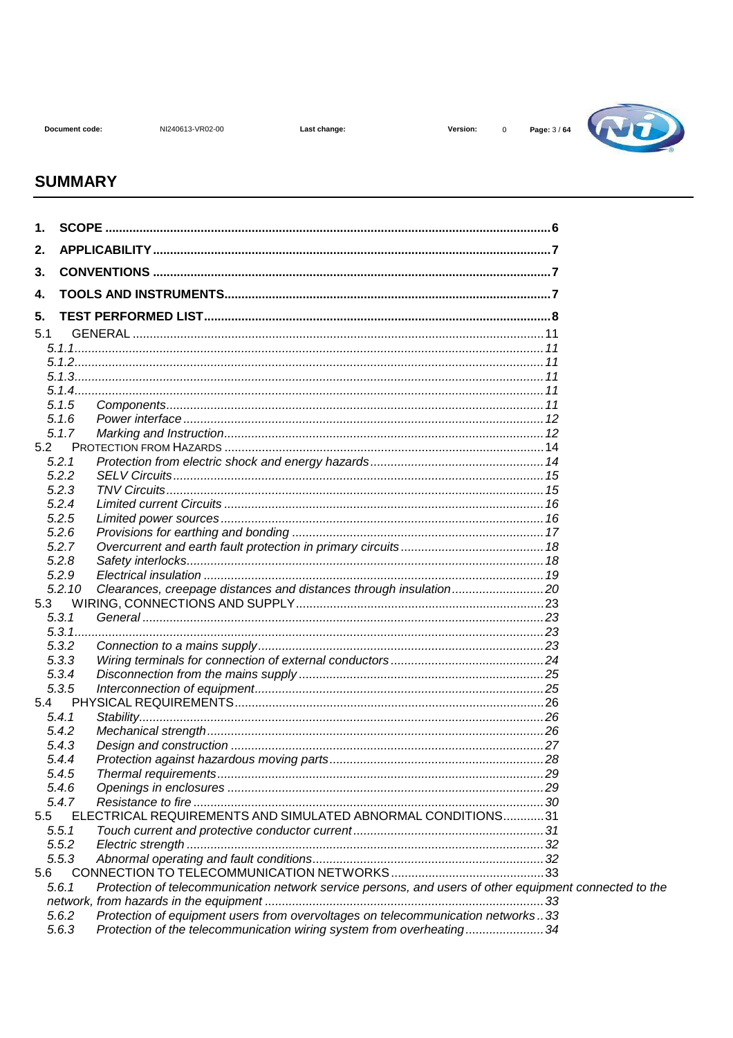## SUMMARY

1. **SCOPE** .......... 6
2. **APPLICABILITY** .......... 7
3. **CONVENTIONS** .......... 7
4. **TOOLS AND INSTRUMENTS** .......... 7
5. **TEST PERFORMED LIST** .......... 8

5.1 GENERAL .......... 11
- *5.1.1* .......... 11
- *5.1.2* .......... 11
- *5.1.3* .......... 11
- *5.1.4* .......... 11
- *5.1.5 Components* .......... 11
- *5.1.6 Power interface* .......... 12
- *5.1.7 Marking and Instruction* .......... 12

5.2 PROTECTION FROM HAZARDS .......... 14
- *5.2.1 Protection from electric shock and energy hazards* .......... 14
- *5.2.2 SELV Circuits* .......... 15
- *5.2.3 TNV Circuits* .......... 15
- *5.2.4 Limited current Circuits* .......... 16
- *5.2.5 Limited power sources* .......... 16
- *5.2.6 Provisions for earthing and bonding* .......... 17
- *5.2.7 Overcurrent and earth fault protection in primary circuits* .......... 18
- *5.2.8 Safety interlocks* .......... 18
- *5.2.9 Electrical insulation* .......... 19
- *5.2.10 Clearances, creepage distances and distances through insulation* .......... 20

5.3 WIRING, CONNECTIONS AND SUPPLY .......... 23
- *5.3.1 General* .......... 23
- *5.3.1* .......... 23
- *5.3.2 Connection to a mains supply* .......... 23
- *5.3.3 Wiring terminals for connection of external conductors* .......... 24
- *5.3.4 Disconnection from the mains supply* .......... 25
- *5.3.5 Interconnection of equipment* .......... 25

5.4 PHYSICAL REQUIREMENTS .......... 26
- *5.4.1 Stability* .......... 26
- *5.4.2 Mechanical strength* .......... 26
- *5.4.3 Design and construction* .......... 27
- *5.4.4 Protection against hazardous moving parts* .......... 28
- *5.4.5 Thermal requirements* .......... 29
- *5.4.6 Openings in enclosures* .......... 29
- *5.4.7 Resistance to fire* .......... 30

5.5 ELECTRICAL REQUIREMENTS AND SIMULATED ABNORMAL CONDITIONS .......... 31
- *5.5.1 Touch current and protective conductor current* .......... 31
- *5.5.2 Electric strength* .......... 32
- *5.5.3 Abnormal operating and fault conditions* .......... 32

5.6 CONNECTION TO TELECOMMUNICATION NETWORKS .......... 33
- *5.6.1 Protection of telecommunication network service persons, and users of other equipment connected to the network, from hazards in the equipment* .......... 33
- *5.6.2 Protection of equipment users from overvoltages on telecommunication networks* .......... 33
- *5.6.3 Protection of the telecommunication wiring system from overheating* .......... 34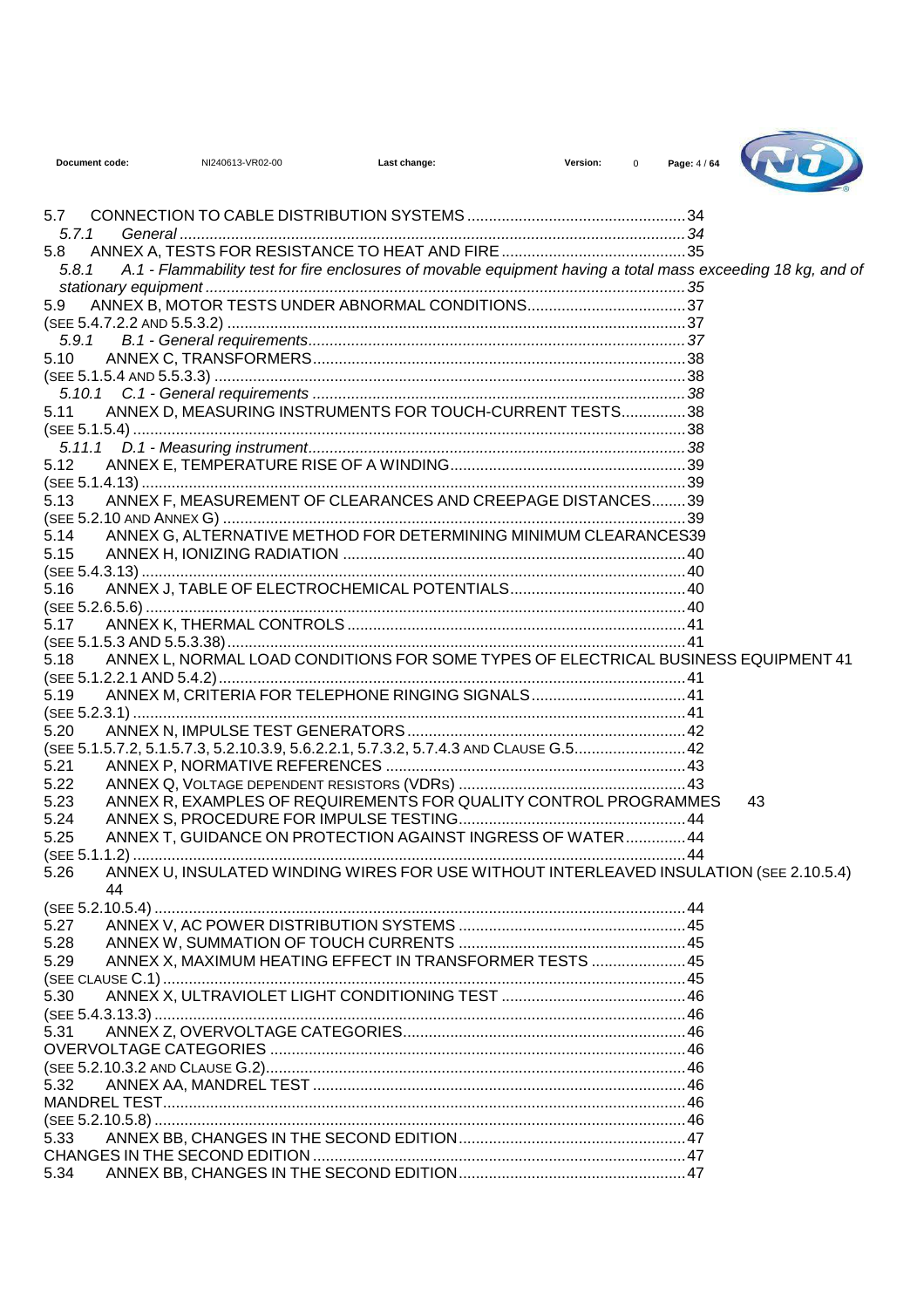5.7 CONNECTION TO CABLE DISTRIBUTION SYSTEMS ....................................................34
*5.7.1 General ......................................................................................................................34*
5.8 ANNEX A, TESTS FOR RESISTANCE TO HEAT AND FIRE ............................................35
*5.8.1 A.1 - Flammability test for fire enclosures of movable equipment having a total mass exceeding 18 kg, and of stationary equipment .................................................................................................35*
5.9 ANNEX B, MOTOR TESTS UNDER ABNORMAL CONDITIONS.....................................37
(SEE 5.4.7.2.2 AND 5.5.3.2) ...........................................................................................37
*5.9.1 B.1 - General requirements........................................................................................37*
5.10 ANNEX C, TRANSFORMERS........................................................................................38
(SEE 5.1.5.4 AND 5.5.3.3) ..............................................................................................38
*5.10.1 C.1 - General requirements ......................................................................................38*
5.11 ANNEX D, MEASURING INSTRUMENTS FOR TOUCH-CURRENT TESTS...............38
(SEE 5.1.5.4) ..................................................................................................................38
*5.11.1 D.1 - Measuring instrument........................................................................................38*
5.12 ANNEX E, TEMPERATURE RISE OF A WINDING........................................................39
(SEE 5.1.4.13) ................................................................................................................39
5.13 ANNEX F, MEASUREMENT OF CLEARANCES AND CREEPAGE DISTANCES........39
(SEE 5.2.10 AND ANNEX G) ..........................................................................................39
5.14 ANNEX G, ALTERNATIVE METHOD FOR DETERMINING MINIMUM CLEARANCES39
5.15 ANNEX H, IONIZING RADIATION ................................................................................40
(SEE 5.4.3.13) ................................................................................................................40
5.16 ANNEX J, TABLE OF ELECTROCHEMICAL POTENTIALS..........................................40
(SEE 5.2.6.5.6) ...............................................................................................................40
5.17 ANNEX K, THERMAL CONTROLS ...............................................................................41
(SEE 5.1.5.3 AND 5.5.3.38)............................................................................................41
5.18 ANNEX L, NORMAL LOAD CONDITIONS FOR SOME TYPES OF ELECTRICAL BUSINESS EQUIPMENT 41
(SEE 5.1.2.2.1 AND 5.4.2)..............................................................................................41
5.19 ANNEX M, CRITERIA FOR TELEPHONE RINGING SIGNALS....................................41
(SEE 5.2.3.1) ..................................................................................................................41
5.20 ANNEX N, IMPULSE TEST GENERATORS..................................................................42
(SEE 5.1.5.7.2, 5.1.5.7.3, 5.2.10.3.9, 5.6.2.2.1, 5.7.3.2, 5.7.4.3 AND CLAUSE G.5...........................42
5.21 ANNEX P, NORMATIVE REFERENCES ......................................................................43
5.22 ANNEX Q, VOLTAGE DEPENDENT RESISTORS (VDRS) .......................................43
5.23 ANNEX R, EXAMPLES OF REQUIREMENTS FOR QUALITY CONTROL PROGRAMMES 43
5.24 ANNEX S, PROCEDURE FOR IMPULSE TESTING......................................................44
5.25 ANNEX T, GUIDANCE ON PROTECTION AGAINST INGRESS OF WATER..............44
(SEE 5.1.1.2) ..................................................................................................................44
5.26 ANNEX U, INSULATED WINDING WIRES FOR USE WITHOUT INTERLEAVED INSULATION (SEE 2.10.5.4) 44
(SEE 5.2.10.5.4) .............................................................................................................44
5.27 ANNEX V, AC POWER DISTRIBUTION SYSTEMS .....................................................45
5.28 ANNEX W, SUMMATION OF TOUCH CURRENTS .....................................................45
5.29 ANNEX X, MAXIMUM HEATING EFFECT IN TRANSFORMER TESTS .......................45
(SEE CLAUSE C.1)..........................................................................................................45
5.30 ANNEX X, ULTRAVIOLET LIGHT CONDITIONING TEST ............................................46
(SEE 5.4.3.13.3) .............................................................................................................46
5.31 ANNEX Z, OVERVOLTAGE CATEGORIES..................................................................46
OVERVOLTAGE CATEGORIES .....................................................................................46
(SEE 5.2.10.3.2 AND CLAUSE G.2)................................................................................46
5.32 ANNEX AA, MANDREL TEST .......................................................................................46
MANDREL TEST..............................................................................................................46
(SEE 5.2.10.5.8) .............................................................................................................46
5.33 ANNEX BB, CHANGES IN THE SECOND EDITION......................................................47
CHANGES IN THE SECOND EDITION ..........................................................................47
5.34 ANNEX BB, CHANGES IN THE SECOND EDITION......................................................47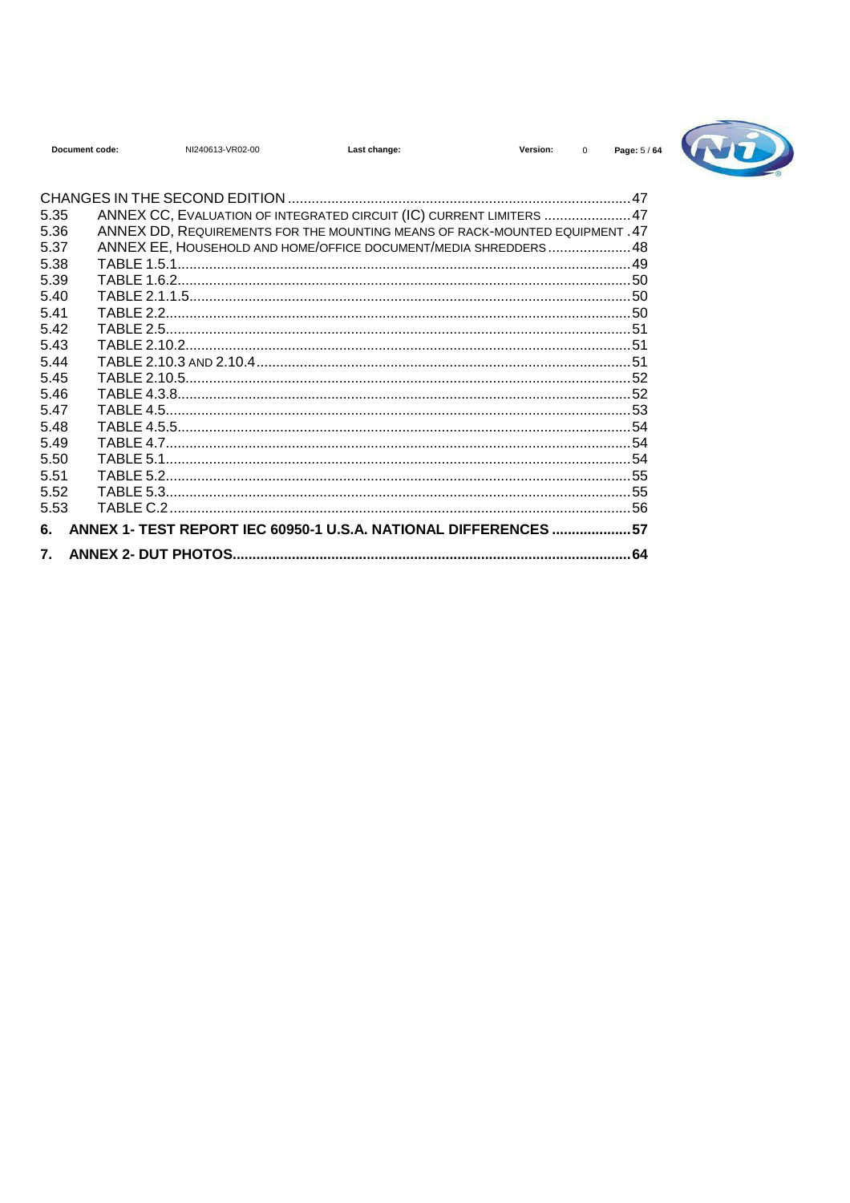CHANGES IN THE SECOND EDITION ....................................................................................... 47

5.35 ANNEX CC, EVALUATION OF INTEGRATED CIRCUIT (IC) CURRENT LIMITERS ...................... 47
5.36 ANNEX DD, REQUIREMENTS FOR THE MOUNTING MEANS OF RACK-MOUNTED EQUIPMENT . 47
5.37 ANNEX EE, HOUSEHOLD AND HOME/OFFICE DOCUMENT/MEDIA SHREDDERS ..................... 48
5.38 TABLE 1.5.1 ................................................................................................................. 49
5.39 TABLE 1.6.2 ................................................................................................................. 50
5.40 TABLE 2.1.1.5 .............................................................................................................. 50
5.41 TABLE 2.2 .................................................................................................................... 50
5.42 TABLE 2.5 .................................................................................................................... 51
5.43 TABLE 2.10.2 ............................................................................................................... 51
5.44 TABLE 2.10.3 AND 2.10.4 ............................................................................................. 51
5.45 TABLE 2.10.5 ............................................................................................................... 52
5.46 TABLE 4.3.8 ................................................................................................................. 52
5.47 TABLE 4.5 .................................................................................................................... 53
5.48 TABLE 4.5.5 ................................................................................................................. 54
5.49 TABLE 4.7 .................................................................................................................... 54
5.50 TABLE 5.1 .................................................................................................................... 54
5.51 TABLE 5.2 .................................................................................................................... 55
5.52 TABLE 5.3 .................................................................................................................... 55
5.53 TABLE C.2 ................................................................................................................... 56

**6. ANNEX 1- TEST REPORT IEC 60950-1 U.S.A. NATIONAL DIFFERENCES .................... 57**

**7. ANNEX 2- DUT PHOTOS ................................................................................................ 64**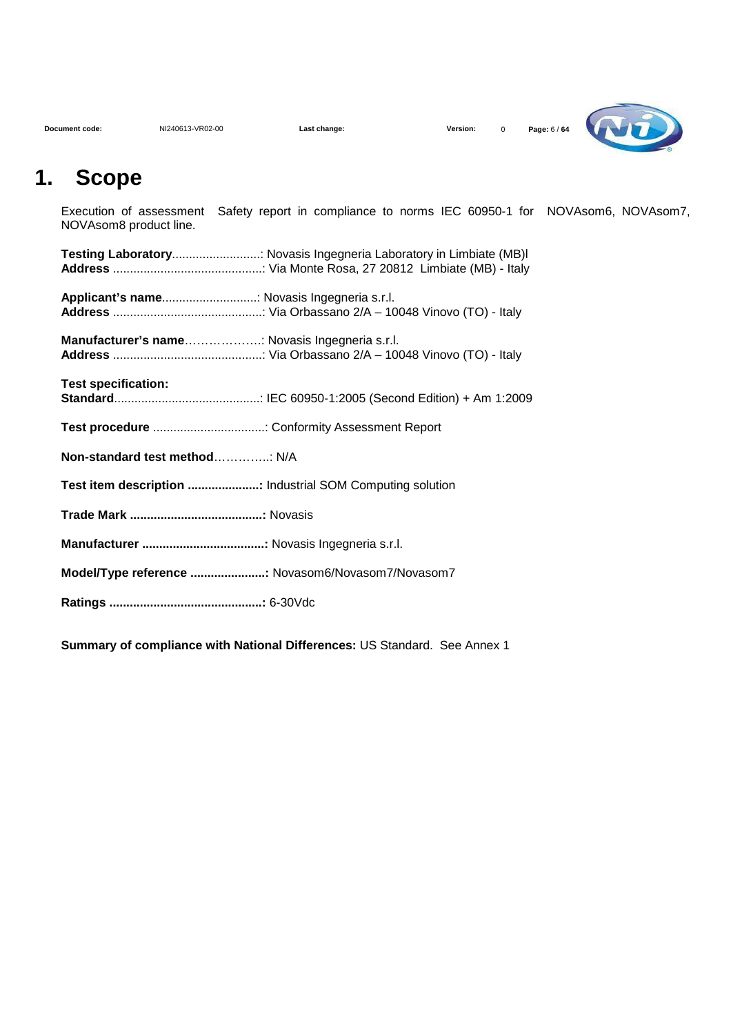# 1. Scope

Execution of assessment Safety report in compliance to norms IEC 60950-1 for NOVAsom6, NOVAsom7, NOVAsom8 product line.

**Testing Laboratory**..........................: Novasis Ingegneria Laboratory in Limbiate (MB)l
**Address** ............................................: Via Monte Rosa, 27 20812 Limbiate (MB) - Italy

**Applicant's name**............................: Novasis Ingegneria s.r.l.
**Address** ............................................: Via Orbassano 2/A – 10048 Vinovo (TO) - Italy

**Manufacturer's name**……………….: Novasis Ingegneria s.r.l.
**Address** ............................................: Via Orbassano 2/A – 10048 Vinovo (TO) - Italy

**Test specification:**
**Standard**...........................................: IEC 60950-1:2005 (Second Edition) + Am 1:2009

**Test procedure** .................................: Conformity Assessment Report

**Non-standard test method**…………..: N/A

**Test item description .....................:** Industrial SOM Computing solution

**Trade Mark .......................................:** Novasis

**Manufacturer ....................................:** Novasis Ingegneria s.r.l.

**Model/Type reference ......................:** Novasom6/Novasom7/Novasom7

**Ratings .............................................:** 6-30Vdc

**Summary of compliance with National Differences:** US Standard. See Annex 1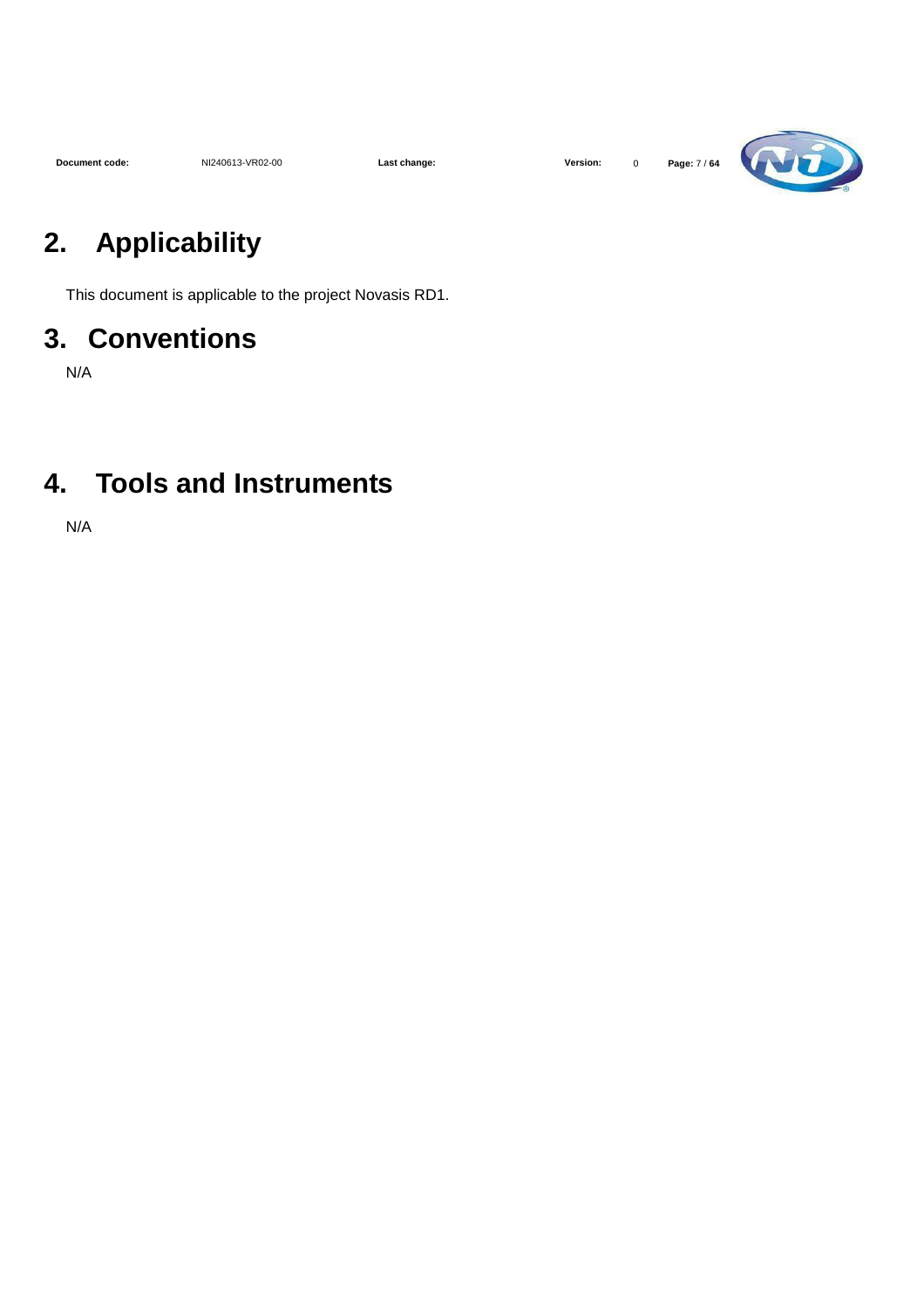# 2. Applicability

This document is applicable to the project Novasis RD1.

# 3. Conventions

N/A

# 4. Tools and Instruments

N/A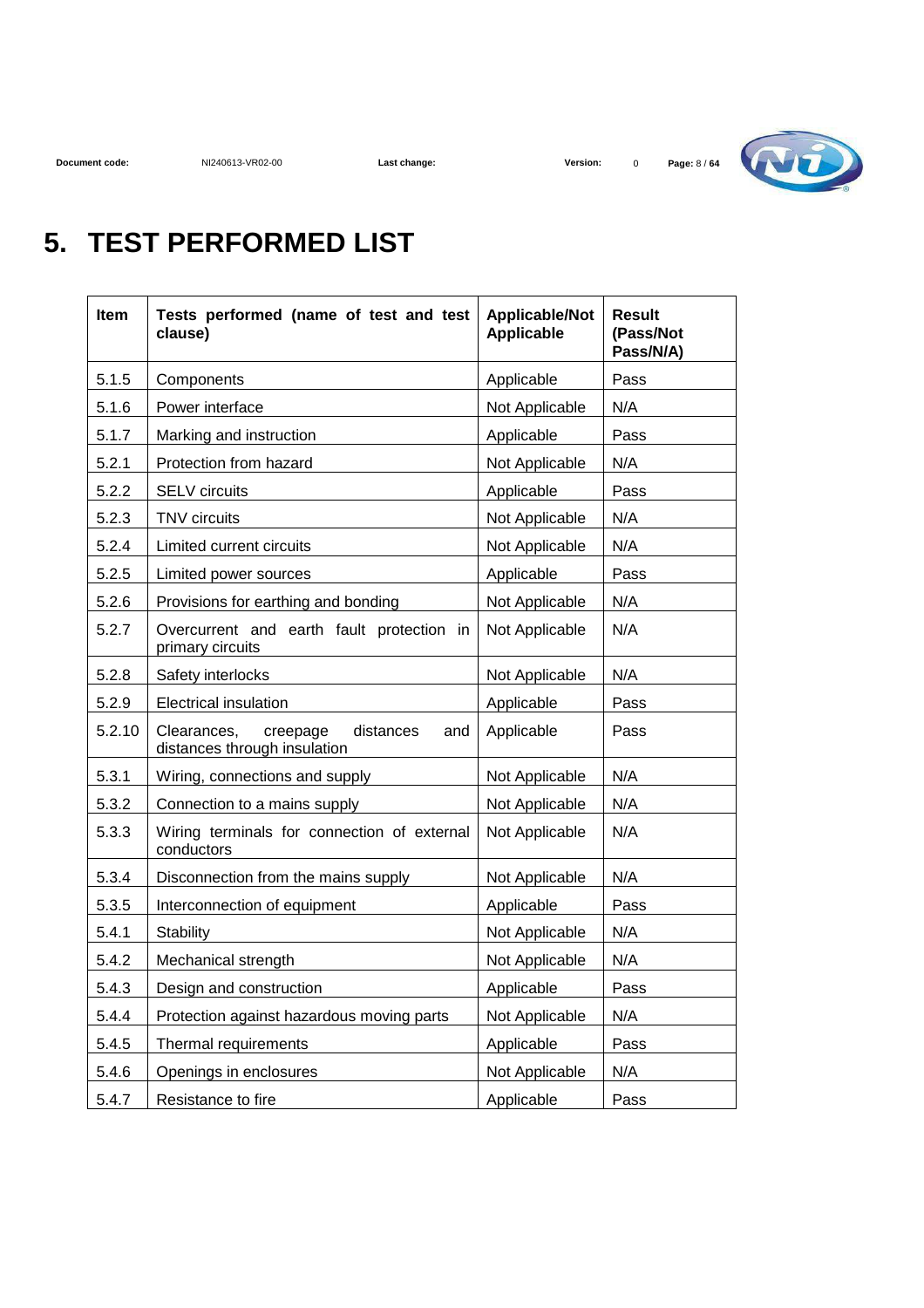# 5. TEST PERFORMED LIST

| Item | Tests performed (name of test and test clause) | Applicable/Not Applicable | Result (Pass/Not Pass/N/A) |
|---|---|---|---|
| 5.1.5 | Components | Applicable | Pass |
| 5.1.6 | Power interface | Not Applicable | N/A |
| 5.1.7 | Marking and instruction | Applicable | Pass |
| 5.2.1 | Protection from hazard | Not Applicable | N/A |
| 5.2.2 | SELV circuits | Applicable | Pass |
| 5.2.3 | TNV circuits | Not Applicable | N/A |
| 5.2.4 | Limited current circuits | Not Applicable | N/A |
| 5.2.5 | Limited power sources | Applicable | Pass |
| 5.2.6 | Provisions for earthing and bonding | Not Applicable | N/A |
| 5.2.7 | Overcurrent and earth fault protection in primary circuits | Not Applicable | N/A |
| 5.2.8 | Safety interlocks | Not Applicable | N/A |
| 5.2.9 | Electrical insulation | Applicable | Pass |
| 5.2.10 | Clearances, creepage distances and distances through insulation | Applicable | Pass |
| 5.3.1 | Wiring, connections and supply | Not Applicable | N/A |
| 5.3.2 | Connection to a mains supply | Not Applicable | N/A |
| 5.3.3 | Wiring terminals for connection of external conductors | Not Applicable | N/A |
| 5.3.4 | Disconnection from the mains supply | Not Applicable | N/A |
| 5.3.5 | Interconnection of equipment | Applicable | Pass |
| 5.4.1 | Stability | Not Applicable | N/A |
| 5.4.2 | Mechanical strength | Not Applicable | N/A |
| 5.4.3 | Design and construction | Applicable | Pass |
| 5.4.4 | Protection against hazardous moving parts | Not Applicable | N/A |
| 5.4.5 | Thermal requirements | Applicable | Pass |
| 5.4.6 | Openings in enclosures | Not Applicable | N/A |
| 5.4.7 | Resistance to fire | Applicable | Pass |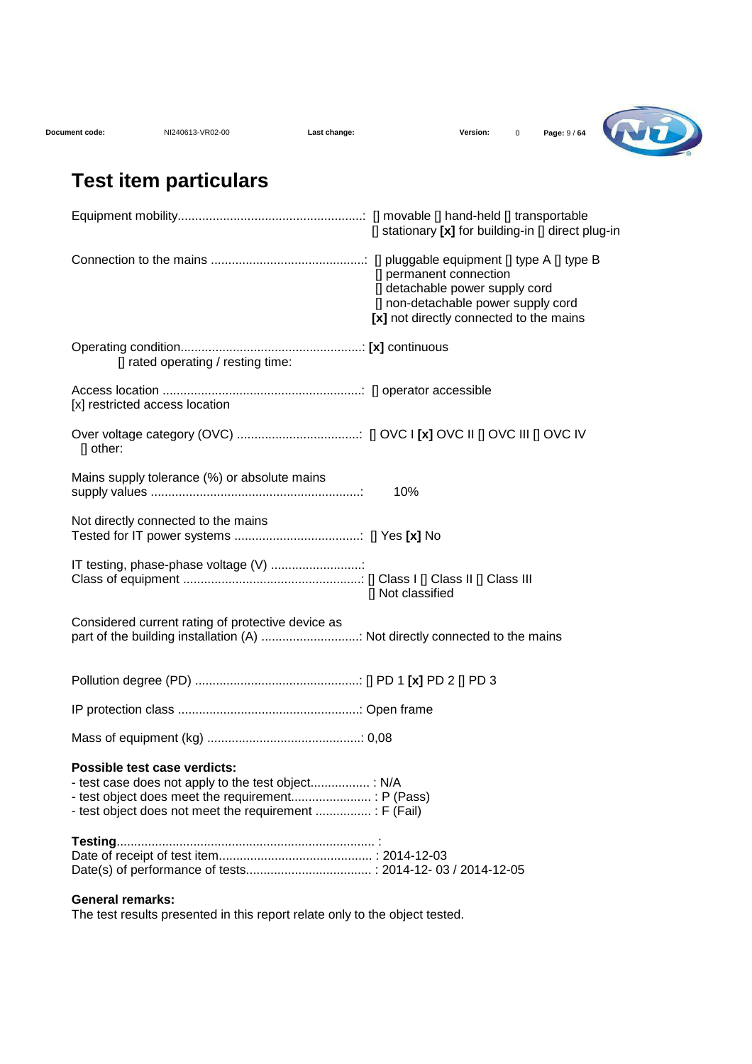# Test item particulars

Equipment mobility.....................................................: [] movable [] hand-held [] transportable
[] stationary **[x]** for building-in [] direct plug-in

Connection to the mains .............................................: [] pluggable equipment [] type A [] type B
[] permanent connection
[] detachable power supply cord
[] non-detachable power supply cord
**[x]** not directly connected to the mains

Operating condition....................................................: **[x]** continuous
[] rated operating / resting time:

Access location .........................................................: [] operator accessible
[x] restricted access location

Over voltage category (OVC) ...................................: [] OVC I **[x]** OVC II [] OVC III [] OVC IV
[] other:

Mains supply tolerance (%) or absolute mains supply values ............................................................: 10%

Not directly connected to the mains
Tested for IT power systems ....................................: [] Yes **[x]** No

IT testing, phase-phase voltage (V) ..........................:
Class of equipment ...................................................: [] Class I [] Class II [] Class III
[] Not classified

Considered current rating of protective device as part of the building installation (A) ............................: Not directly connected to the mains

Pollution degree (PD) ...............................................: [] PD 1 **[x]** PD 2 [] PD 3

IP protection class ....................................................: Open frame

Mass of equipment (kg) ............................................: 0,08

**Possible test case verdicts:**
- test case does not apply to the test object................. : N/A
- test object does meet the requirement....................... : P (Pass)
- test object does not meet the requirement ................ : F (Fail)

**Testing**.......................................................................... :
Date of receipt of test item............................................ : 2014-12-03
Date(s) of performance of tests.................................... : 2014-12- 03 / 2014-12-05

**General remarks:**
The test results presented in this report relate only to the object tested.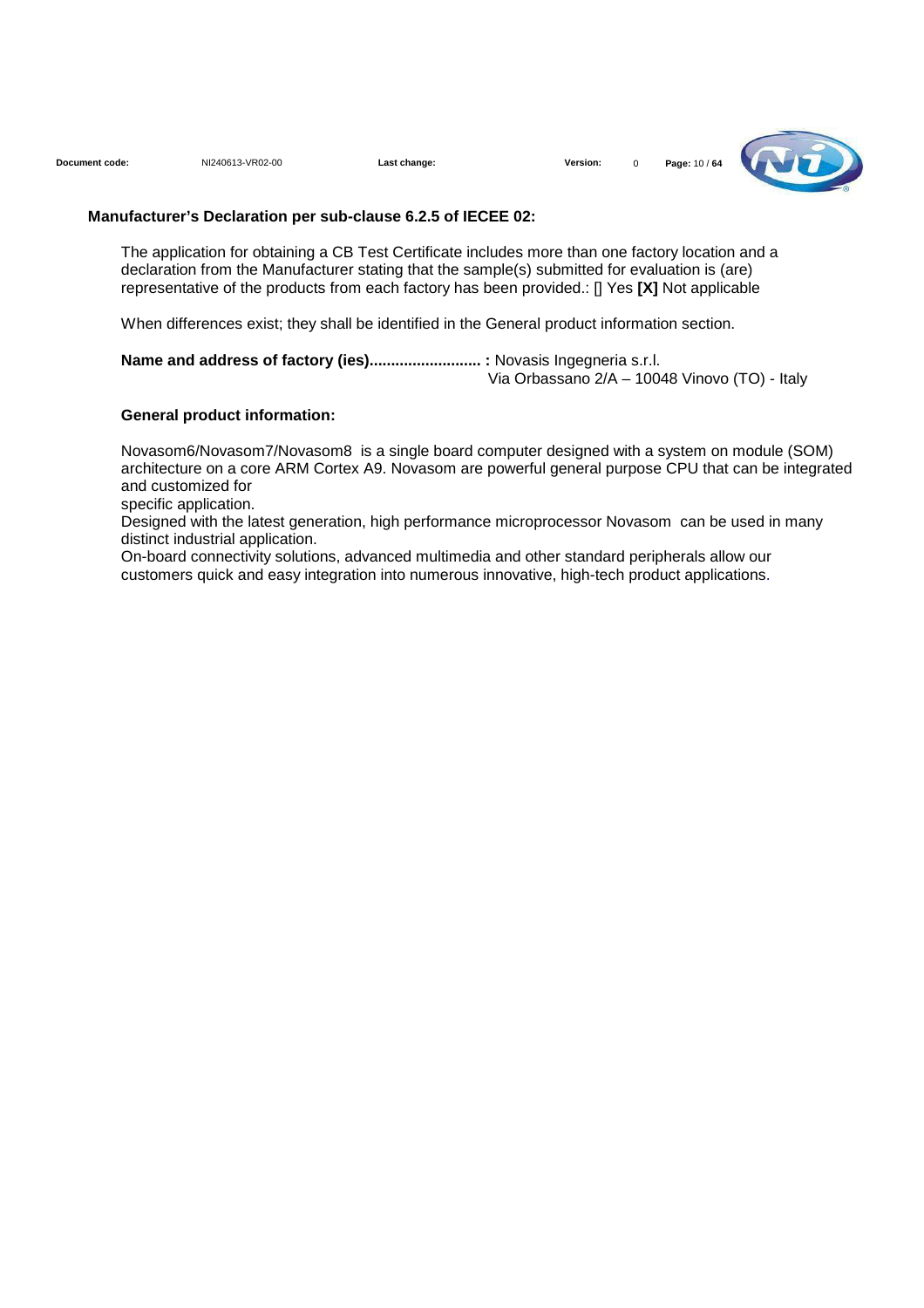**Manufacturer's Declaration per sub-clause 6.2.5 of IECEE 02:**

The application for obtaining a CB Test Certificate includes more than one factory location and a declaration from the Manufacturer stating that the sample(s) submitted for evaluation is (are) representative of the products from each factory has been provided.: [] Yes **[X]** Not applicable

When differences exist; they shall be identified in the General product information section.

**Name and address of factory (ies).......................... :** Novasis Ingegneria s.r.l.
Via Orbassano 2/A – 10048 Vinovo (TO) - Italy

**General product information:**

Novasom6/Novasom7/Novasom8 is a single board computer designed with a system on module (SOM) architecture on a core ARM Cortex A9. Novasom are powerful general purpose CPU that can be integrated and customized for
specific application.
Designed with the latest generation, high performance microprocessor Novasom can be used in many distinct industrial application.
On-board connectivity solutions, advanced multimedia and other standard peripherals allow our customers quick and easy integration into numerous innovative, high-tech product applications.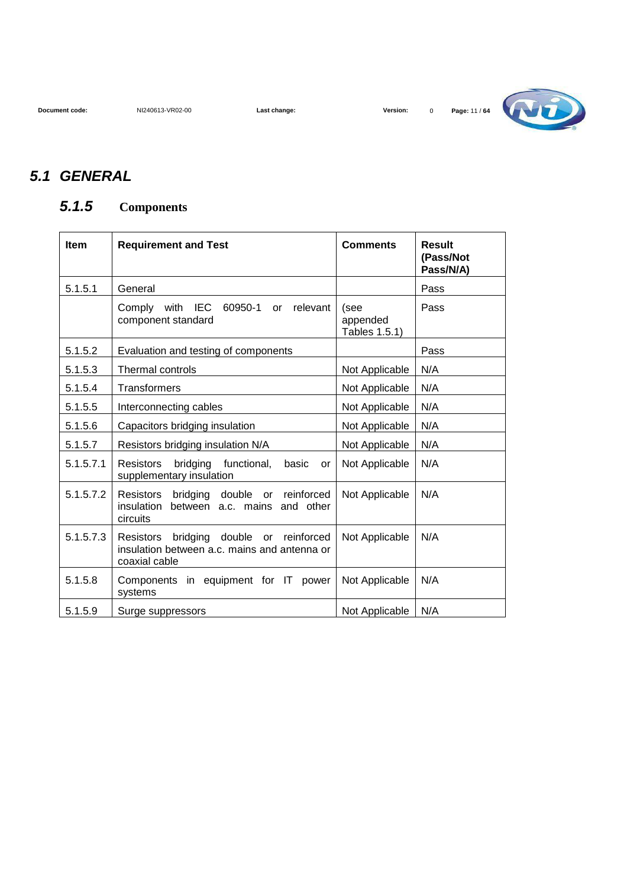## 5.1 GENERAL

### 5.1.5 Components

| Item | Requirement and Test | Comments | Result (Pass/Not Pass/N/A) |
|---|---|---|---|
| 5.1.5.1 | General | | Pass |
| | Comply with IEC 60950-1 or relevant component standard | (see appended Tables 1.5.1) | Pass |
| 5.1.5.2 | Evaluation and testing of components | | Pass |
| 5.1.5.3 | Thermal controls | Not Applicable | N/A |
| 5.1.5.4 | Transformers | Not Applicable | N/A |
| 5.1.5.5 | Interconnecting cables | Not Applicable | N/A |
| 5.1.5.6 | Capacitors bridging insulation | Not Applicable | N/A |
| 5.1.5.7 | Resistors bridging insulation N/A | Not Applicable | N/A |
| 5.1.5.7.1 | Resistors bridging functional, basic or supplementary insulation | Not Applicable | N/A |
| 5.1.5.7.2 | Resistors bridging double or reinforced insulation between a.c. mains and other circuits | Not Applicable | N/A |
| 5.1.5.7.3 | Resistors bridging double or reinforced insulation between a.c. mains and antenna or coaxial cable | Not Applicable | N/A |
| 5.1.5.8 | Components in equipment for IT power systems | Not Applicable | N/A |
| 5.1.5.9 | Surge suppressors | Not Applicable | N/A |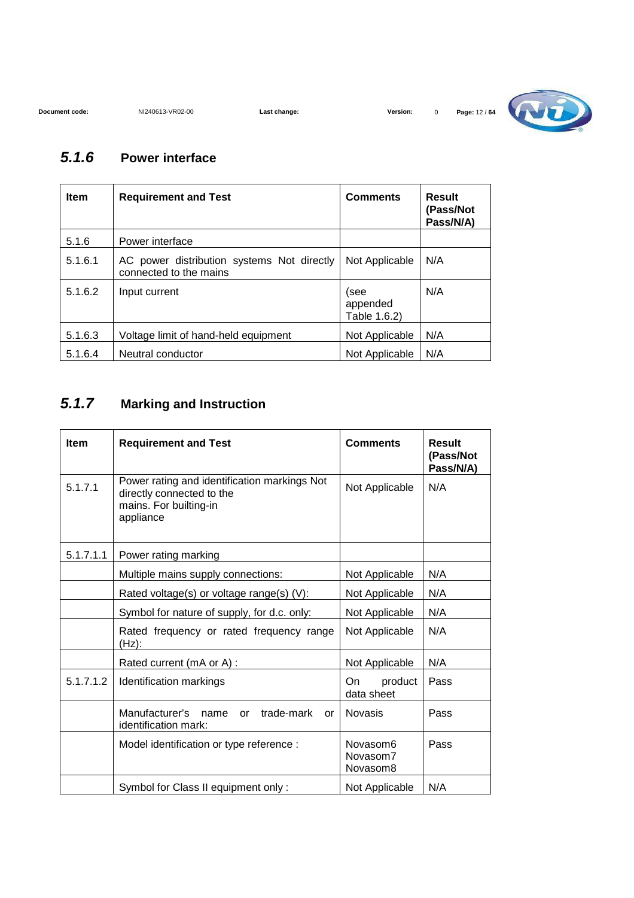## *5.1.6* Power interface

| Item | Requirement and Test | Comments | Result (Pass/Not Pass/N/A) |
|---|---|---|---|
| 5.1.6 | Power interface | | |
| 5.1.6.1 | AC power distribution systems Not directly connected to the mains | Not Applicable | N/A |
| 5.1.6.2 | Input current | (see appended Table 1.6.2) | N/A |
| 5.1.6.3 | Voltage limit of hand-held equipment | Not Applicable | N/A |
| 5.1.6.4 | Neutral conductor | Not Applicable | N/A |

## *5.1.7* Marking and Instruction

| Item | Requirement and Test | Comments | Result (Pass/Not Pass/N/A) |
|---|---|---|---|
| 5.1.7.1 | Power rating and identification markings Not directly connected to the mains. For builting-in appliance | Not Applicable | N/A |
| 5.1.7.1.1 | Power rating marking | | |
| | Multiple mains supply connections: | Not Applicable | N/A |
| | Rated voltage(s) or voltage range(s) (V): | Not Applicable | N/A |
| | Symbol for nature of supply, for d.c. only: | Not Applicable | N/A |
| | Rated frequency or rated frequency range (Hz): | Not Applicable | N/A |
| | Rated current (mA or A) : | Not Applicable | N/A |
| 5.1.7.1.2 | Identification markings | On product data sheet | Pass |
| | Manufacturer's name or trade-mark or identification mark: | Novasis | Pass |
| | Model identification or type reference : | Novasom6 Novasom7 Novasom8 | Pass |
| | Symbol for Class II equipment only : | Not Applicable | N/A |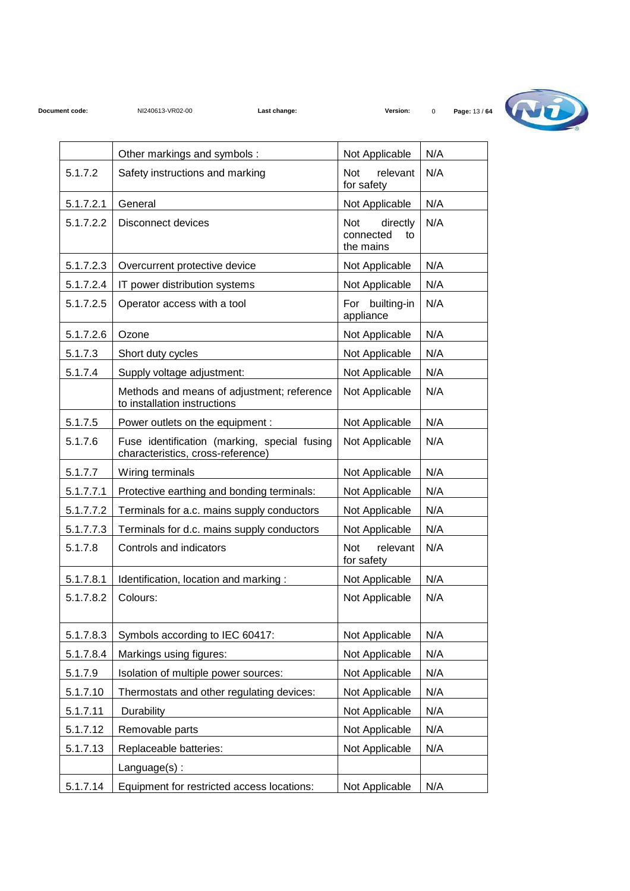|  |  |  |  |
|---|---|---|---|
|  | Other markings and symbols : | Not Applicable | N/A |
| 5.1.7.2 | Safety instructions and marking | Not relevant for safety | N/A |
| 5.1.7.2.1 | General | Not Applicable | N/A |
| 5.1.7.2.2 | Disconnect devices | Not directly connected to the mains | N/A |
| 5.1.7.2.3 | Overcurrent protective device | Not Applicable | N/A |
| 5.1.7.2.4 | IT power distribution systems | Not Applicable | N/A |
| 5.1.7.2.5 | Operator access with a tool | For builting-in appliance | N/A |
| 5.1.7.2.6 | Ozone | Not Applicable | N/A |
| 5.1.7.3 | Short duty cycles | Not Applicable | N/A |
| 5.1.7.4 | Supply voltage adjustment: | Not Applicable | N/A |
|  | Methods and means of adjustment; reference to installation instructions | Not Applicable | N/A |
| 5.1.7.5 | Power outlets on the equipment : | Not Applicable | N/A |
| 5.1.7.6 | Fuse identification (marking, special fusing characteristics, cross-reference) | Not Applicable | N/A |
| 5.1.7.7 | Wiring terminals | Not Applicable | N/A |
| 5.1.7.7.1 | Protective earthing and bonding terminals: | Not Applicable | N/A |
| 5.1.7.7.2 | Terminals for a.c. mains supply conductors | Not Applicable | N/A |
| 5.1.7.7.3 | Terminals for d.c. mains supply conductors | Not Applicable | N/A |
| 5.1.7.8 | Controls and indicators | Not relevant for safety | N/A |
| 5.1.7.8.1 | Identification, location and marking : | Not Applicable | N/A |
| 5.1.7.8.2 | Colours: | Not Applicable | N/A |
| 5.1.7.8.3 | Symbols according to IEC 60417: | Not Applicable | N/A |
| 5.1.7.8.4 | Markings using figures: | Not Applicable | N/A |
| 5.1.7.9 | Isolation of multiple power sources: | Not Applicable | N/A |
| 5.1.7.10 | Thermostats and other regulating devices: | Not Applicable | N/A |
| 5.1.7.11 | Durability | Not Applicable | N/A |
| 5.1.7.12 | Removable parts | Not Applicable | N/A |
| 5.1.7.13 | Replaceable batteries: | Not Applicable | N/A |
|  | Language(s) : |  |  |
| 5.1.7.14 | Equipment for restricted access locations: | Not Applicable | N/A |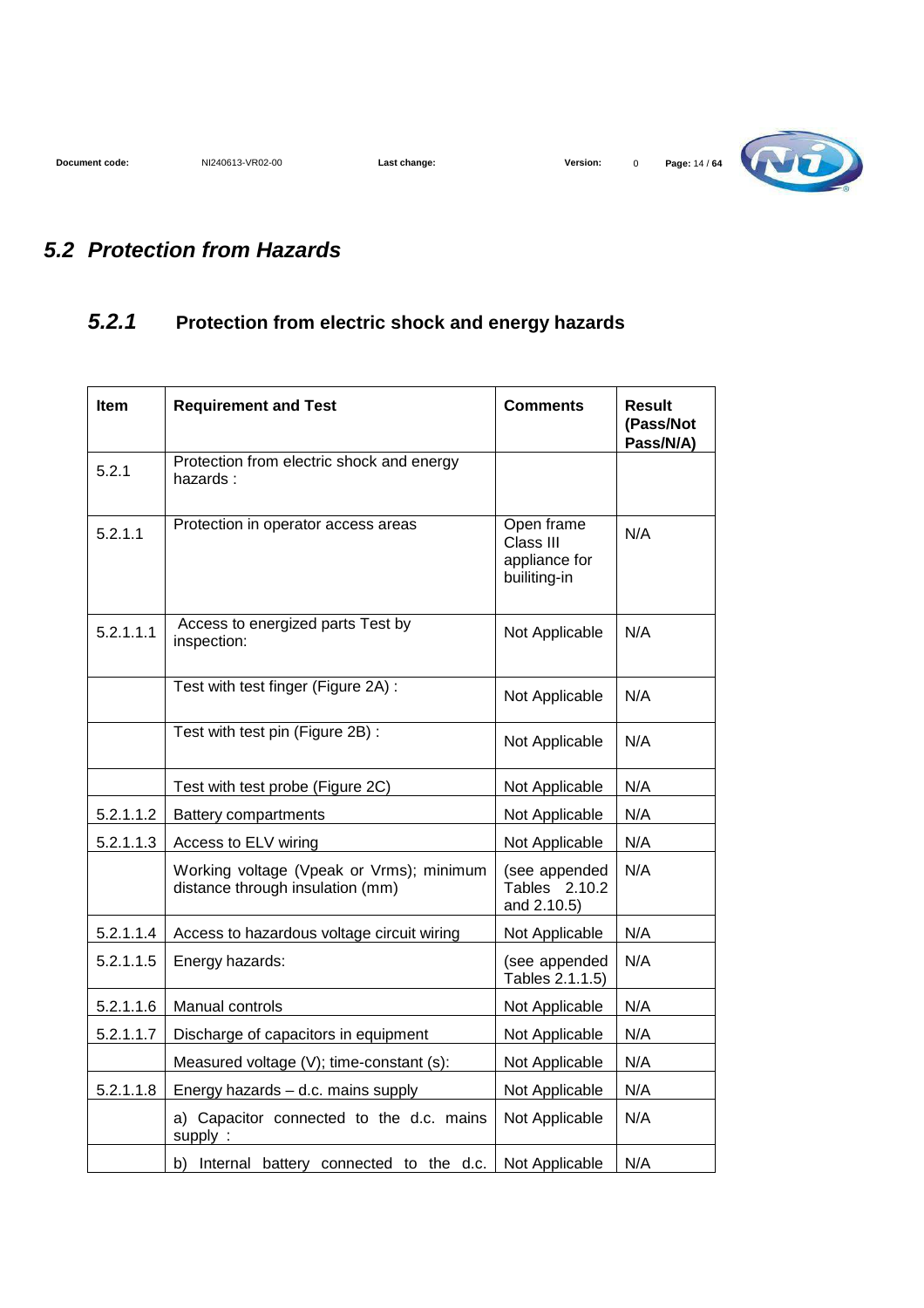## 5.2 Protection from Hazards

### 5.2.1 Protection from electric shock and energy hazards

| Item | Requirement and Test | Comments | Result (Pass/Not Pass/N/A) |
|---|---|---|---|
| 5.2.1 | Protection from electric shock and energy hazards : | | |
| 5.2.1.1 | Protection in operator access areas | Open frame Class III appliance for builiting-in | N/A |
| 5.2.1.1.1 | Access to energized parts Test by inspection: | Not Applicable | N/A |
| | Test with test finger (Figure 2A) : | Not Applicable | N/A |
| | Test with test pin (Figure 2B) : | Not Applicable | N/A |
| | Test with test probe (Figure 2C) | Not Applicable | N/A |
| 5.2.1.1.2 | Battery compartments | Not Applicable | N/A |
| 5.2.1.1.3 | Access to ELV wiring | Not Applicable | N/A |
| | Working voltage (Vpeak or Vrms); minimum distance through insulation (mm) | (see appended Tables 2.10.2 and 2.10.5) | N/A |
| 5.2.1.1.4 | Access to hazardous voltage circuit wiring | Not Applicable | N/A |
| 5.2.1.1.5 | Energy hazards: | (see appended Tables 2.1.1.5) | N/A |
| 5.2.1.1.6 | Manual controls | Not Applicable | N/A |
| 5.2.1.1.7 | Discharge of capacitors in equipment | Not Applicable | N/A |
| | Measured voltage (V); time-constant (s): | Not Applicable | N/A |
| 5.2.1.1.8 | Energy hazards – d.c. mains supply | Not Applicable | N/A |
| | a) Capacitor connected to the d.c. mains supply : | Not Applicable | N/A |
| | b) Internal battery connected to the d.c. | Not Applicable | N/A |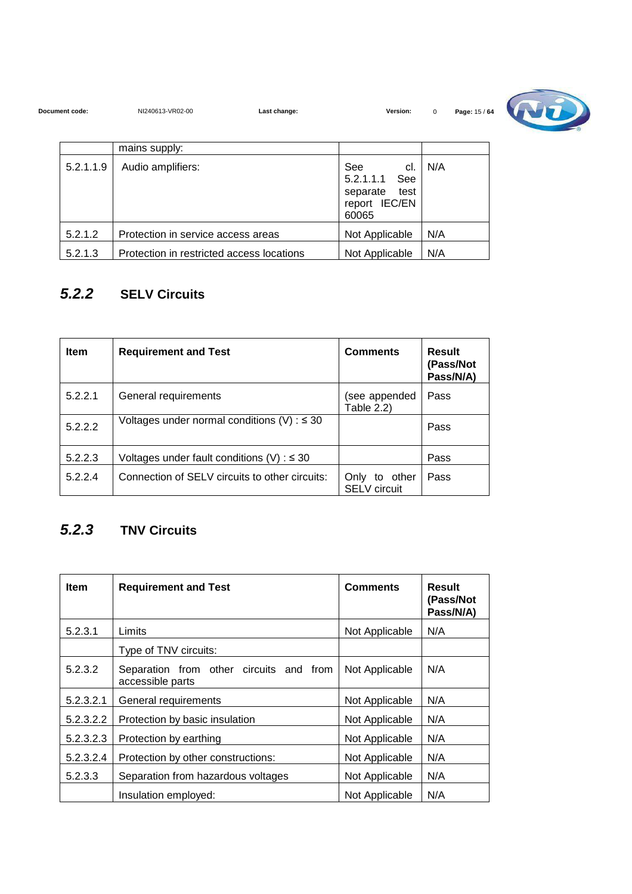| | mains supply: | | |
|---|---|---|---|
| 5.2.1.1.9 | Audio amplifiers: | See cl. 5.2.1.1.1 See separate test report IEC/EN 60065 | N/A |
| 5.2.1.2 | Protection in service access areas | Not Applicable | N/A |
| 5.2.1.3 | Protection in restricted access locations | Not Applicable | N/A |

## *5.2.2* SELV Circuits

| Item | Requirement and Test | Comments | Result (Pass/Not Pass/N/A) |
|---|---|---|---|
| 5.2.2.1 | General requirements | (see appended Table 2.2) | Pass |
| 5.2.2.2 | Voltages under normal conditions (V) : ≤ 30 | | Pass |
| 5.2.2.3 | Voltages under fault conditions (V) : ≤ 30 | | Pass |
| 5.2.2.4 | Connection of SELV circuits to other circuits: | Only to other SELV circuit | Pass |

## *5.2.3* TNV Circuits

| Item | Requirement and Test | Comments | Result (Pass/Not Pass/N/A) |
|---|---|---|---|
| 5.2.3.1 | Limits | Not Applicable | N/A |
| | Type of TNV circuits: | | |
| 5.2.3.2 | Separation from other circuits and from accessible parts | Not Applicable | N/A |
| 5.2.3.2.1 | General requirements | Not Applicable | N/A |
| 5.2.3.2.2 | Protection by basic insulation | Not Applicable | N/A |
| 5.2.3.2.3 | Protection by earthing | Not Applicable | N/A |
| 5.2.3.2.4 | Protection by other constructions: | Not Applicable | N/A |
| 5.2.3.3 | Separation from hazardous voltages | Not Applicable | N/A |
| | Insulation employed: | Not Applicable | N/A |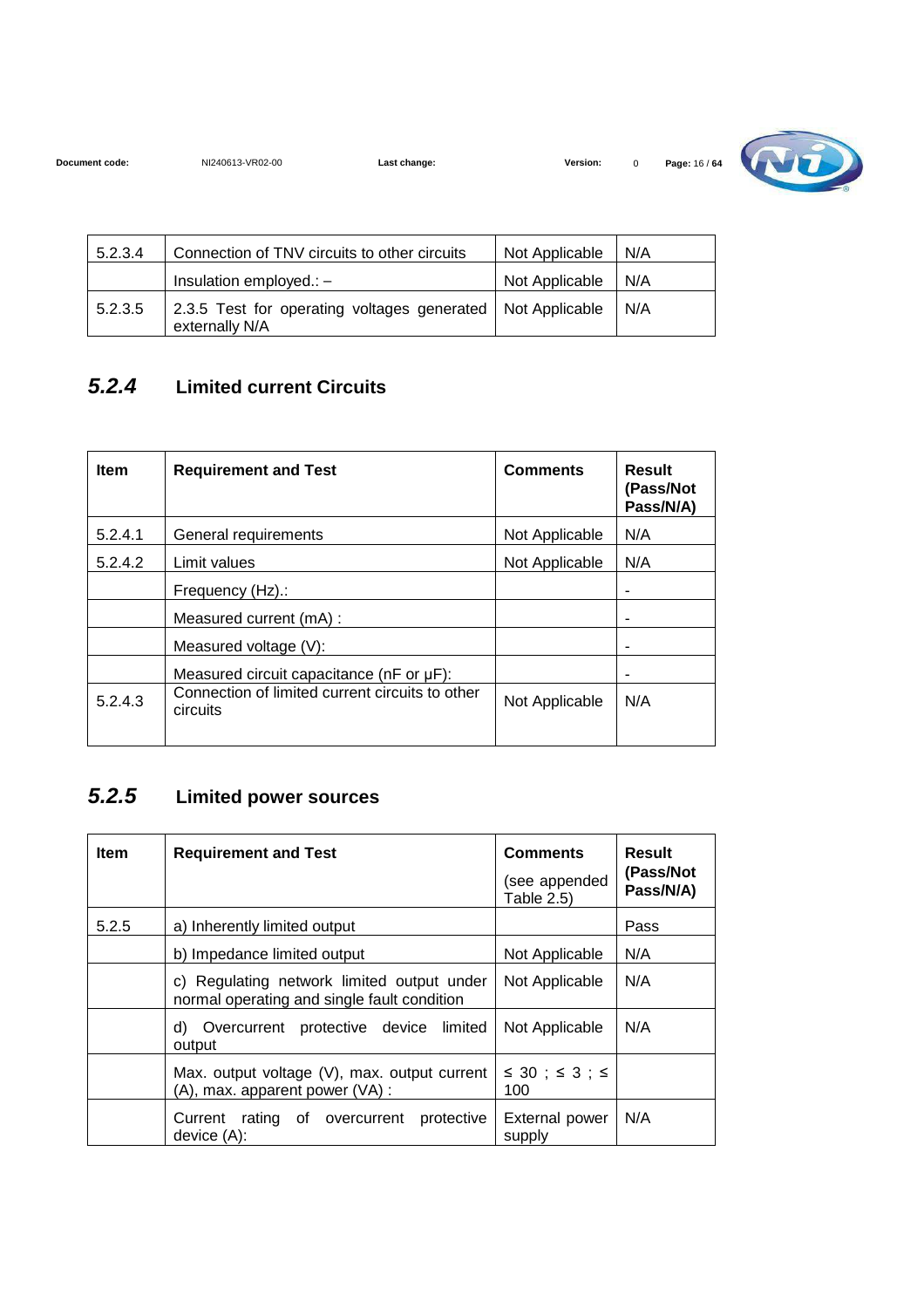| 5.2.3.4 | Connection of TNV circuits to other circuits | Not Applicable | N/A |
|---|---|---|---|
| | Insulation employed.: – | Not Applicable | N/A |
| 5.2.3.5 | 2.3.5 Test for operating voltages generated externally N/A | Not Applicable | N/A |

## *5.2.4* Limited current Circuits

| Item | Requirement and Test | Comments | Result (Pass/Not Pass/N/A) |
|---|---|---|---|
| 5.2.4.1 | General requirements | Not Applicable | N/A |
| 5.2.4.2 | Limit values | Not Applicable | N/A |
| | Frequency (Hz).: | | - |
| | Measured current (mA) : | | - |
| | Measured voltage (V): | | - |
| | Measured circuit capacitance (nF or µF): | | - |
| 5.2.4.3 | Connection of limited current circuits to other circuits | Not Applicable | N/A |

## *5.2.5* Limited power sources

| Item | Requirement and Test | Comments (see appended Table 2.5) | Result (Pass/Not Pass/N/A) |
|---|---|---|---|
| 5.2.5 | a) Inherently limited output | | Pass |
| | b) Impedance limited output | Not Applicable | N/A |
| | c) Regulating network limited output under normal operating and single fault condition | Not Applicable | N/A |
| | d) Overcurrent protective device limited output | Not Applicable | N/A |
| | Max. output voltage (V), max. output current (A), max. apparent power (VA) : | ≤ 30 ; ≤ 3 ; ≤ 100 | |
| | Current rating of overcurrent protective device (A): | External power supply | N/A |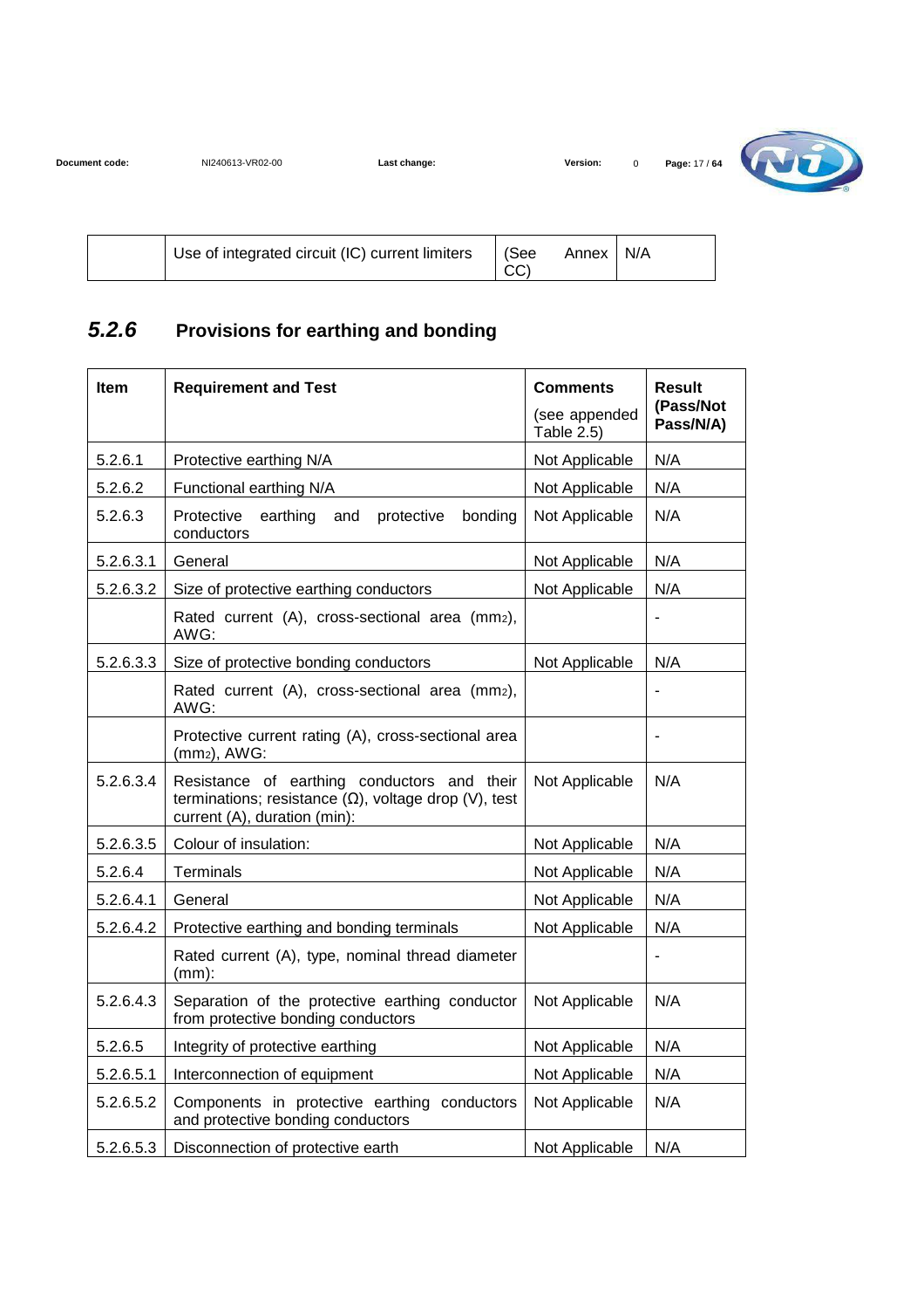| | Use of integrated circuit (IC) current limiters | (See Annex CC) | N/A |
|---|---|---|---|

## 5.2.6 Provisions for earthing and bonding

| Item | Requirement and Test | Comments (see appended Table 2.5) | Result (Pass/Not Pass/N/A) |
|---|---|---|---|
| 5.2.6.1 | Protective earthing N/A | Not Applicable | N/A |
| 5.2.6.2 | Functional earthing N/A | Not Applicable | N/A |
| 5.2.6.3 | Protective earthing and protective bonding conductors | Not Applicable | N/A |
| 5.2.6.3.1 | General | Not Applicable | N/A |
| 5.2.6.3.2 | Size of protective earthing conductors | Not Applicable | N/A |
| | Rated current (A), cross-sectional area ($mm^2$), AWG: | | - |
| 5.2.6.3.3 | Size of protective bonding conductors | Not Applicable | N/A |
| | Rated current (A), cross-sectional area ($mm^2$), AWG: | | - |
| | Protective current rating (A), cross-sectional area ($mm^2$), AWG: | | - |
| 5.2.6.3.4 | Resistance of earthing conductors and their terminations; resistance (Ω), voltage drop (V), test current (A), duration (min): | Not Applicable | N/A |
| 5.2.6.3.5 | Colour of insulation: | Not Applicable | N/A |
| 5.2.6.4 | Terminals | Not Applicable | N/A |
| 5.2.6.4.1 | General | Not Applicable | N/A |
| 5.2.6.4.2 | Protective earthing and bonding terminals | Not Applicable | N/A |
| | Rated current (A), type, nominal thread diameter (mm): | | - |
| 5.2.6.4.3 | Separation of the protective earthing conductor from protective bonding conductors | Not Applicable | N/A |
| 5.2.6.5 | Integrity of protective earthing | Not Applicable | N/A |
| 5.2.6.5.1 | Interconnection of equipment | Not Applicable | N/A |
| 5.2.6.5.2 | Components in protective earthing conductors and protective bonding conductors | Not Applicable | N/A |
| 5.2.6.5.3 | Disconnection of protective earth | Not Applicable | N/A |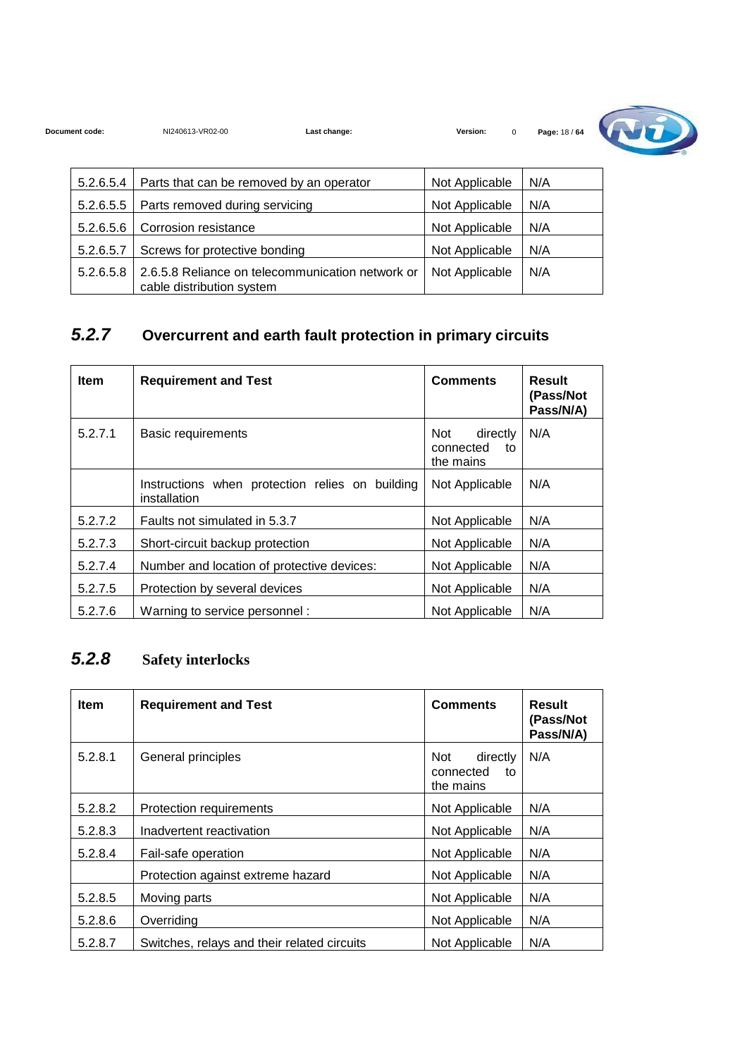| | | | |
|---|---|---|---|
| 5.2.6.5.4 | Parts that can be removed by an operator | Not Applicable | N/A |
| 5.2.6.5.5 | Parts removed during servicing | Not Applicable | N/A |
| 5.2.6.5.6 | Corrosion resistance | Not Applicable | N/A |
| 5.2.6.5.7 | Screws for protective bonding | Not Applicable | N/A |
| 5.2.6.5.8 | 2.6.5.8 Reliance on telecommunication network or cable distribution system | Not Applicable | N/A |

## *5.2.7* Overcurrent and earth fault protection in primary circuits

| Item | Requirement and Test | Comments | Result (Pass/Not Pass/N/A) |
|---|---|---|---|
| 5.2.7.1 | Basic requirements | Not directly connected to the mains | N/A |
| | Instructions when protection relies on building installation | Not Applicable | N/A |
| 5.2.7.2 | Faults not simulated in 5.3.7 | Not Applicable | N/A |
| 5.2.7.3 | Short-circuit backup protection | Not Applicable | N/A |
| 5.2.7.4 | Number and location of protective devices: | Not Applicable | N/A |
| 5.2.7.5 | Protection by several devices | Not Applicable | N/A |
| 5.2.7.6 | Warning to service personnel : | Not Applicable | N/A |

## *5.2.8* Safety interlocks

| Item | Requirement and Test | Comments | Result (Pass/Not Pass/N/A) |
|---|---|---|---|
| 5.2.8.1 | General principles | Not directly connected to the mains | N/A |
| 5.2.8.2 | Protection requirements | Not Applicable | N/A |
| 5.2.8.3 | Inadvertent reactivation | Not Applicable | N/A |
| 5.2.8.4 | Fail-safe operation | Not Applicable | N/A |
| | Protection against extreme hazard | Not Applicable | N/A |
| 5.2.8.5 | Moving parts | Not Applicable | N/A |
| 5.2.8.6 | Overriding | Not Applicable | N/A |
| 5.2.8.7 | Switches, relays and their related circuits | Not Applicable | N/A |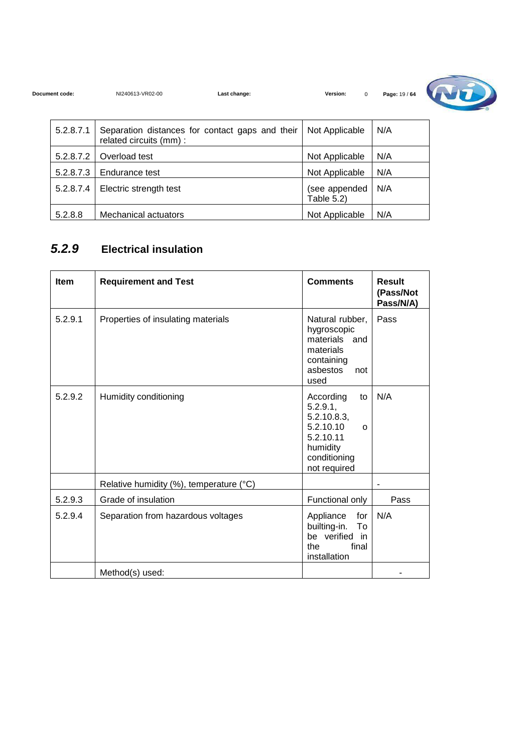| | | | |
|---|---|---|---|
| 5.2.8.7.1 | Separation distances for contact gaps and their related circuits (mm) : | Not Applicable | N/A |
| 5.2.8.7.2 | Overload test | Not Applicable | N/A |
| 5.2.8.7.3 | Endurance test | Not Applicable | N/A |
| 5.2.8.7.4 | Electric strength test | (see appended Table 5.2) | N/A |
| 5.2.8.8 | Mechanical actuators | Not Applicable | N/A |

## *5.2.9* Electrical insulation

| Item | Requirement and Test | Comments | Result (Pass/Not Pass/N/A) |
|---|---|---|---|
| 5.2.9.1 | Properties of insulating materials | Natural rubber, hygroscopic materials and materials containing asbestos not used | Pass |
| 5.2.9.2 | Humidity conditioning | According to 5.2.9.1, 5.2.10.8.3, 5.2.10.10 o 5.2.10.11 humidity conditioning not required | N/A |
| | Relative humidity (%), temperature (°C) | | - |
| 5.2.9.3 | Grade of insulation | Functional only | Pass |
| 5.2.9.4 | Separation from hazardous voltages | Appliance for builting-in. To be verified in the final installation | N/A |
| | Method(s) used: | | - |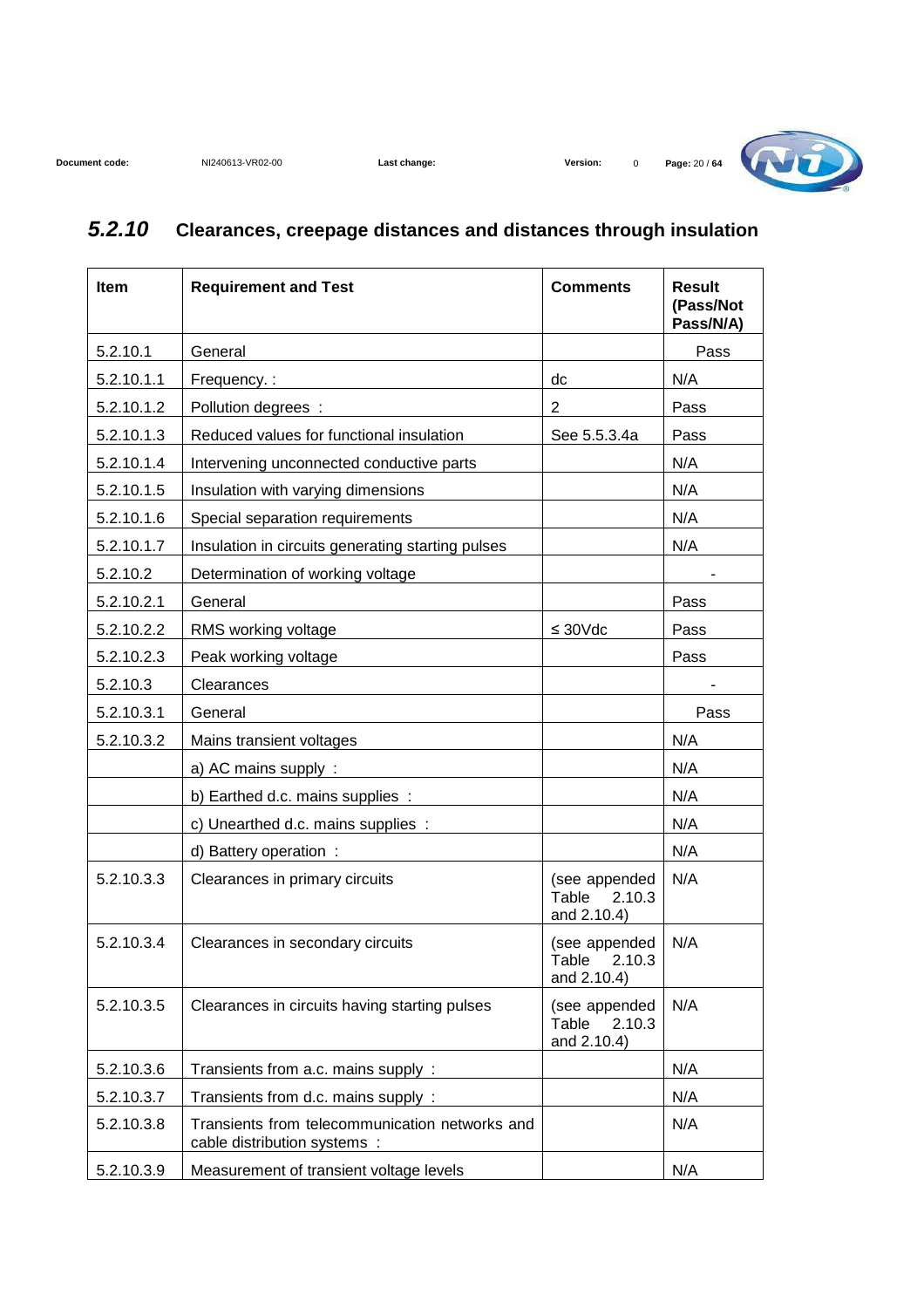## 5.2.10 Clearances, creepage distances and distances through insulation

| Item | Requirement and Test | Comments | Result (Pass/Not Pass/N/A) |
|---|---|---|---|
| 5.2.10.1 | General | | Pass |
| 5.2.10.1.1 | Frequency. : | dc | N/A |
| 5.2.10.1.2 | Pollution degrees : | 2 | Pass |
| 5.2.10.1.3 | Reduced values for functional insulation | See 5.5.3.4a | Pass |
| 5.2.10.1.4 | Intervening unconnected conductive parts | | N/A |
| 5.2.10.1.5 | Insulation with varying dimensions | | N/A |
| 5.2.10.1.6 | Special separation requirements | | N/A |
| 5.2.10.1.7 | Insulation in circuits generating starting pulses | | N/A |
| 5.2.10.2 | Determination of working voltage | | - |
| 5.2.10.2.1 | General | | Pass |
| 5.2.10.2.2 | RMS working voltage | ≤ 30Vdc | Pass |
| 5.2.10.2.3 | Peak working voltage | | Pass |
| 5.2.10.3 | Clearances | | - |
| 5.2.10.3.1 | General | | Pass |
| 5.2.10.3.2 | Mains transient voltages | | N/A |
| | a) AC mains supply : | | N/A |
| | b) Earthed d.c. mains supplies : | | N/A |
| | c) Unearthed d.c. mains supplies : | | N/A |
| | d) Battery operation : | | N/A |
| 5.2.10.3.3 | Clearances in primary circuits | (see appended Table 2.10.3 and 2.10.4) | N/A |
| 5.2.10.3.4 | Clearances in secondary circuits | (see appended Table 2.10.3 and 2.10.4) | N/A |
| 5.2.10.3.5 | Clearances in circuits having starting pulses | (see appended Table 2.10.3 and 2.10.4) | N/A |
| 5.2.10.3.6 | Transients from a.c. mains supply : | | N/A |
| 5.2.10.3.7 | Transients from d.c. mains supply : | | N/A |
| 5.2.10.3.8 | Transients from telecommunication networks and cable distribution systems : | | N/A |
| 5.2.10.3.9 | Measurement of transient voltage levels | | N/A |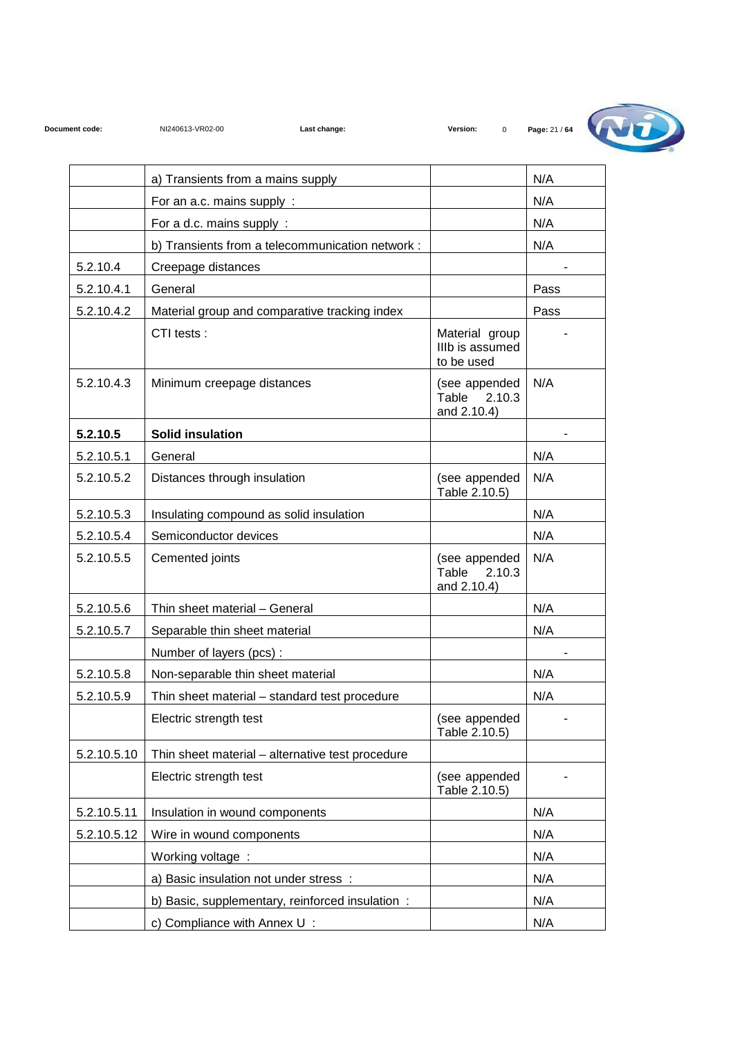| | | | |
|---|---|---|---|
| | a) Transients from a mains supply | | N/A |
| | For an a.c. mains supply : | | N/A |
| | For a d.c. mains supply : | | N/A |
| | b) Transients from a telecommunication network : | | N/A |
| 5.2.10.4 | Creepage distances | | - |
| 5.2.10.4.1 | General | | Pass |
| 5.2.10.4.2 | Material group and comparative tracking index | | Pass |
| | CTI tests : | Material group IIIb is assumed to be used | - |
| 5.2.10.4.3 | Minimum creepage distances | (see appended Table 2.10.3 and 2.10.4) | N/A |
| **5.2.10.5** | **Solid insulation** | | - |
| 5.2.10.5.1 | General | | N/A |
| 5.2.10.5.2 | Distances through insulation | (see appended Table 2.10.5) | N/A |
| 5.2.10.5.3 | Insulating compound as solid insulation | | N/A |
| 5.2.10.5.4 | Semiconductor devices | | N/A |
| 5.2.10.5.5 | Cemented joints | (see appended Table 2.10.3 and 2.10.4) | N/A |
| 5.2.10.5.6 | Thin sheet material – General | | N/A |
| 5.2.10.5.7 | Separable thin sheet material | | N/A |
| | Number of layers (pcs) : | | - |
| 5.2.10.5.8 | Non-separable thin sheet material | | N/A |
| 5.2.10.5.9 | Thin sheet material – standard test procedure | | N/A |
| | Electric strength test | (see appended Table 2.10.5) | - |
| 5.2.10.5.10 | Thin sheet material – alternative test procedure | | |
| | Electric strength test | (see appended Table 2.10.5) | - |
| 5.2.10.5.11 | Insulation in wound components | | N/A |
| 5.2.10.5.12 | Wire in wound components | | N/A |
| | Working voltage : | | N/A |
| | a) Basic insulation not under stress : | | N/A |
| | b) Basic, supplementary, reinforced insulation : | | N/A |
| | c) Compliance with Annex U : | | N/A |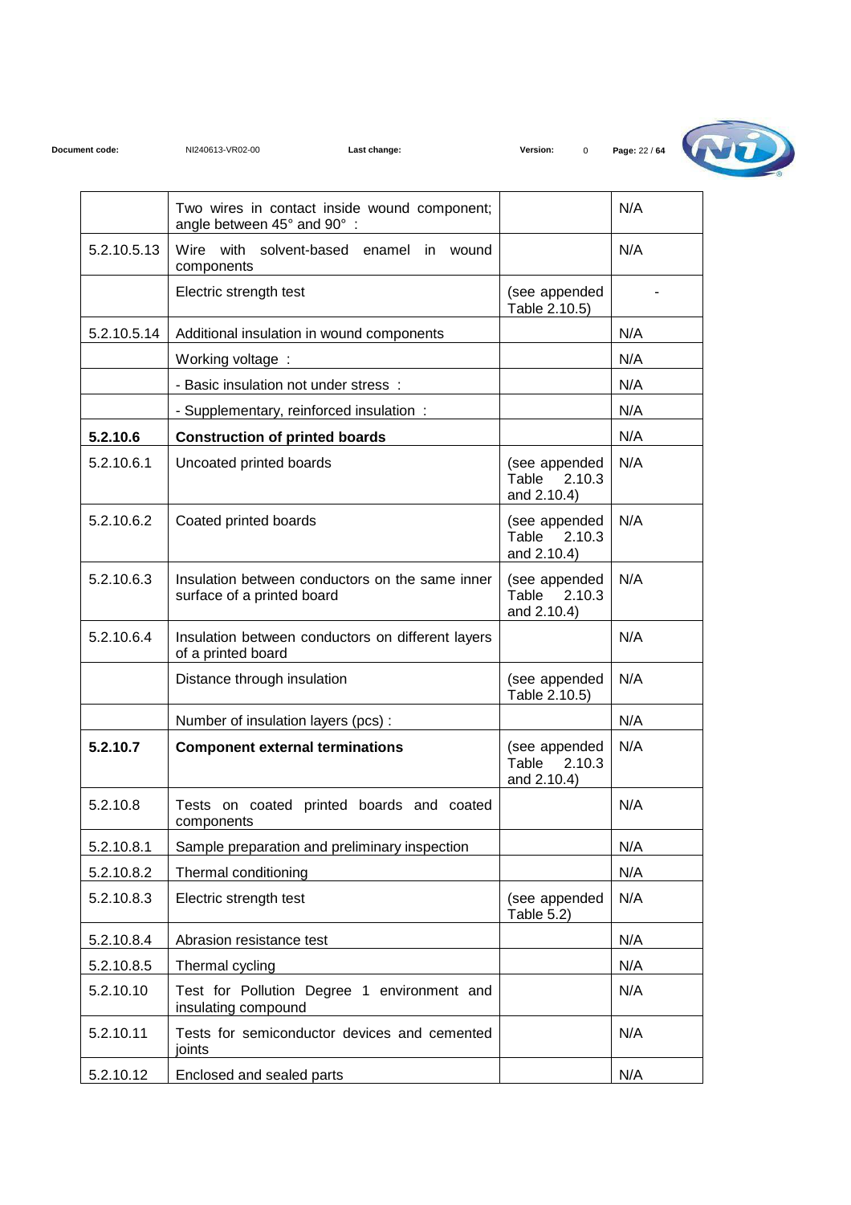| | | | |
|---|---|---|---|
| | Two wires in contact inside wound component; angle between 45° and 90° : | | N/A |
| 5.2.10.5.13 | Wire with solvent-based enamel in wound components | | N/A |
| | Electric strength test | (see appended Table 2.10.5) | - |
| 5.2.10.5.14 | Additional insulation in wound components | | N/A |
| | Working voltage : | | N/A |
| | - Basic insulation not under stress : | | N/A |
| | - Supplementary, reinforced insulation : | | N/A |
| **5.2.10.6** | **Construction of printed boards** | | N/A |
| 5.2.10.6.1 | Uncoated printed boards | (see appended Table 2.10.3 and 2.10.4) | N/A |
| 5.2.10.6.2 | Coated printed boards | (see appended Table 2.10.3 and 2.10.4) | N/A |
| 5.2.10.6.3 | Insulation between conductors on the same inner surface of a printed board | (see appended Table 2.10.3 and 2.10.4) | N/A |
| 5.2.10.6.4 | Insulation between conductors on different layers of a printed board | | N/A |
| | Distance through insulation | (see appended Table 2.10.5) | N/A |
| | Number of insulation layers (pcs) : | | N/A |
| **5.2.10.7** | **Component external terminations** | (see appended Table 2.10.3 and 2.10.4) | N/A |
| 5.2.10.8 | Tests on coated printed boards and coated components | | N/A |
| 5.2.10.8.1 | Sample preparation and preliminary inspection | | N/A |
| 5.2.10.8.2 | Thermal conditioning | | N/A |
| 5.2.10.8.3 | Electric strength test | (see appended Table 5.2) | N/A |
| 5.2.10.8.4 | Abrasion resistance test | | N/A |
| 5.2.10.8.5 | Thermal cycling | | N/A |
| 5.2.10.10 | Test for Pollution Degree 1 environment and insulating compound | | N/A |
| 5.2.10.11 | Tests for semiconductor devices and cemented joints | | N/A |
| 5.2.10.12 | Enclosed and sealed parts | | N/A |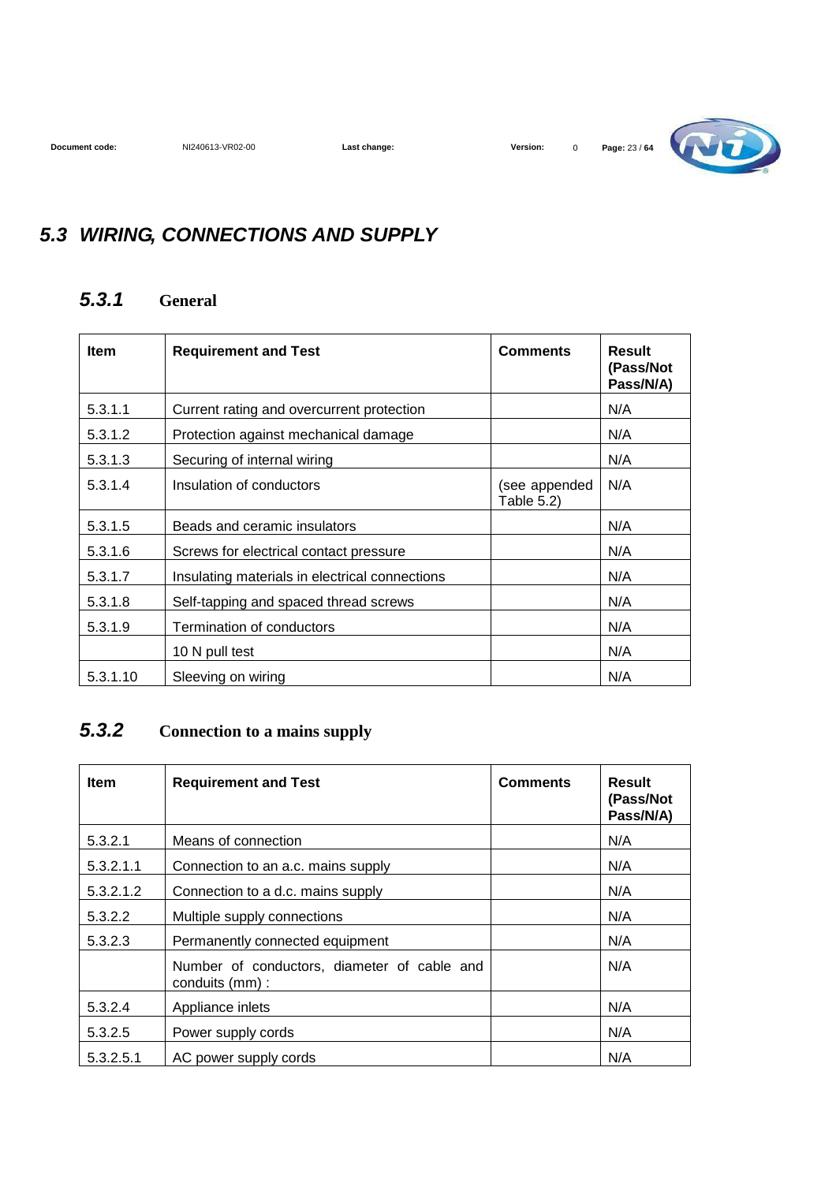## 5.3 WIRING, CONNECTIONS AND SUPPLY

### 5.3.1 General

| Item | Requirement and Test | Comments | Result (Pass/Not Pass/N/A) |
|---|---|---|---|
| 5.3.1.1 | Current rating and overcurrent protection | | N/A |
| 5.3.1.2 | Protection against mechanical damage | | N/A |
| 5.3.1.3 | Securing of internal wiring | | N/A |
| 5.3.1.4 | Insulation of conductors | (see appended Table 5.2) | N/A |
| 5.3.1.5 | Beads and ceramic insulators | | N/A |
| 5.3.1.6 | Screws for electrical contact pressure | | N/A |
| 5.3.1.7 | Insulating materials in electrical connections | | N/A |
| 5.3.1.8 | Self-tapping and spaced thread screws | | N/A |
| 5.3.1.9 | Termination of conductors | | N/A |
| | 10 N pull test | | N/A |
| 5.3.1.10 | Sleeving on wiring | | N/A |

### 5.3.2 Connection to a mains supply

| Item | Requirement and Test | Comments | Result (Pass/Not Pass/N/A) |
|---|---|---|---|
| 5.3.2.1 | Means of connection | | N/A |
| 5.3.2.1.1 | Connection to an a.c. mains supply | | N/A |
| 5.3.2.1.2 | Connection to a d.c. mains supply | | N/A |
| 5.3.2.2 | Multiple supply connections | | N/A |
| 5.3.2.3 | Permanently connected equipment | | N/A |
| | Number of conductors, diameter of cable and conduits (mm) : | | N/A |
| 5.3.2.4 | Appliance inlets | | N/A |
| 5.3.2.5 | Power supply cords | | N/A |
| 5.3.2.5.1 | AC power supply cords | | N/A |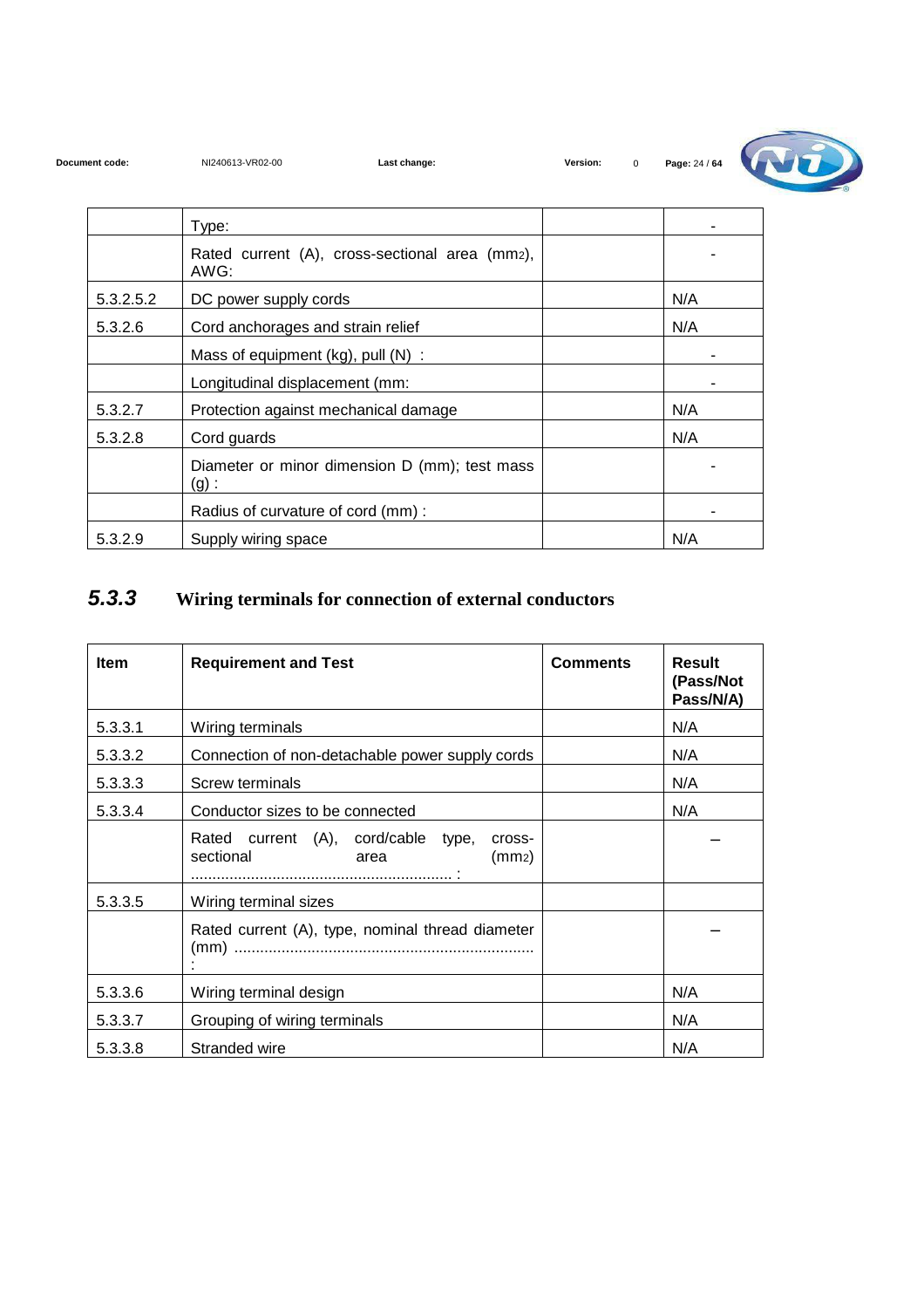| | | | |
|---|---|---|---|
| | Type: | | - |
| | Rated current (A), cross-sectional area ($mm^2$), AWG: | | - |
| 5.3.2.5.2 | DC power supply cords | | N/A |
| 5.3.2.6 | Cord anchorages and strain relief | | N/A |
| | Mass of equipment (kg), pull (N) : | | - |
| | Longitudinal displacement (mm: | | - |
| 5.3.2.7 | Protection against mechanical damage | | N/A |
| 5.3.2.8 | Cord guards | | N/A |
| | Diameter or minor dimension D (mm); test mass (g) : | | - |
| | Radius of curvature of cord (mm) : | | - |
| 5.3.2.9 | Supply wiring space | | N/A |

## 5.3.3 Wiring terminals for connection of external conductors

| Item | Requirement and Test | Comments | Result (Pass/Not Pass/N/A) |
|---|---|---|---|
| 5.3.3.1 | Wiring terminals | | N/A |
| 5.3.3.2 | Connection of non-detachable power supply cords | | N/A |
| 5.3.3.3 | Screw terminals | | N/A |
| 5.3.3.4 | Conductor sizes to be connected | | N/A |
| | Rated current (A), cord/cable type, cross-sectional area ($mm^2$) ............................................................ : | | – |
| 5.3.3.5 | Wiring terminal sizes | | |
| | Rated current (A), type, nominal thread diameter (mm) ...................................................................... : | | – |
| 5.3.3.6 | Wiring terminal design | | N/A |
| 5.3.3.7 | Grouping of wiring terminals | | N/A |
| 5.3.3.8 | Stranded wire | | N/A |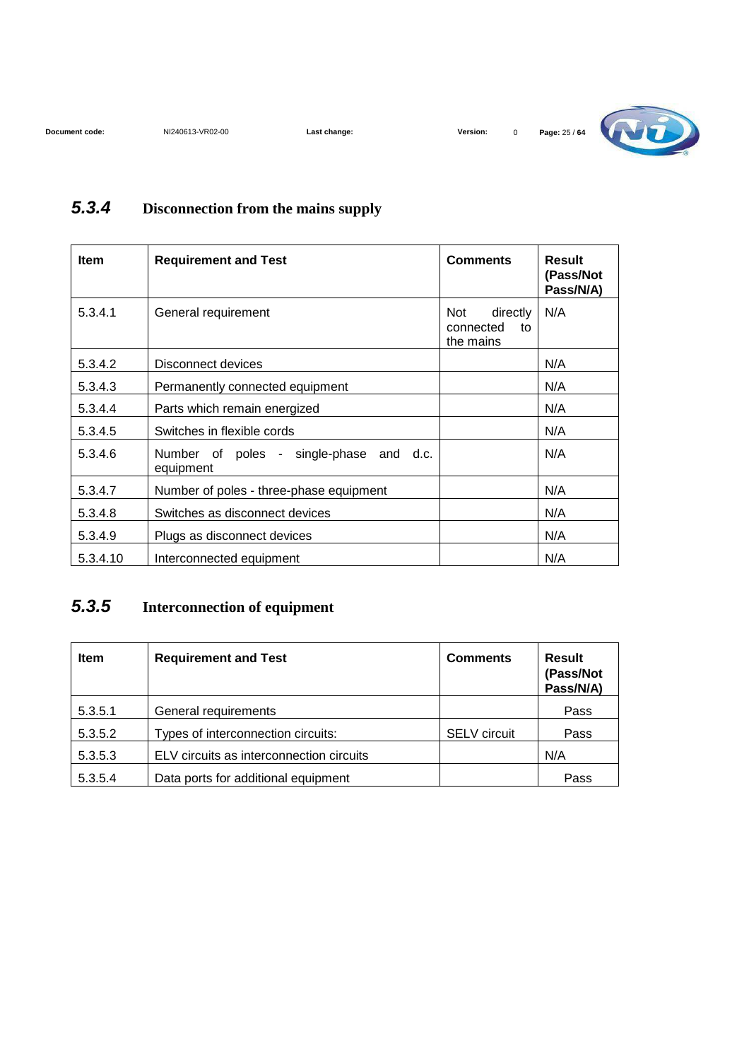### 5.3.4 Disconnection from the mains supply

| Item | Requirement and Test | Comments | Result (Pass/Not Pass/N/A) |
|---|---|---|---|
| 5.3.4.1 | General requirement | Not directly connected to the mains | N/A |
| 5.3.4.2 | Disconnect devices | | N/A |
| 5.3.4.3 | Permanently connected equipment | | N/A |
| 5.3.4.4 | Parts which remain energized | | N/A |
| 5.3.4.5 | Switches in flexible cords | | N/A |
| 5.3.4.6 | Number of poles - single-phase and d.c. equipment | | N/A |
| 5.3.4.7 | Number of poles - three-phase equipment | | N/A |
| 5.3.4.8 | Switches as disconnect devices | | N/A |
| 5.3.4.9 | Plugs as disconnect devices | | N/A |
| 5.3.4.10 | Interconnected equipment | | N/A |

### 5.3.5 Interconnection of equipment

| Item | Requirement and Test | Comments | Result (Pass/Not Pass/N/A) |
|---|---|---|---|
| 5.3.5.1 | General requirements | | Pass |
| 5.3.5.2 | Types of interconnection circuits: | SELV circuit | Pass |
| 5.3.5.3 | ELV circuits as interconnection circuits | | N/A |
| 5.3.5.4 | Data ports for additional equipment | | Pass |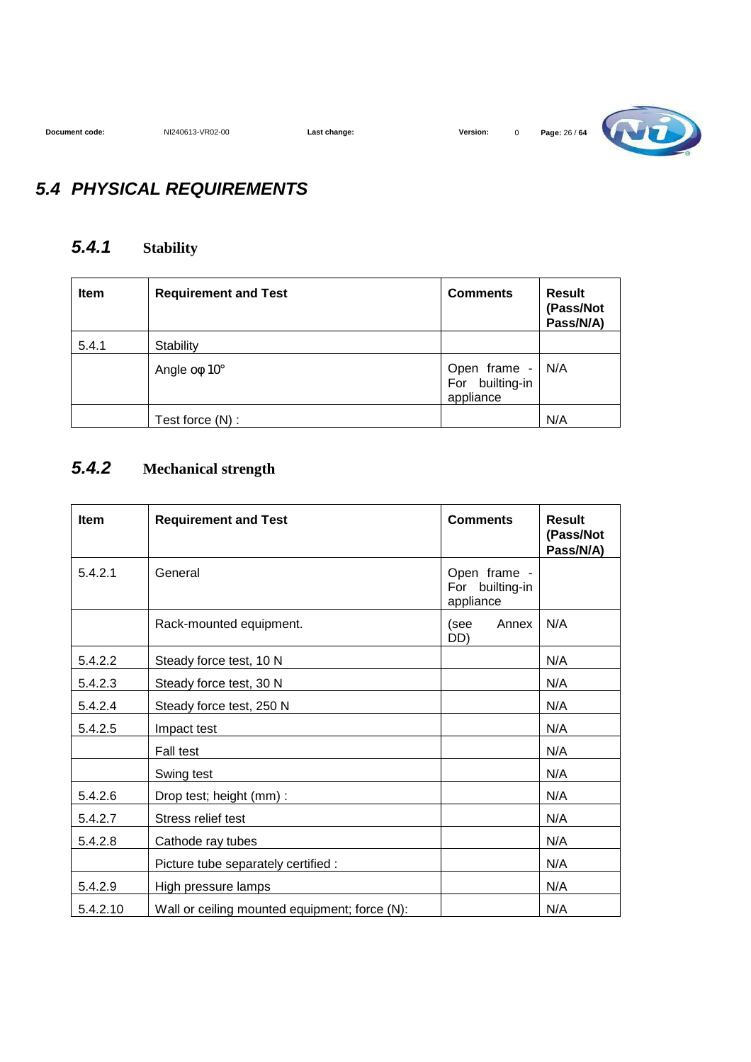## 5.4 PHYSICAL REQUIREMENTS

### 5.4.1 Stability

| Item | Requirement and Test | Comments | Result (Pass/Not Pass/N/A) |
|---|---|---|---|
| 5.4.1 | Stability | | |
| | Angle оφ 10° | Open frame - For builting-in appliance | N/A |
| | Test force (N) : | | N/A |

### 5.4.2 Mechanical strength

| Item | Requirement and Test | Comments | Result (Pass/Not Pass/N/A) |
|---|---|---|---|
| 5.4.2.1 | General | Open frame - For builting-in appliance | |
| | Rack-mounted equipment. | (see Annex DD) | N/A |
| 5.4.2.2 | Steady force test, 10 N | | N/A |
| 5.4.2.3 | Steady force test, 30 N | | N/A |
| 5.4.2.4 | Steady force test, 250 N | | N/A |
| 5.4.2.5 | Impact test | | N/A |
| | Fall test | | N/A |
| | Swing test | | N/A |
| 5.4.2.6 | Drop test; height (mm) : | | N/A |
| 5.4.2.7 | Stress relief test | | N/A |
| 5.4.2.8 | Cathode ray tubes | | N/A |
| | Picture tube separately certified : | | N/A |
| 5.4.2.9 | High pressure lamps | | N/A |
| 5.4.2.10 | Wall or ceiling mounted equipment; force (N): | | N/A |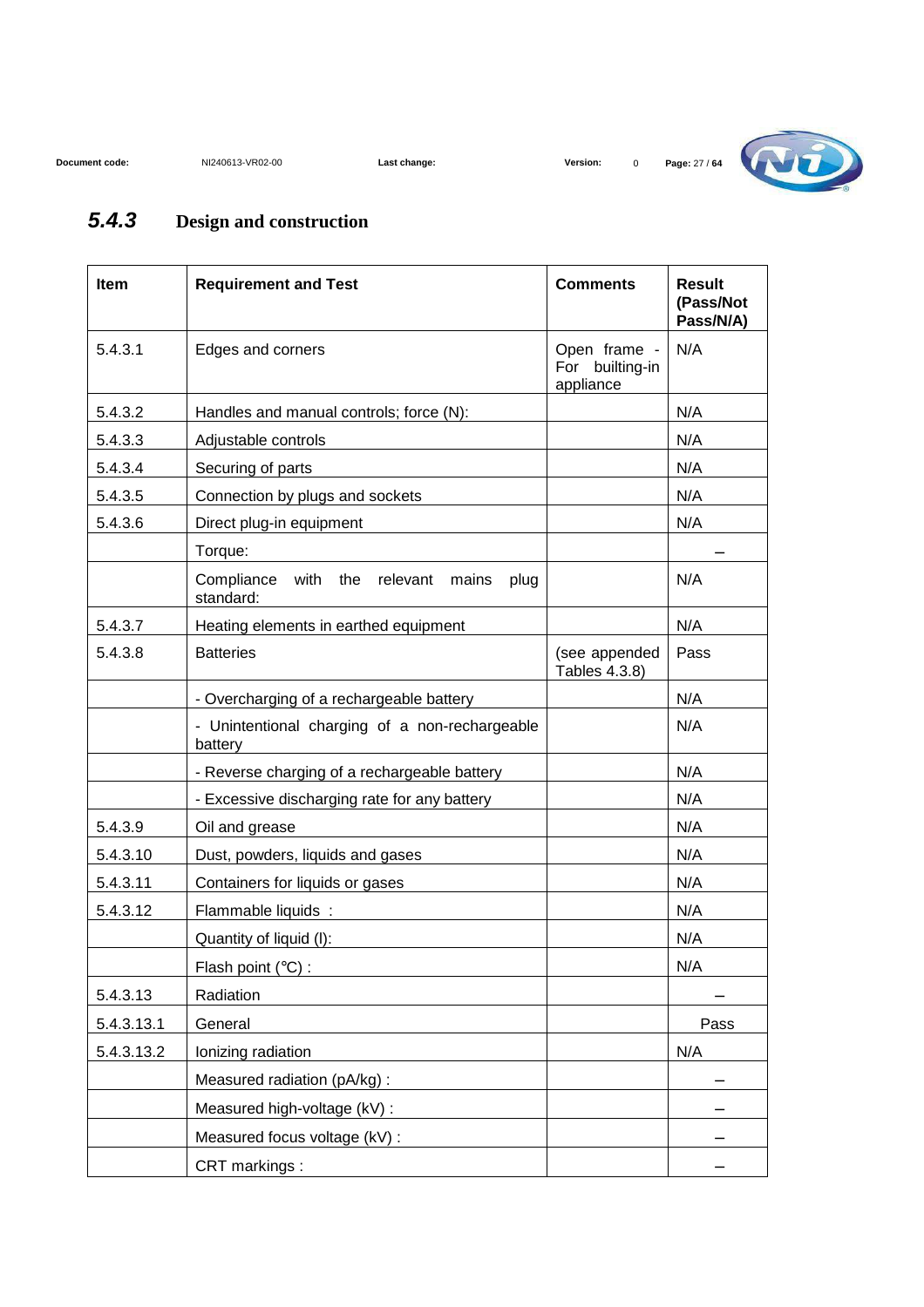## 5.4.3 Design and construction

| Item | Requirement and Test | Comments | Result (Pass/Not Pass/N/A) |
|---|---|---|---|
| 5.4.3.1 | Edges and corners | Open frame - For builting-in appliance | N/A |
| 5.4.3.2 | Handles and manual controls; force (N): | | N/A |
| 5.4.3.3 | Adjustable controls | | N/A |
| 5.4.3.4 | Securing of parts | | N/A |
| 5.4.3.5 | Connection by plugs and sockets | | N/A |
| 5.4.3.6 | Direct plug-in equipment | | N/A |
| | Torque: | | – |
| | Compliance with the relevant mains plug standard: | | N/A |
| 5.4.3.7 | Heating elements in earthed equipment | | N/A |
| 5.4.3.8 | Batteries | (see appended Tables 4.3.8) | Pass |
| | - Overcharging of a rechargeable battery | | N/A |
| | - Unintentional charging of a non-rechargeable battery | | N/A |
| | - Reverse charging of a rechargeable battery | | N/A |
| | - Excessive discharging rate for any battery | | N/A |
| 5.4.3.9 | Oil and grease | | N/A |
| 5.4.3.10 | Dust, powders, liquids and gases | | N/A |
| 5.4.3.11 | Containers for liquids or gases | | N/A |
| 5.4.3.12 | Flammable liquids : | | N/A |
| | Quantity of liquid (l): | | N/A |
| | Flash point (°C) : | | N/A |
| 5.4.3.13 | Radiation | | – |
| 5.4.3.13.1 | General | | Pass |
| 5.4.3.13.2 | Ionizing radiation | | N/A |
| | Measured radiation (pA/kg) : | | – |
| | Measured high-voltage (kV) : | | – |
| | Measured focus voltage (kV) : | | – |
| | CRT markings : | | – |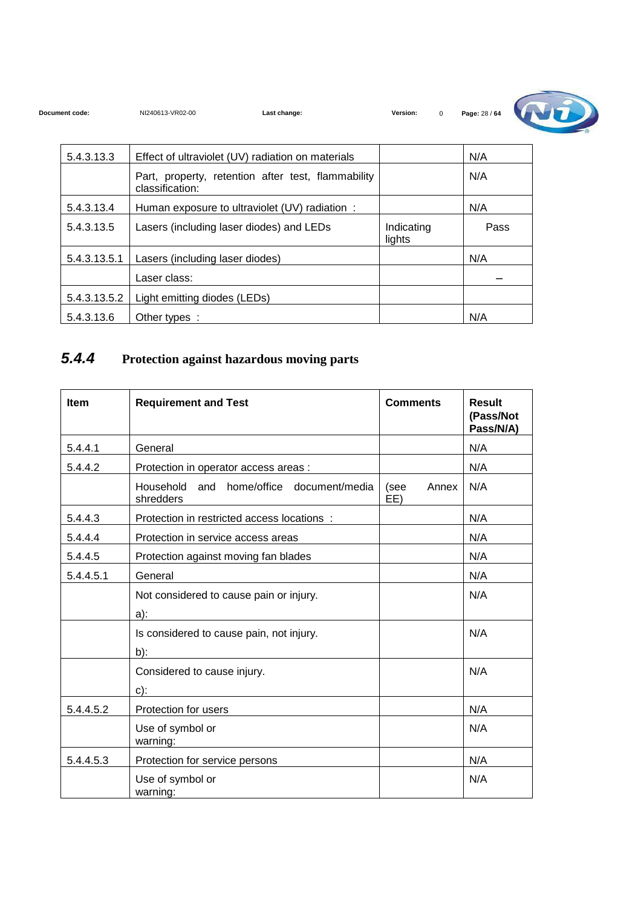| | | | |
|---|---|---|---|
| 5.4.3.13.3 | Effect of ultraviolet (UV) radiation on materials | | N/A |
| | Part, property, retention after test, flammability classification: | | N/A |
| 5.4.3.13.4 | Human exposure to ultraviolet (UV) radiation : | | N/A |
| 5.4.3.13.5 | Lasers (including laser diodes) and LEDs | Indicating lights | Pass |
| 5.4.3.13.5.1 | Lasers (including laser diodes) | | N/A |
| | Laser class: | | – |
| 5.4.3.13.5.2 | Light emitting diodes (LEDs) | | |
| 5.4.3.13.6 | Other types : | | N/A |

## *5.4.4* Protection against hazardous moving parts

| Item | Requirement and Test | Comments | Result (Pass/Not Pass/N/A) |
|---|---|---|---|
| 5.4.4.1 | General | | N/A |
| 5.4.4.2 | Protection in operator access areas : | | N/A |
| | Household and home/office document/media shredders | (see Annex EE) | N/A |
| 5.4.4.3 | Protection in restricted access locations : | | N/A |
| 5.4.4.4 | Protection in service access areas | | N/A |
| 5.4.4.5 | Protection against moving fan blades | | N/A |
| 5.4.4.5.1 | General | | N/A |
| | Not considered to cause pain or injury. a): | | N/A |
| | Is considered to cause pain, not injury. b): | | N/A |
| | Considered to cause injury. c): | | N/A |
| 5.4.4.5.2 | Protection for users | | N/A |
| | Use of symbol or warning: | | N/A |
| 5.4.4.5.3 | Protection for service persons | | N/A |
| | Use of symbol or warning: | | N/A |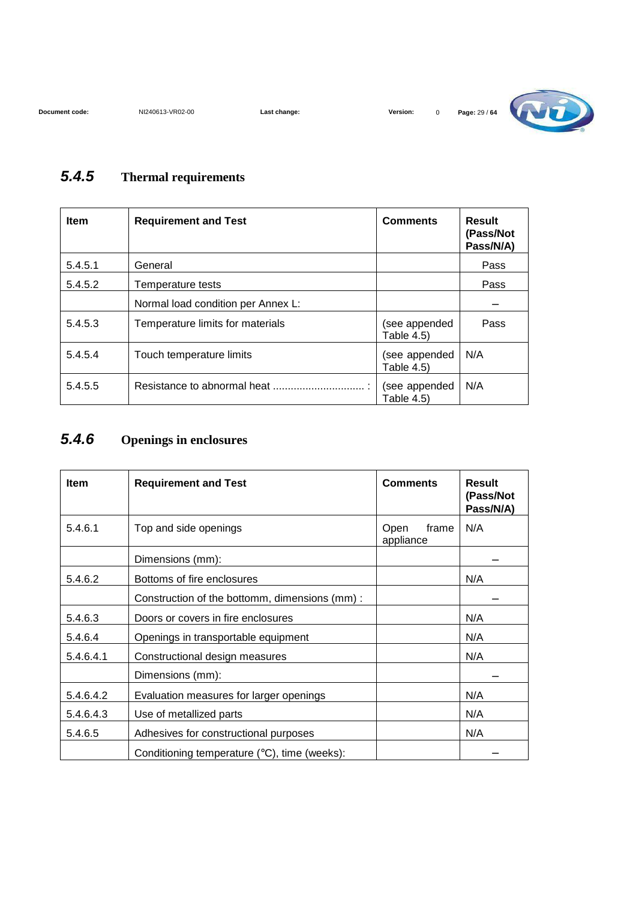## 5.4.5 Thermal requirements

| Item | Requirement and Test | Comments | Result (Pass/Not Pass/N/A) |
|---|---|---|---|
| 5.4.5.1 | General | | Pass |
| 5.4.5.2 | Temperature tests | | Pass |
| | Normal load condition per Annex L: | | – |
| 5.4.5.3 | Temperature limits for materials | (see appended Table 4.5) | Pass |
| 5.4.5.4 | Touch temperature limits | (see appended Table 4.5) | N/A |
| 5.4.5.5 | Resistance to abnormal heat ................................ : | (see appended Table 4.5) | N/A |

## 5.4.6 Openings in enclosures

| Item | Requirement and Test | Comments | Result (Pass/Not Pass/N/A) |
|---|---|---|---|
| 5.4.6.1 | Top and side openings | Open frame appliance | N/A |
| | Dimensions (mm): | | – |
| 5.4.6.2 | Bottoms of fire enclosures | | N/A |
| | Construction of the bottomm, dimensions (mm) : | | – |
| 5.4.6.3 | Doors or covers in fire enclosures | | N/A |
| 5.4.6.4 | Openings in transportable equipment | | N/A |
| 5.4.6.4.1 | Constructional design measures | | N/A |
| | Dimensions (mm): | | – |
| 5.4.6.4.2 | Evaluation measures for larger openings | | N/A |
| 5.4.6.4.3 | Use of metallized parts | | N/A |
| 5.4.6.5 | Adhesives for constructional purposes | | N/A |
| | Conditioning temperature (°C), time (weeks): | | – |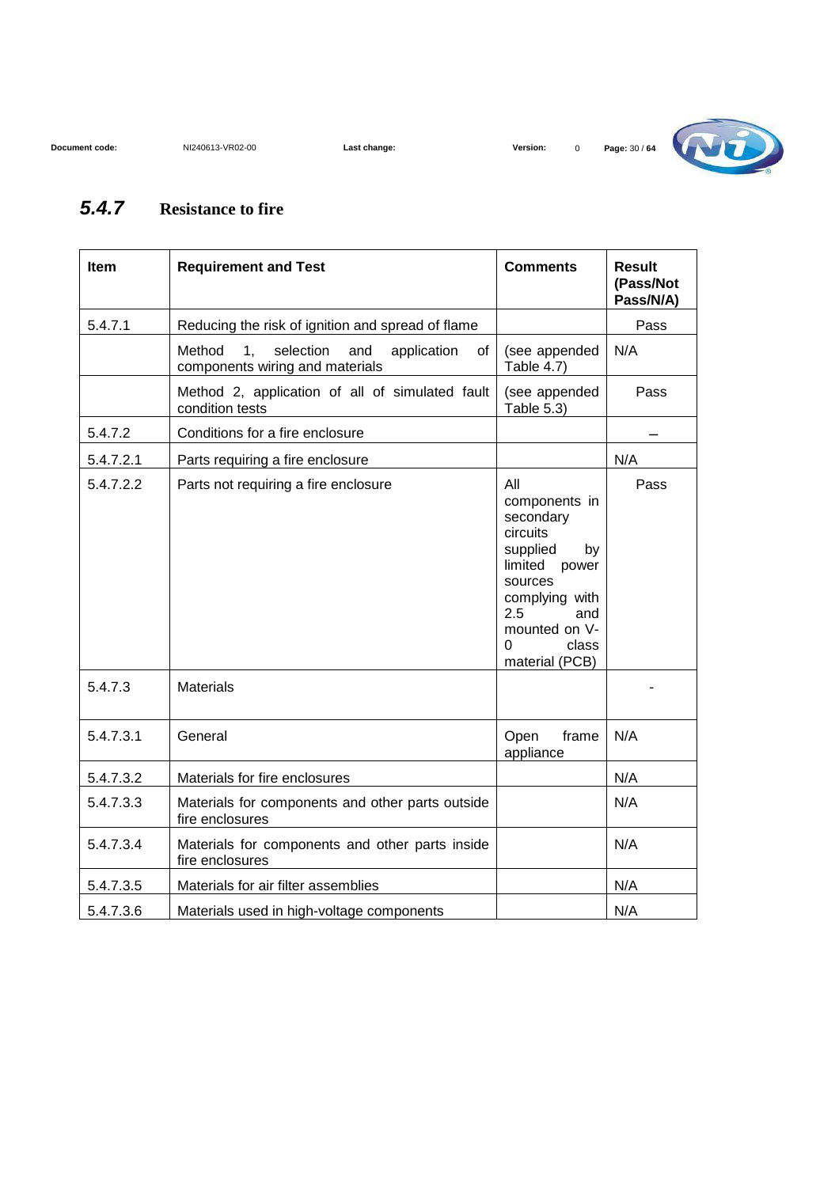## *5.4.7* Resistance to fire

| Item | Requirement and Test | Comments | Result (Pass/Not Pass/N/A) |
|---|---|---|---|
| 5.4.7.1 | Reducing the risk of ignition and spread of flame | | Pass |
| | Method 1, selection and application of components wiring and materials | (see appended Table 4.7) | N/A |
| | Method 2, application of all of simulated fault condition tests | (see appended Table 5.3) | Pass |
| 5.4.7.2 | Conditions for a fire enclosure | | – |
| 5.4.7.2.1 | Parts requiring a fire enclosure | | N/A |
| 5.4.7.2.2 | Parts not requiring a fire enclosure | All components in secondary circuits supplied by limited power sources complying with 2.5 and mounted on V-0 class material (PCB) | Pass |
| 5.4.7.3 | Materials | | - |
| 5.4.7.3.1 | General | Open frame appliance | N/A |
| 5.4.7.3.2 | Materials for fire enclosures | | N/A |
| 5.4.7.3.3 | Materials for components and other parts outside fire enclosures | | N/A |
| 5.4.7.3.4 | Materials for components and other parts inside fire enclosures | | N/A |
| 5.4.7.3.5 | Materials for air filter assemblies | | N/A |
| 5.4.7.3.6 | Materials used in high-voltage components | | N/A |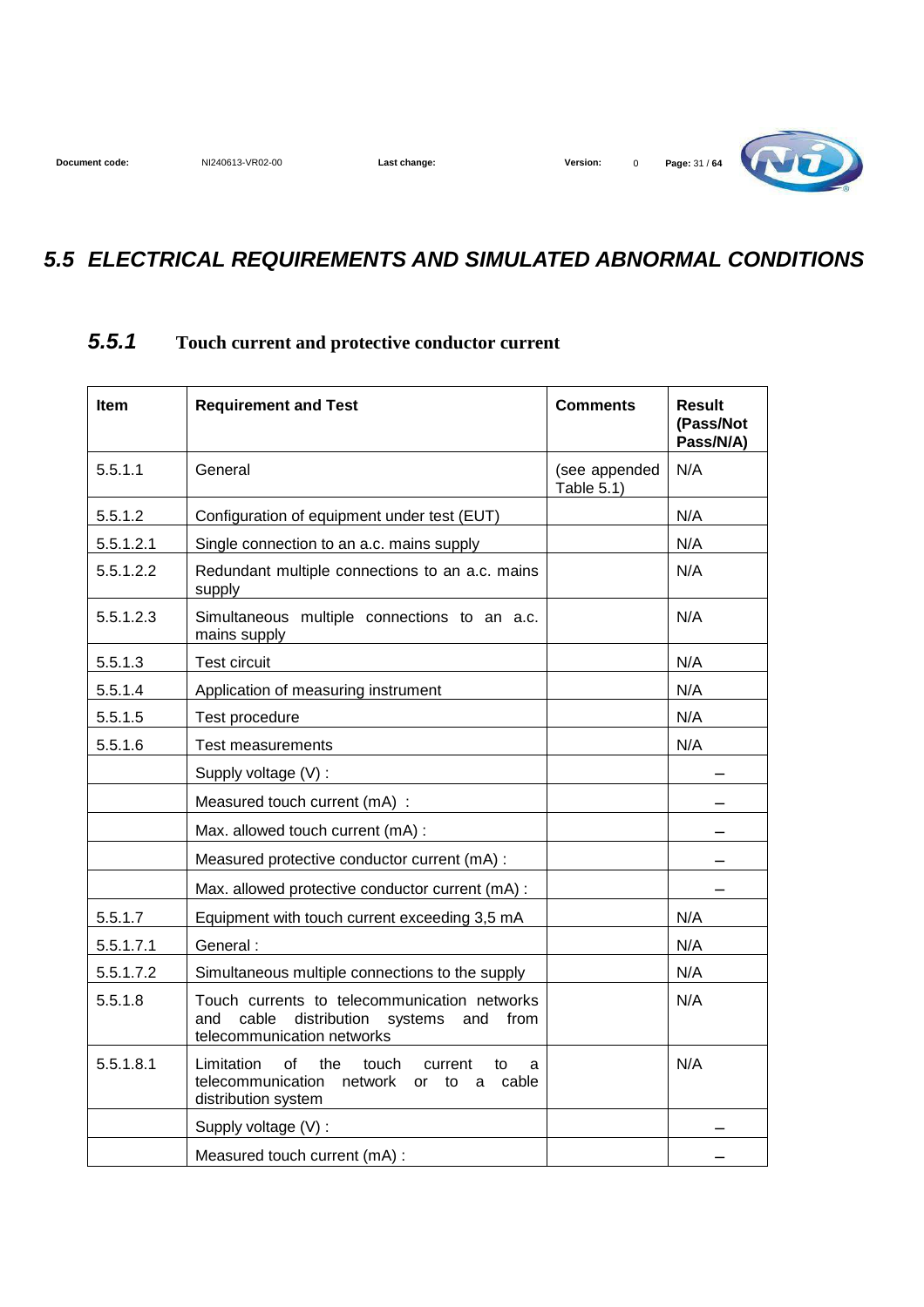## 5.5 ELECTRICAL REQUIREMENTS AND SIMULATED ABNORMAL CONDITIONS

### 5.5.1 Touch current and protective conductor current

| Item | Requirement and Test | Comments | Result (Pass/Not Pass/N/A) |
|---|---|---|---|
| 5.5.1.1 | General | (see appended Table 5.1) | N/A |
| 5.5.1.2 | Configuration of equipment under test (EUT) | | N/A |
| 5.5.1.2.1 | Single connection to an a.c. mains supply | | N/A |
| 5.5.1.2.2 | Redundant multiple connections to an a.c. mains supply | | N/A |
| 5.5.1.2.3 | Simultaneous multiple connections to an a.c. mains supply | | N/A |
| 5.5.1.3 | Test circuit | | N/A |
| 5.5.1.4 | Application of measuring instrument | | N/A |
| 5.5.1.5 | Test procedure | | N/A |
| 5.5.1.6 | Test measurements | | N/A |
| | Supply voltage (V) : | | – |
| | Measured touch current (mA) : | | – |
| | Max. allowed touch current (mA) : | | – |
| | Measured protective conductor current (mA) : | | – |
| | Max. allowed protective conductor current (mA) : | | – |
| 5.5.1.7 | Equipment with touch current exceeding 3,5 mA | | N/A |
| 5.5.1.7.1 | General : | | N/A |
| 5.5.1.7.2 | Simultaneous multiple connections to the supply | | N/A |
| 5.5.1.8 | Touch currents to telecommunication networks and cable distribution systems and from telecommunication networks | | N/A |
| 5.5.1.8.1 | Limitation of the touch current to a telecommunication network or to a cable distribution system | | N/A |
| | Supply voltage (V) : | | – |
| | Measured touch current (mA) : | | – |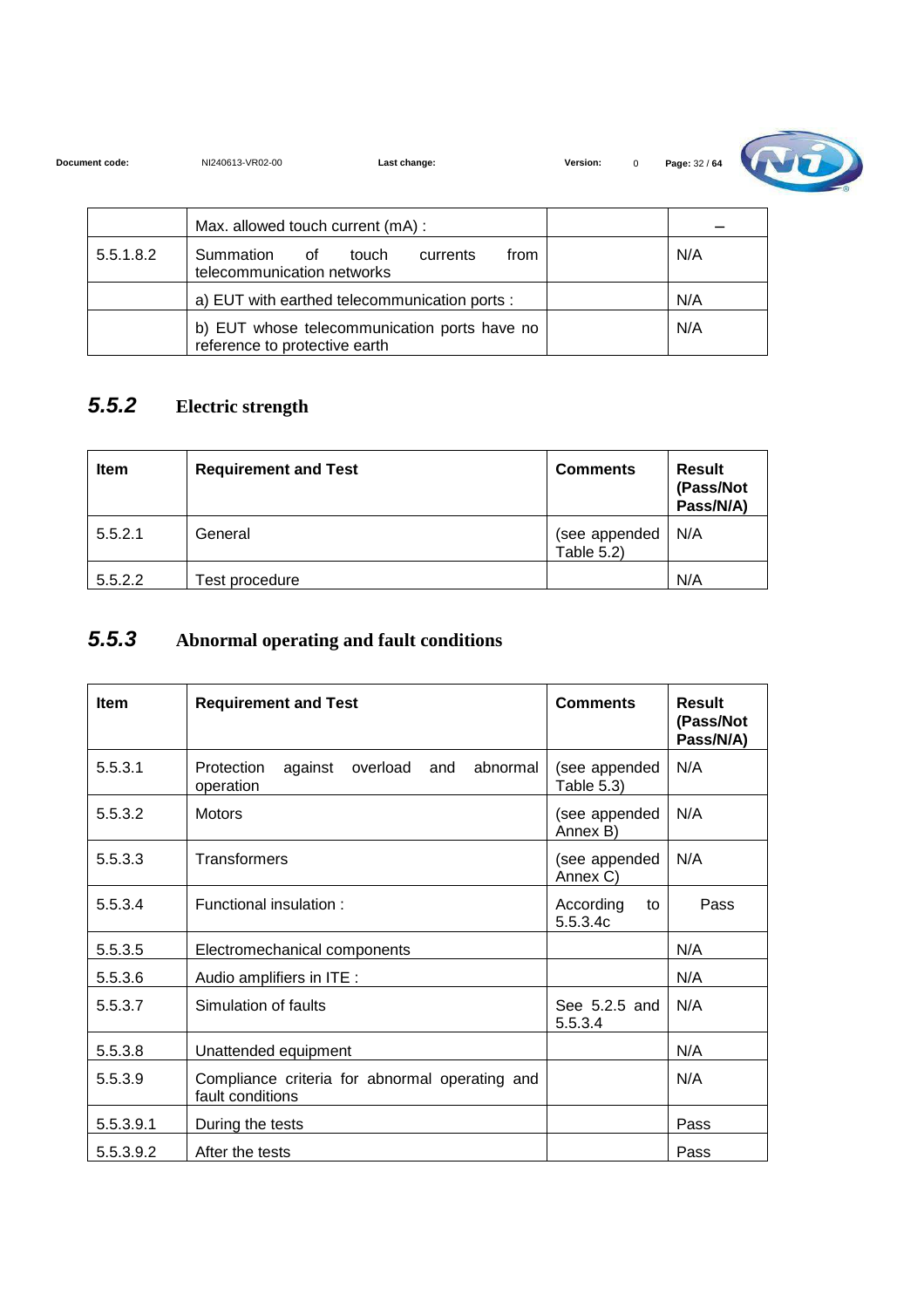|  | Max. allowed touch current (mA) : |  | – |
|---|---|---|---|
| 5.5.1.8.2 | Summation of touch currents from telecommunication networks |  | N/A |
|  | a) EUT with earthed telecommunication ports : |  | N/A |
|  | b) EUT whose telecommunication ports have no reference to protective earth |  | N/A |

## 5.5.2 Electric strength

| Item | Requirement and Test | Comments | Result (Pass/Not Pass/N/A) |
|---|---|---|---|
| 5.5.2.1 | General | (see appended Table 5.2) | N/A |
| 5.5.2.2 | Test procedure |  | N/A |

## 5.5.3 Abnormal operating and fault conditions

| Item | Requirement and Test | Comments | Result (Pass/Not Pass/N/A) |
|---|---|---|---|
| 5.5.3.1 | Protection against overload and abnormal operation | (see appended Table 5.3) | N/A |
| 5.5.3.2 | Motors | (see appended Annex B) | N/A |
| 5.5.3.3 | Transformers | (see appended Annex C) | N/A |
| 5.5.3.4 | Functional insulation : | According to 5.5.3.4c | Pass |
| 5.5.3.5 | Electromechanical components |  | N/A |
| 5.5.3.6 | Audio amplifiers in ITE : |  | N/A |
| 5.5.3.7 | Simulation of faults | See 5.2.5 and 5.5.3.4 | N/A |
| 5.5.3.8 | Unattended equipment |  | N/A |
| 5.5.3.9 | Compliance criteria for abnormal operating and fault conditions |  | N/A |
| 5.5.3.9.1 | During the tests |  | Pass |
| 5.5.3.9.2 | After the tests |  | Pass |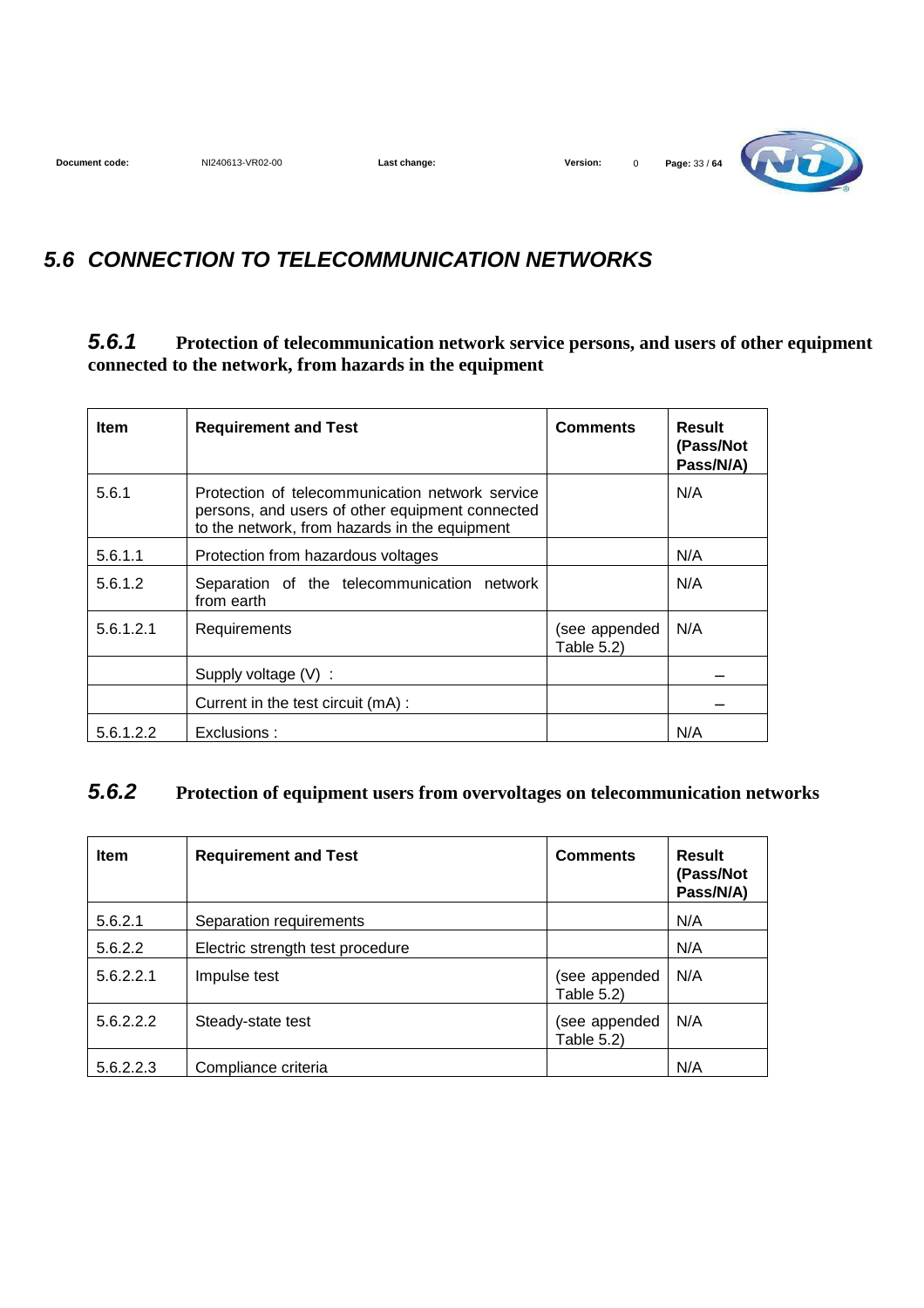## 5.6 CONNECTION TO TELECOMMUNICATION NETWORKS

### 5.6.1 Protection of telecommunication network service persons, and users of other equipment connected to the network, from hazards in the equipment

| Item | Requirement and Test | Comments | Result (Pass/Not Pass/N/A) |
|---|---|---|---|
| 5.6.1 | Protection of telecommunication network service persons, and users of other equipment connected to the network, from hazards in the equipment | | N/A |
| 5.6.1.1 | Protection from hazardous voltages | | N/A |
| 5.6.1.2 | Separation of the telecommunication network from earth | | N/A |
| 5.6.1.2.1 | Requirements | (see appended Table 5.2) | N/A |
| | Supply voltage (V) : | | – |
| | Current in the test circuit (mA) : | | – |
| 5.6.1.2.2 | Exclusions : | | N/A |

### 5.6.2 Protection of equipment users from overvoltages on telecommunication networks

| Item | Requirement and Test | Comments | Result (Pass/Not Pass/N/A) |
|---|---|---|---|
| 5.6.2.1 | Separation requirements | | N/A |
| 5.6.2.2 | Electric strength test procedure | | N/A |
| 5.6.2.2.1 | Impulse test | (see appended Table 5.2) | N/A |
| 5.6.2.2.2 | Steady-state test | (see appended Table 5.2) | N/A |
| 5.6.2.2.3 | Compliance criteria | | N/A |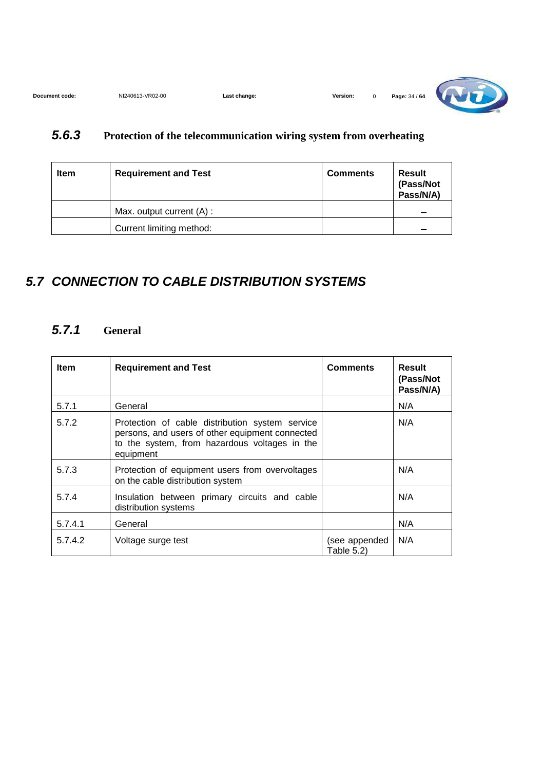### *5.6.3* Protection of the telecommunication wiring system from overheating

| Item | Requirement and Test | Comments | Result (Pass/Not Pass/N/A) |
|---|---|---|---|
| | Max. output current (A) : | | – |
| | Current limiting method: | | – |

## *5.7 CONNECTION TO CABLE DISTRIBUTION SYSTEMS*

### *5.7.1* General

| Item | Requirement and Test | Comments | Result (Pass/Not Pass/N/A) |
|---|---|---|---|
| 5.7.1 | General | | N/A |
| 5.7.2 | Protection of cable distribution system service persons, and users of other equipment connected to the system, from hazardous voltages in the equipment | | N/A |
| 5.7.3 | Protection of equipment users from overvoltages on the cable distribution system | | N/A |
| 5.7.4 | Insulation between primary circuits and cable distribution systems | | N/A |
| 5.7.4.1 | General | | N/A |
| 5.7.4.2 | Voltage surge test | (see appended Table 5.2) | N/A |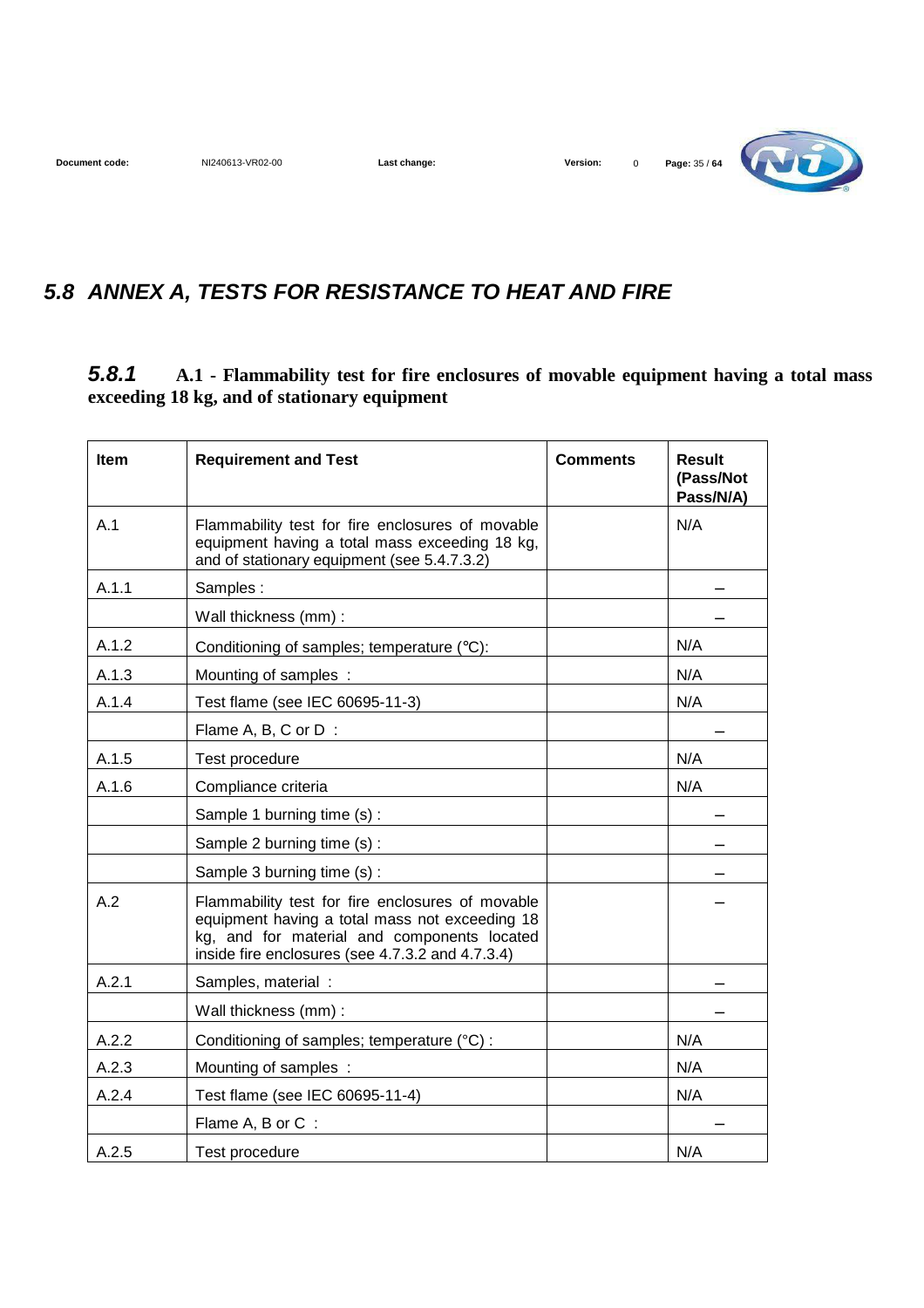## *5.8 ANNEX A, TESTS FOR RESISTANCE TO HEAT AND FIRE*

### *5.8.1* A.1 - Flammability test for fire enclosures of movable equipment having a total mass exceeding 18 kg, and of stationary equipment

| Item | Requirement and Test | Comments | Result (Pass/Not Pass/N/A) |
|---|---|---|---|
| A.1 | Flammability test for fire enclosures of movable equipment having a total mass exceeding 18 kg, and of stationary equipment (see 5.4.7.3.2) | | N/A |
| A.1.1 | Samples : | | – |
| | Wall thickness (mm) : | | – |
| A.1.2 | Conditioning of samples; temperature (°C): | | N/A |
| A.1.3 | Mounting of samples : | | N/A |
| A.1.4 | Test flame (see IEC 60695-11-3) | | N/A |
| | Flame A, B, C or D : | | – |
| A.1.5 | Test procedure | | N/A |
| A.1.6 | Compliance criteria | | N/A |
| | Sample 1 burning time (s) : | | – |
| | Sample 2 burning time (s) : | | – |
| | Sample 3 burning time (s) : | | – |
| A.2 | Flammability test for fire enclosures of movable equipment having a total mass not exceeding 18 kg, and for material and components located inside fire enclosures (see 4.7.3.2 and 4.7.3.4) | | – |
| A.2.1 | Samples, material : | | – |
| | Wall thickness (mm) : | | – |
| A.2.2 | Conditioning of samples; temperature (°C) : | | N/A |
| A.2.3 | Mounting of samples : | | N/A |
| A.2.4 | Test flame (see IEC 60695-11-4) | | N/A |
| | Flame A, B or C : | | – |
| A.2.5 | Test procedure | | N/A |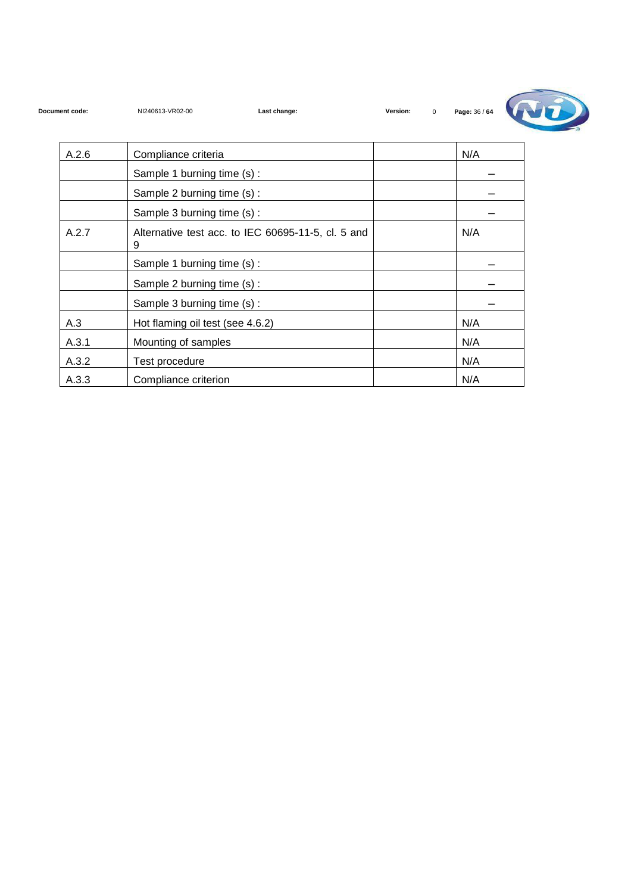| | | | |
|---|---|---|---|
| A.2.6 | Compliance criteria | | N/A |
| | Sample 1 burning time (s) : | | – |
| | Sample 2 burning time (s) : | | – |
| | Sample 3 burning time (s) : | | – |
| A.2.7 | Alternative test acc. to IEC 60695-11-5, cl. 5 and 9 | | N/A |
| | Sample 1 burning time (s) : | | – |
| | Sample 2 burning time (s) : | | – |
| | Sample 3 burning time (s) : | | – |
| A.3 | Hot flaming oil test (see 4.6.2) | | N/A |
| A.3.1 | Mounting of samples | | N/A |
| A.3.2 | Test procedure | | N/A |
| A.3.3 | Compliance criterion | | N/A |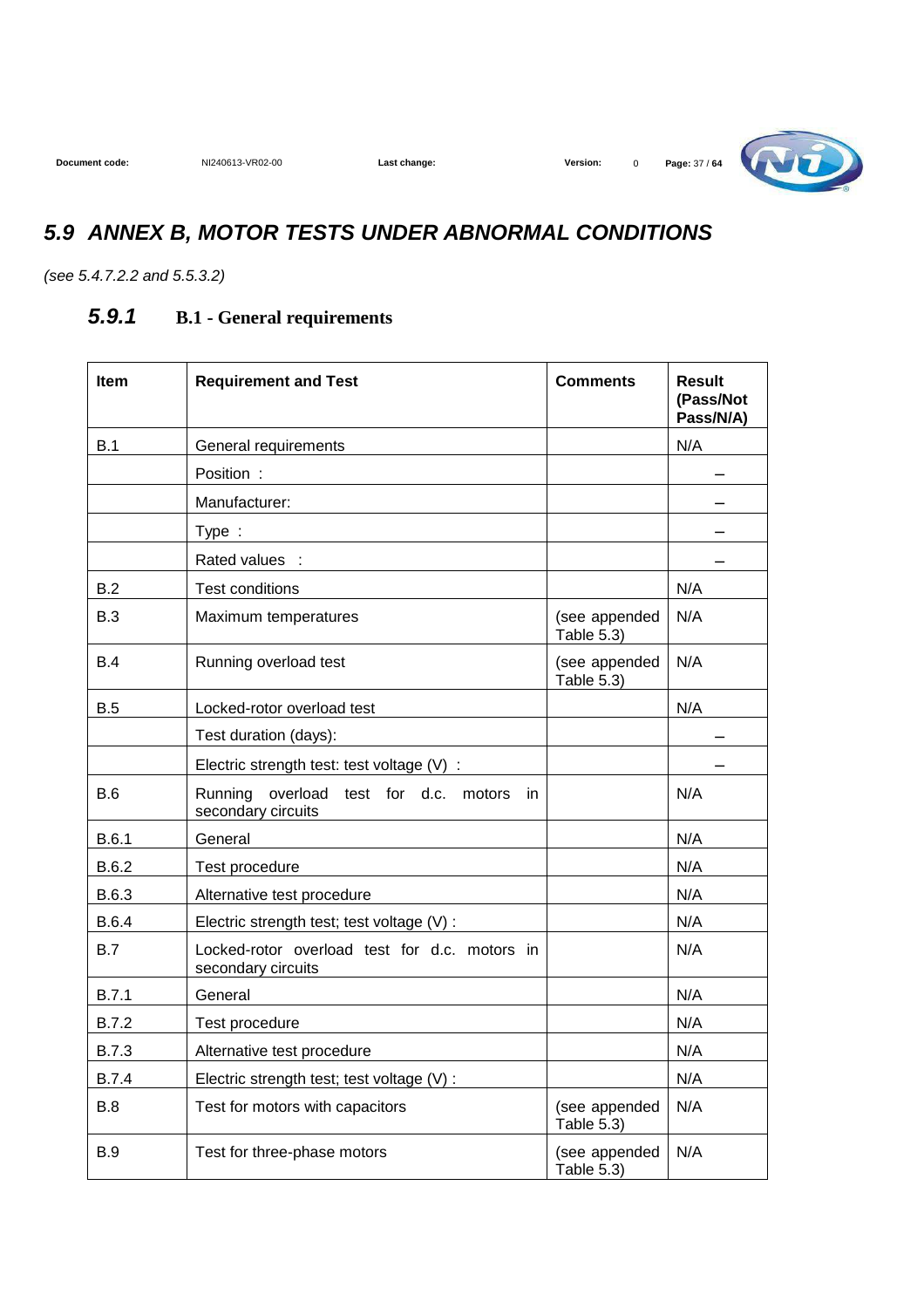## *5.9 ANNEX B, MOTOR TESTS UNDER ABNORMAL CONDITIONS*

*(see 5.4.7.2.2 and 5.5.3.2)*

### *5.9.1* B.1 - General requirements

| Item | Requirement and Test | Comments | Result (Pass/Not Pass/N/A) |
|---|---|---|---|
| B.1 | General requirements | | N/A |
| | Position : | | – |
| | Manufacturer: | | – |
| | Type : | | – |
| | Rated values : | | – |
| B.2 | Test conditions | | N/A |
| B.3 | Maximum temperatures | (see appended Table 5.3) | N/A |
| B.4 | Running overload test | (see appended Table 5.3) | N/A |
| B.5 | Locked-rotor overload test | | N/A |
| | Test duration (days): | | – |
| | Electric strength test: test voltage (V) : | | – |
| B.6 | Running overload test for d.c. motors in secondary circuits | | N/A |
| B.6.1 | General | | N/A |
| B.6.2 | Test procedure | | N/A |
| B.6.3 | Alternative test procedure | | N/A |
| B.6.4 | Electric strength test; test voltage (V) : | | N/A |
| B.7 | Locked-rotor overload test for d.c. motors in secondary circuits | | N/A |
| B.7.1 | General | | N/A |
| B.7.2 | Test procedure | | N/A |
| B.7.3 | Alternative test procedure | | N/A |
| B.7.4 | Electric strength test; test voltage (V) : | | N/A |
| B.8 | Test for motors with capacitors | (see appended Table 5.3) | N/A |
| B.9 | Test for three-phase motors | (see appended Table 5.3) | N/A |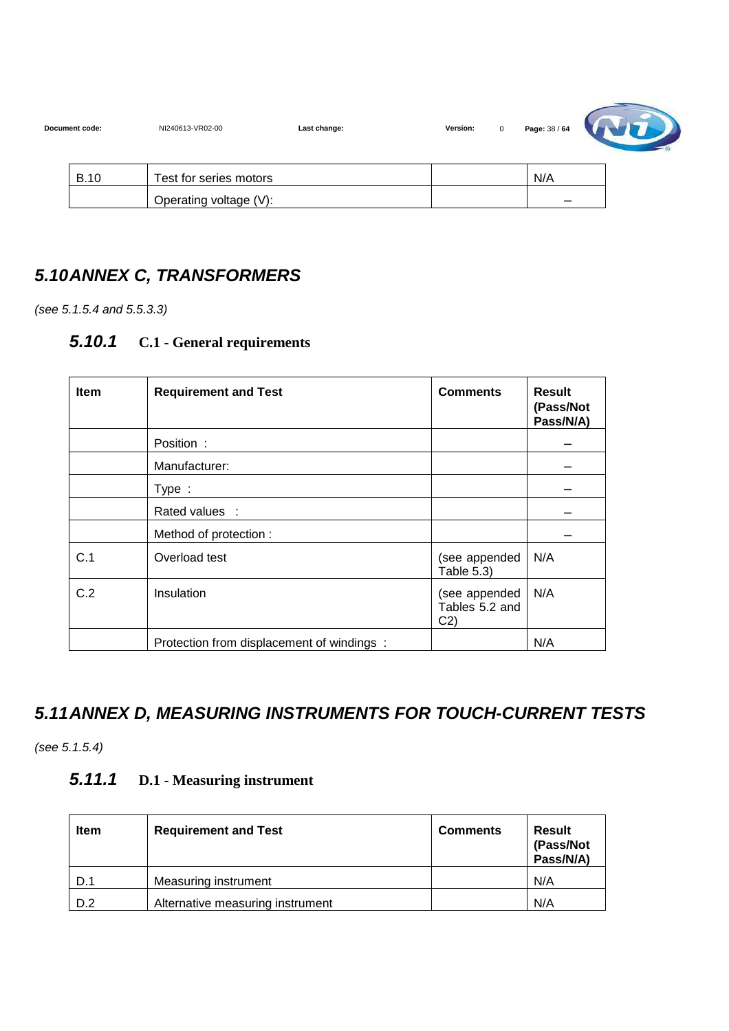| B.10 | Test for series motors | | N/A |
| --- | --- | --- | --- |
| | Operating voltage (V): | | – |

## 5.10 ANNEX C, TRANSFORMERS

*(see 5.1.5.4 and 5.5.3.3)*

### 5.10.1 C.1 - General requirements

| Item | Requirement and Test | Comments | Result (Pass/Not Pass/N/A) |
| --- | --- | --- | --- |
| | Position : | | – |
| | Manufacturer: | | – |
| | Type : | | – |
| | Rated values : | | – |
| | Method of protection : | | – |
| C.1 | Overload test | (see appended Table 5.3) | N/A |
| C.2 | Insulation | (see appended Tables 5.2 and C2) | N/A |
| | Protection from displacement of windings : | | N/A |

## 5.11 ANNEX D, MEASURING INSTRUMENTS FOR TOUCH-CURRENT TESTS

*(see 5.1.5.4)*

### 5.11.1 D.1 - Measuring instrument

| Item | Requirement and Test | Comments | Result (Pass/Not Pass/N/A) |
| --- | --- | --- | --- |
| D.1 | Measuring instrument | | N/A |
| D.2 | Alternative measuring instrument | | N/A |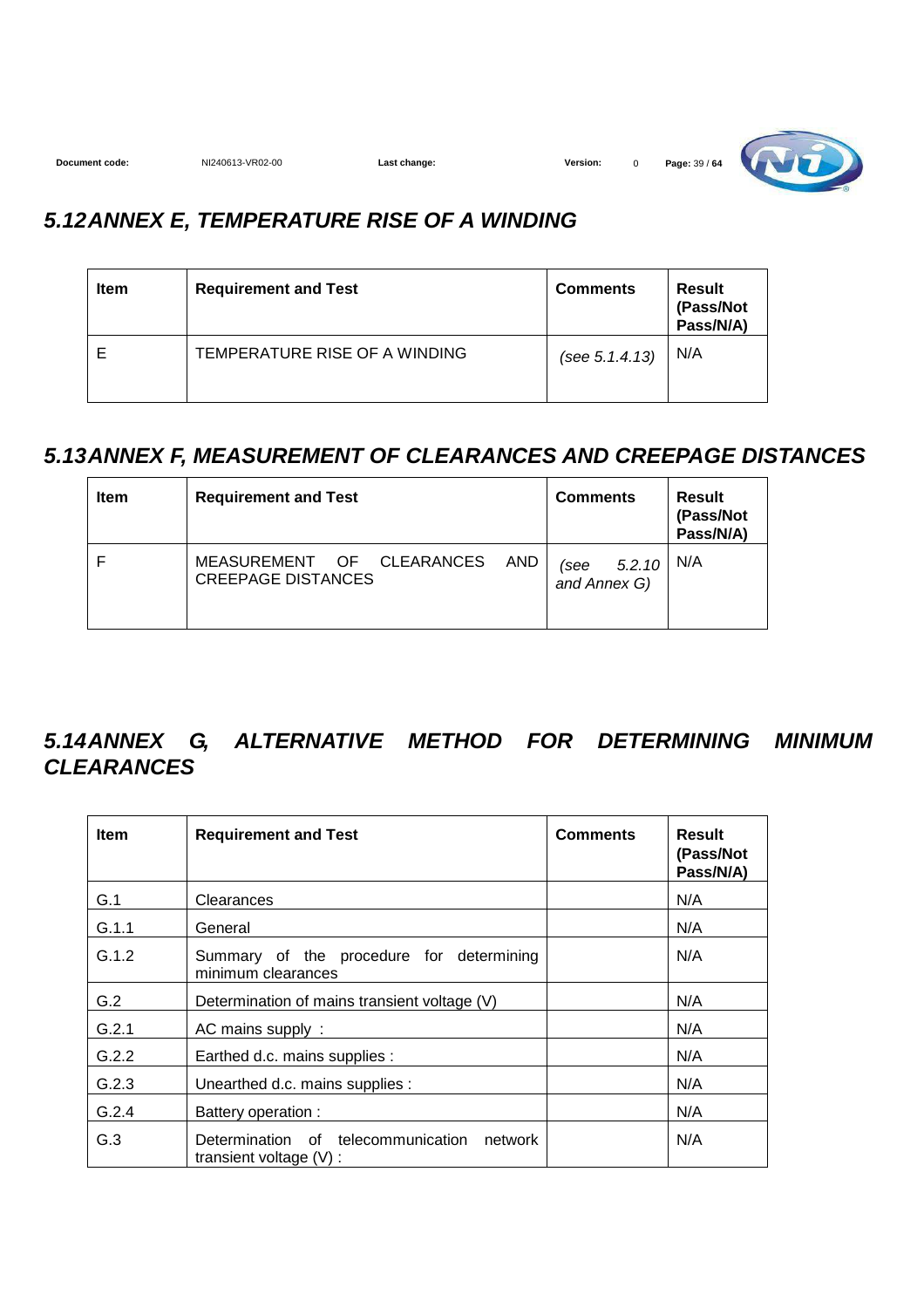## 5.12 ANNEX E, TEMPERATURE RISE OF A WINDING

| Item | Requirement and Test | Comments | Result (Pass/Not Pass/N/A) |
|---|---|---|---|
| E | TEMPERATURE RISE OF A WINDING | *(see 5.1.4.13)* | N/A |

## 5.13 ANNEX F, MEASUREMENT OF CLEARANCES AND CREEPAGE DISTANCES

| Item | Requirement and Test | Comments | Result (Pass/Not Pass/N/A) |
|---|---|---|---|
| F | MEASUREMENT OF CLEARANCES AND CREEPAGE DISTANCES | *(see 5.2.10 and Annex G)* | N/A |

## 5.14 ANNEX G, ALTERNATIVE METHOD FOR DETERMINING MINIMUM CLEARANCES

| Item | Requirement and Test | Comments | Result (Pass/Not Pass/N/A) |
|---|---|---|---|
| G.1 | Clearances | | N/A |
| G.1.1 | General | | N/A |
| G.1.2 | Summary of the procedure for determining minimum clearances | | N/A |
| G.2 | Determination of mains transient voltage (V) | | N/A |
| G.2.1 | AC mains supply : | | N/A |
| G.2.2 | Earthed d.c. mains supplies : | | N/A |
| G.2.3 | Unearthed d.c. mains supplies : | | N/A |
| G.2.4 | Battery operation : | | N/A |
| G.3 | Determination of telecommunication network transient voltage (V) : | | N/A |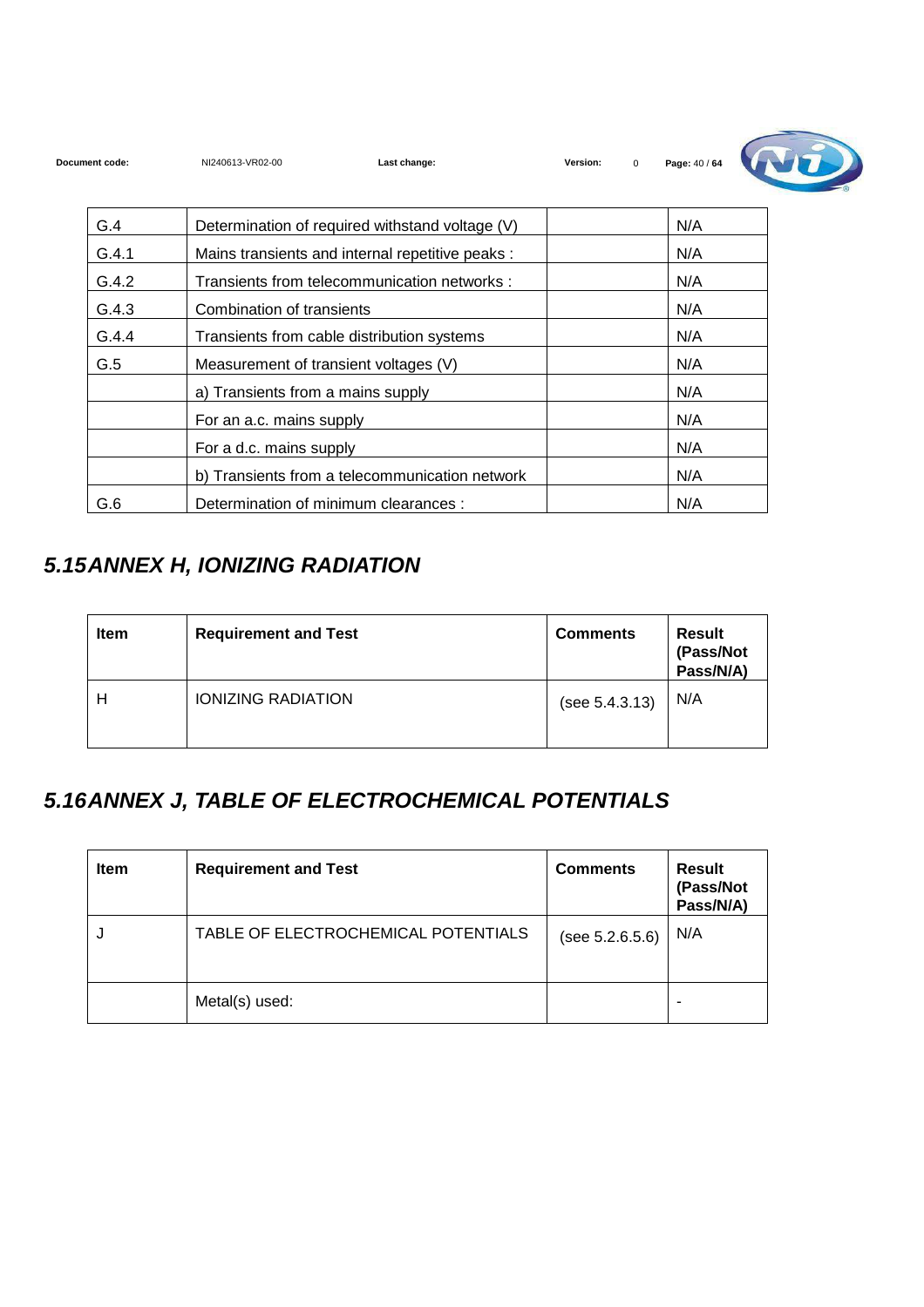| | | | |
|---|---|---|---|
| G.4 | Determination of required withstand voltage (V) | | N/A |
| G.4.1 | Mains transients and internal repetitive peaks : | | N/A |
| G.4.2 | Transients from telecommunication networks : | | N/A |
| G.4.3 | Combination of transients | | N/A |
| G.4.4 | Transients from cable distribution systems | | N/A |
| G.5 | Measurement of transient voltages (V) | | N/A |
| | a) Transients from a mains supply | | N/A |
| | For an a.c. mains supply | | N/A |
| | For a d.c. mains supply | | N/A |
| | b) Transients from a telecommunication network | | N/A |
| G.6 | Determination of minimum clearances : | | N/A |

## *5.15 ANNEX H, IONIZING RADIATION*

| Item | Requirement and Test | Comments | Result (Pass/Not Pass/N/A) |
|---|---|---|---|
| H | IONIZING RADIATION | (see 5.4.3.13) | N/A |

## *5.16 ANNEX J, TABLE OF ELECTROCHEMICAL POTENTIALS*

| Item | Requirement and Test | Comments | Result (Pass/Not Pass/N/A) |
|---|---|---|---|
| J | TABLE OF ELECTROCHEMICAL POTENTIALS | (see 5.2.6.5.6) | N/A |
| | Metal(s) used: | | - |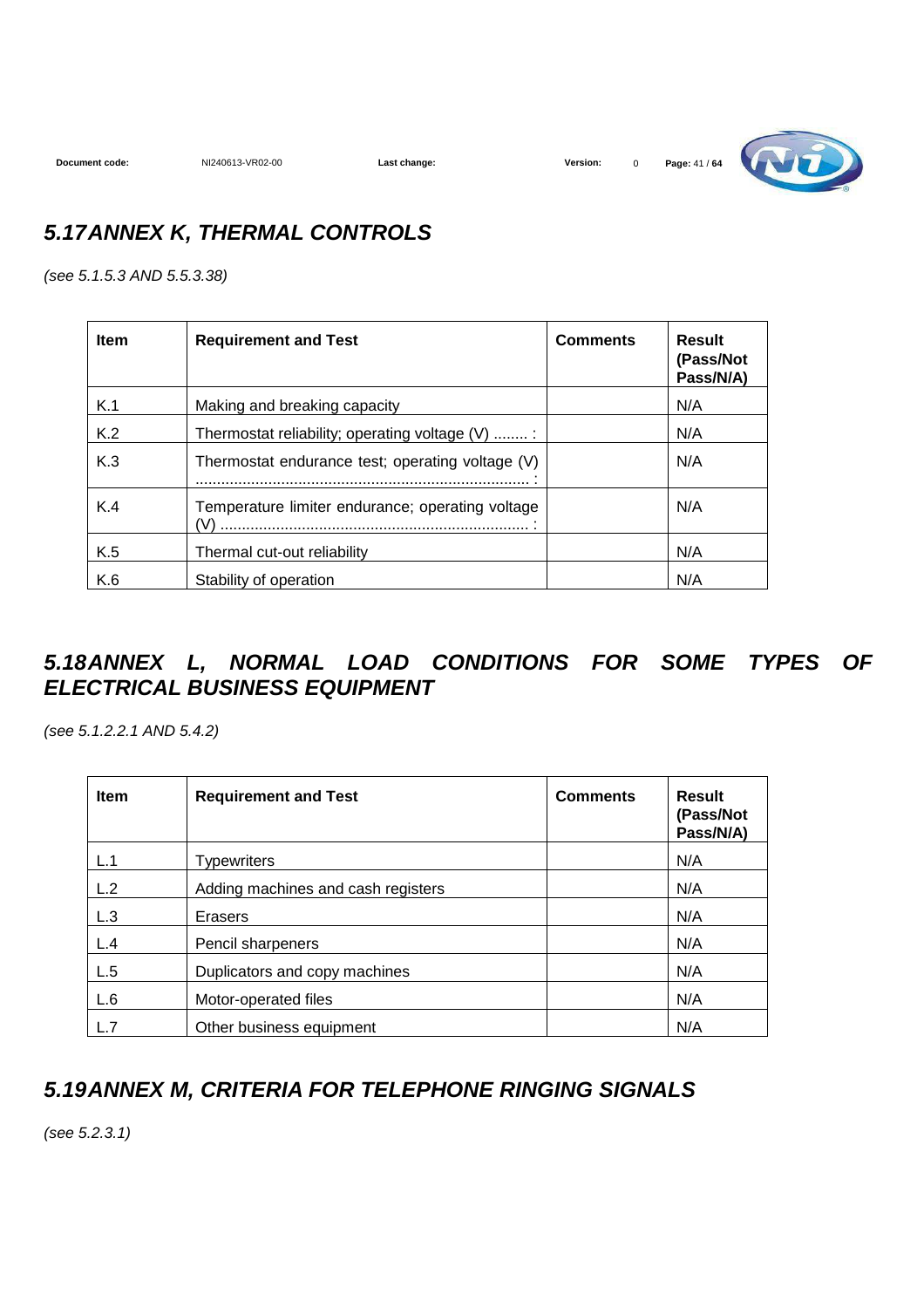## *5.17 ANNEX K, THERMAL CONTROLS*

*(see 5.1.5.3 AND 5.5.3.38)*

| Item | Requirement and Test | Comments | Result (Pass/Not Pass/N/A) |
|---|---|---|---|
| K.1 | Making and breaking capacity | | N/A |
| K.2 | Thermostat reliability; operating voltage (V) ........ : | | N/A |
| K.3 | Thermostat endurance test; operating voltage (V) ............................................................................... : | | N/A |
| K.4 | Temperature limiter endurance; operating voltage (V) ........................................................................ : | | N/A |
| K.5 | Thermal cut-out reliability | | N/A |
| K.6 | Stability of operation | | N/A |

## *5.18 ANNEX L, NORMAL LOAD CONDITIONS FOR SOME TYPES OF ELECTRICAL BUSINESS EQUIPMENT*

*(see 5.1.2.2.1 AND 5.4.2)*

| Item | Requirement and Test | Comments | Result (Pass/Not Pass/N/A) |
|---|---|---|---|
| L.1 | Typewriters | | N/A |
| L.2 | Adding machines and cash registers | | N/A |
| L.3 | Erasers | | N/A |
| L.4 | Pencil sharpeners | | N/A |
| L.5 | Duplicators and copy machines | | N/A |
| L.6 | Motor-operated files | | N/A |
| L.7 | Other business equipment | | N/A |

## *5.19 ANNEX M, CRITERIA FOR TELEPHONE RINGING SIGNALS*

*(see 5.2.3.1)*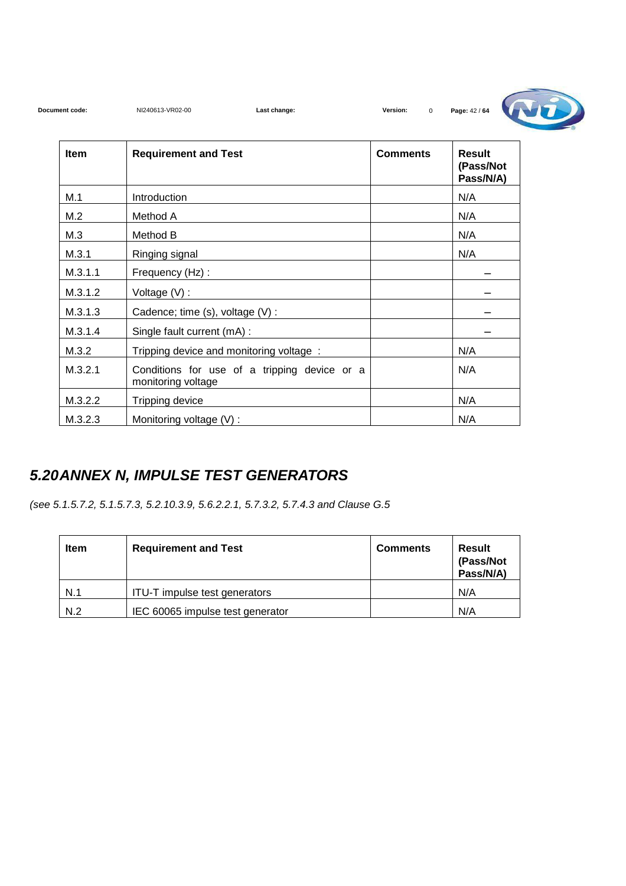| Item | Requirement and Test | Comments | Result (Pass/Not Pass/N/A) |
|---|---|---|---|
| M.1 | Introduction | | N/A |
| M.2 | Method A | | N/A |
| M.3 | Method B | | N/A |
| M.3.1 | Ringing signal | | N/A |
| M.3.1.1 | Frequency (Hz) : | | – |
| M.3.1.2 | Voltage (V) : | | – |
| M.3.1.3 | Cadence; time (s), voltage (V) : | | – |
| M.3.1.4 | Single fault current (mA) : | | – |
| M.3.2 | Tripping device and monitoring voltage : | | N/A |
| M.3.2.1 | Conditions for use of a tripping device or a monitoring voltage | | N/A |
| M.3.2.2 | Tripping device | | N/A |
| M.3.2.3 | Monitoring voltage (V) : | | N/A |

## *5.20 ANNEX N, IMPULSE TEST GENERATORS*

*(see 5.1.5.7.2, 5.1.5.7.3, 5.2.10.3.9, 5.6.2.2.1, 5.7.3.2, 5.7.4.3 and Clause G.5*

| Item | Requirement and Test | Comments | Result (Pass/Not Pass/N/A) |
|---|---|---|---|
| N.1 | ITU-T impulse test generators | | N/A |
| N.2 | IEC 60065 impulse test generator | | N/A |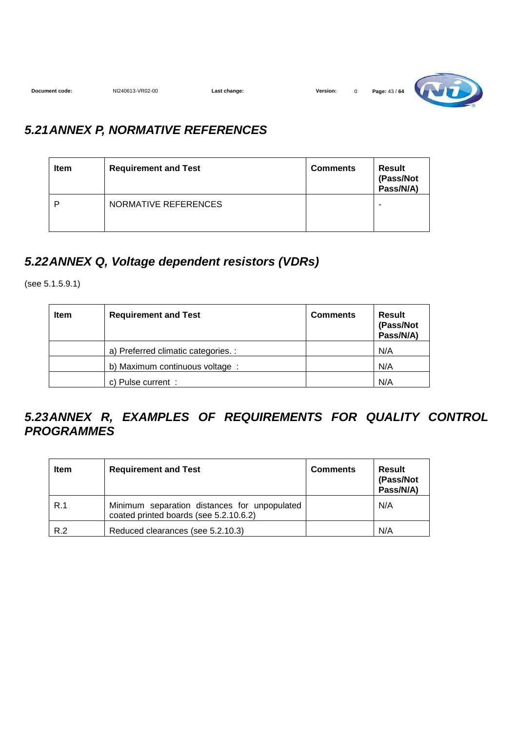## *5.21 ANNEX P, NORMATIVE REFERENCES*

| Item | Requirement and Test | Comments | Result (Pass/Not Pass/N/A) |
|---|---|---|---|
| P | NORMATIVE REFERENCES | | - |

## *5.22 ANNEX Q, Voltage dependent resistors (VDRs)*

(see 5.1.5.9.1)

| Item | Requirement and Test | Comments | Result (Pass/Not Pass/N/A) |
|---|---|---|---|
| | a) Preferred climatic categories. : | | N/A |
| | b) Maximum continuous voltage : | | N/A |
| | c) Pulse current : | | N/A |

## *5.23 ANNEX R, EXAMPLES OF REQUIREMENTS FOR QUALITY CONTROL PROGRAMMES*

| Item | Requirement and Test | Comments | Result (Pass/Not Pass/N/A) |
|---|---|---|---|
| R.1 | Minimum separation distances for unpopulated coated printed boards (see 5.2.10.6.2) | | N/A |
| R.2 | Reduced clearances (see 5.2.10.3) | | N/A |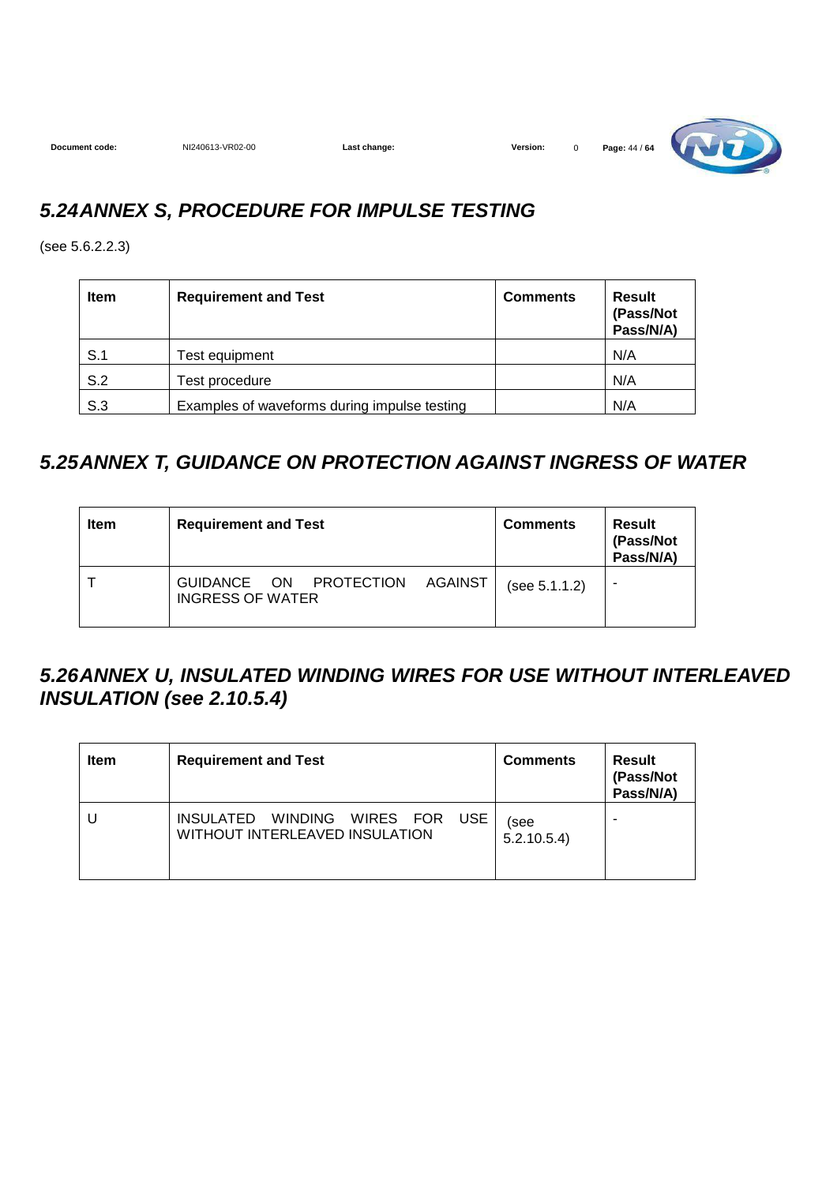## 5.24 ANNEX S, PROCEDURE FOR IMPULSE TESTING

(see 5.6.2.2.3)

| Item | Requirement and Test | Comments | Result (Pass/Not Pass/N/A) |
|---|---|---|---|
| S.1 | Test equipment | | N/A |
| S.2 | Test procedure | | N/A |
| S.3 | Examples of waveforms during impulse testing | | N/A |

## 5.25 ANNEX T, GUIDANCE ON PROTECTION AGAINST INGRESS OF WATER

| Item | Requirement and Test | Comments | Result (Pass/Not Pass/N/A) |
|---|---|---|---|
| T | GUIDANCE ON PROTECTION AGAINST INGRESS OF WATER | (see 5.1.1.2) | - |

## 5.26 ANNEX U, INSULATED WINDING WIRES FOR USE WITHOUT INTERLEAVED INSULATION (see 2.10.5.4)

| Item | Requirement and Test | Comments | Result (Pass/Not Pass/N/A) |
|---|---|---|---|
| U | INSULATED WINDING WIRES FOR USE WITHOUT INTERLEAVED INSULATION | (see 5.2.10.5.4) | - |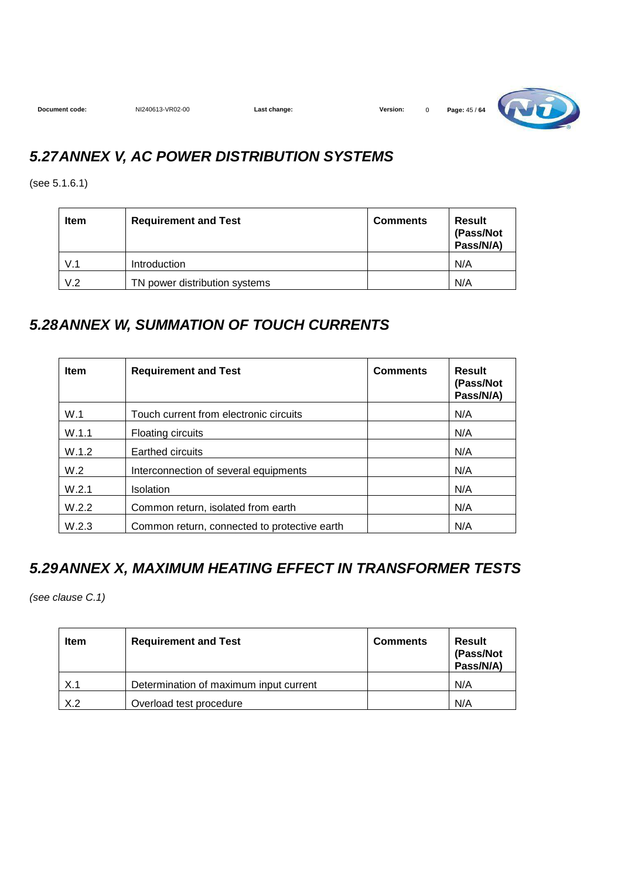## 5.27 ANNEX V, AC POWER DISTRIBUTION SYSTEMS

(see 5.1.6.1)

| Item | Requirement and Test | Comments | Result (Pass/Not Pass/N/A) |
|---|---|---|---|
| V.1 | Introduction | | N/A |
| V.2 | TN power distribution systems | | N/A |

## 5.28 ANNEX W, SUMMATION OF TOUCH CURRENTS

| Item | Requirement and Test | Comments | Result (Pass/Not Pass/N/A) |
|---|---|---|---|
| W.1 | Touch current from electronic circuits | | N/A |
| W.1.1 | Floating circuits | | N/A |
| W.1.2 | Earthed circuits | | N/A |
| W.2 | Interconnection of several equipments | | N/A |
| W.2.1 | Isolation | | N/A |
| W.2.2 | Common return, isolated from earth | | N/A |
| W.2.3 | Common return, connected to protective earth | | N/A |

## 5.29 ANNEX X, MAXIMUM HEATING EFFECT IN TRANSFORMER TESTS

*(see clause C.1)*

| Item | Requirement and Test | Comments | Result (Pass/Not Pass/N/A) |
|---|---|---|---|
| X.1 | Determination of maximum input current | | N/A |
| X.2 | Overload test procedure | | N/A |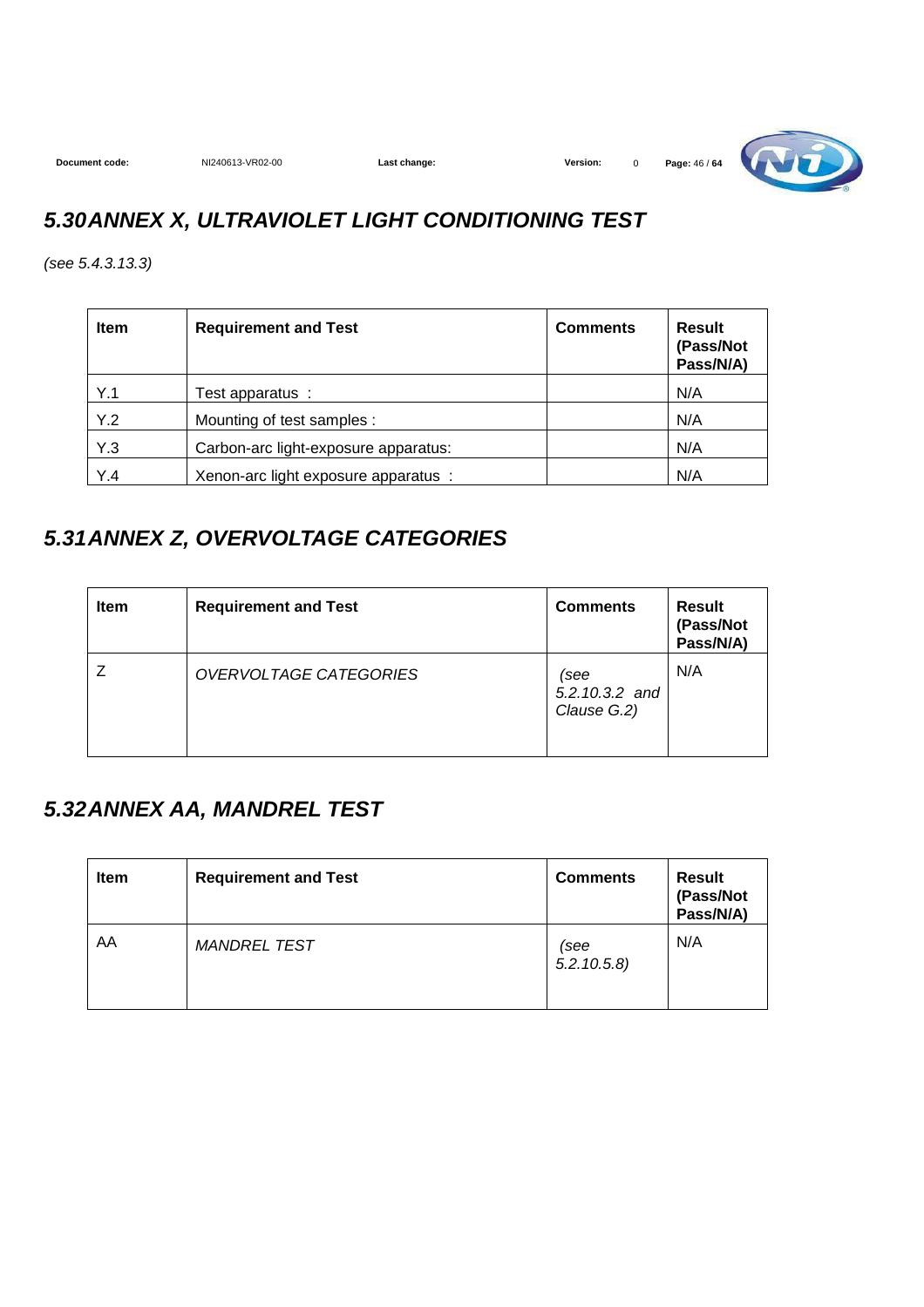## *5.30 ANNEX X, ULTRAVIOLET LIGHT CONDITIONING TEST*

*(see 5.4.3.13.3)*

| Item | Requirement and Test | Comments | Result (Pass/Not Pass/N/A) |
|---|---|---|---|
| Y.1 | Test apparatus : | | N/A |
| Y.2 | Mounting of test samples : | | N/A |
| Y.3 | Carbon-arc light-exposure apparatus: | | N/A |
| Y.4 | Xenon-arc light exposure apparatus : | | N/A |

## *5.31 ANNEX Z, OVERVOLTAGE CATEGORIES*

| Item | Requirement and Test | Comments | Result (Pass/Not Pass/N/A) |
|---|---|---|---|
| Z | *OVERVOLTAGE CATEGORIES* | *(see 5.2.10.3.2 and Clause G.2)* | N/A |

## *5.32 ANNEX AA, MANDREL TEST*

| Item | Requirement and Test | Comments | Result (Pass/Not Pass/N/A) |
|---|---|---|---|
| AA | *MANDREL TEST* | *(see 5.2.10.5.8)* | N/A |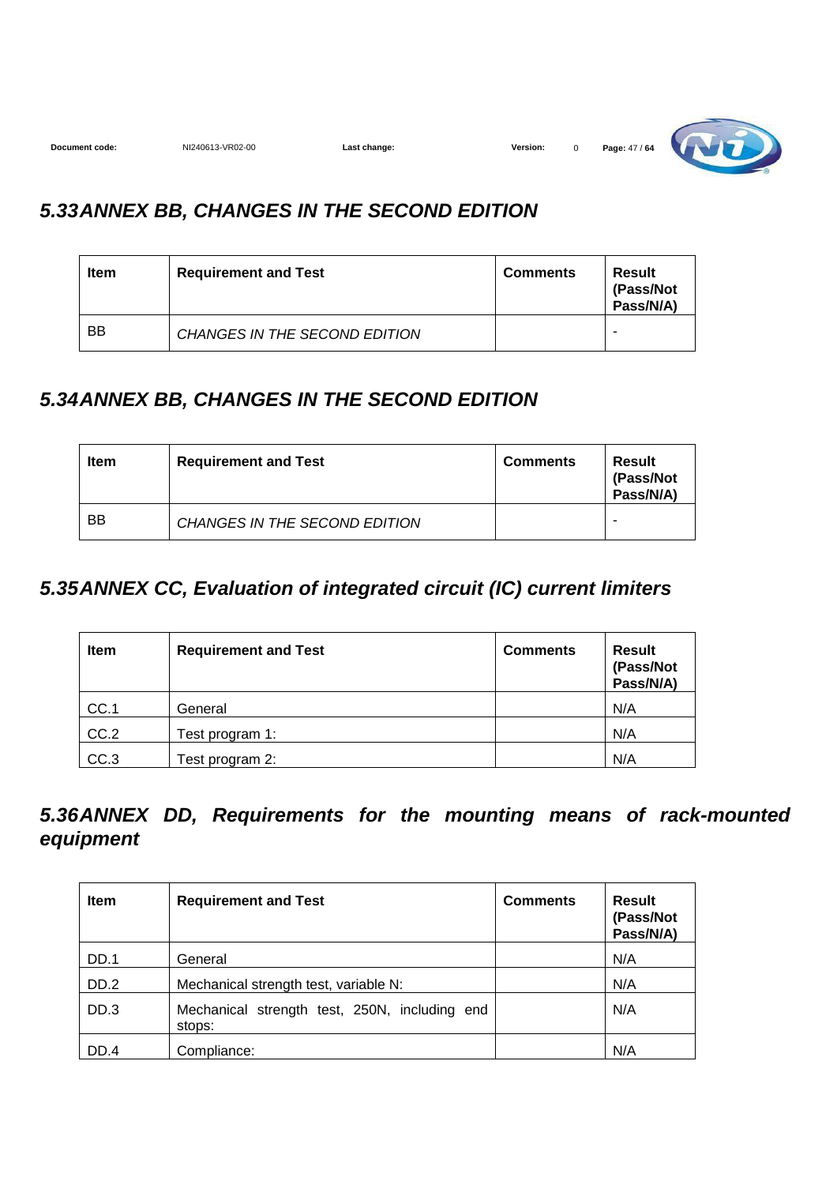## *5.33 ANNEX BB, CHANGES IN THE SECOND EDITION*

| Item | Requirement and Test | Comments | Result (Pass/Not Pass/N/A) |
|---|---|---|---|
| BB | *CHANGES IN THE SECOND EDITION* | | - |

## *5.34 ANNEX BB, CHANGES IN THE SECOND EDITION*

| Item | Requirement and Test | Comments | Result (Pass/Not Pass/N/A) |
|---|---|---|---|
| BB | *CHANGES IN THE SECOND EDITION* | | - |

## *5.35 ANNEX CC, Evaluation of integrated circuit (IC) current limiters*

| Item | Requirement and Test | Comments | Result (Pass/Not Pass/N/A) |
|---|---|---|---|
| CC.1 | General | | N/A |
| CC.2 | Test program 1: | | N/A |
| CC.3 | Test program 2: | | N/A |

## *5.36 ANNEX DD, Requirements for the mounting means of rack-mounted equipment*

| Item | Requirement and Test | Comments | Result (Pass/Not Pass/N/A) |
|---|---|---|---|
| DD.1 | General | | N/A |
| DD.2 | Mechanical strength test, variable N: | | N/A |
| DD.3 | Mechanical strength test, 250N, including end stops: | | N/A |
| DD.4 | Compliance: | | N/A |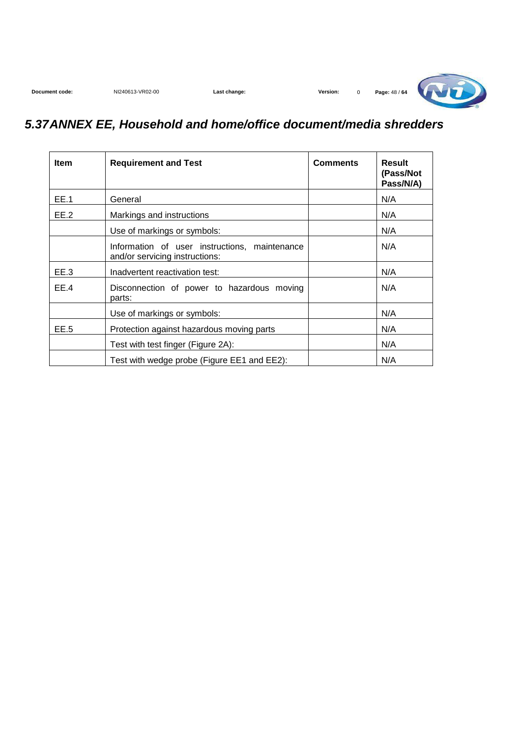## 5.37 ANNEX EE, Household and home/office document/media shredders

| Item | Requirement and Test | Comments | Result (Pass/Not Pass/N/A) |
|---|---|---|---|
| EE.1 | General | | N/A |
| EE.2 | Markings and instructions | | N/A |
| | Use of markings or symbols: | | N/A |
| | Information of user instructions, maintenance and/or servicing instructions: | | N/A |
| EE.3 | Inadvertent reactivation test: | | N/A |
| EE.4 | Disconnection of power to hazardous moving parts: | | N/A |
| | Use of markings or symbols: | | N/A |
| EE.5 | Protection against hazardous moving parts | | N/A |
| | Test with test finger (Figure 2A): | | N/A |
| | Test with wedge probe (Figure EE1 and EE2): | | N/A |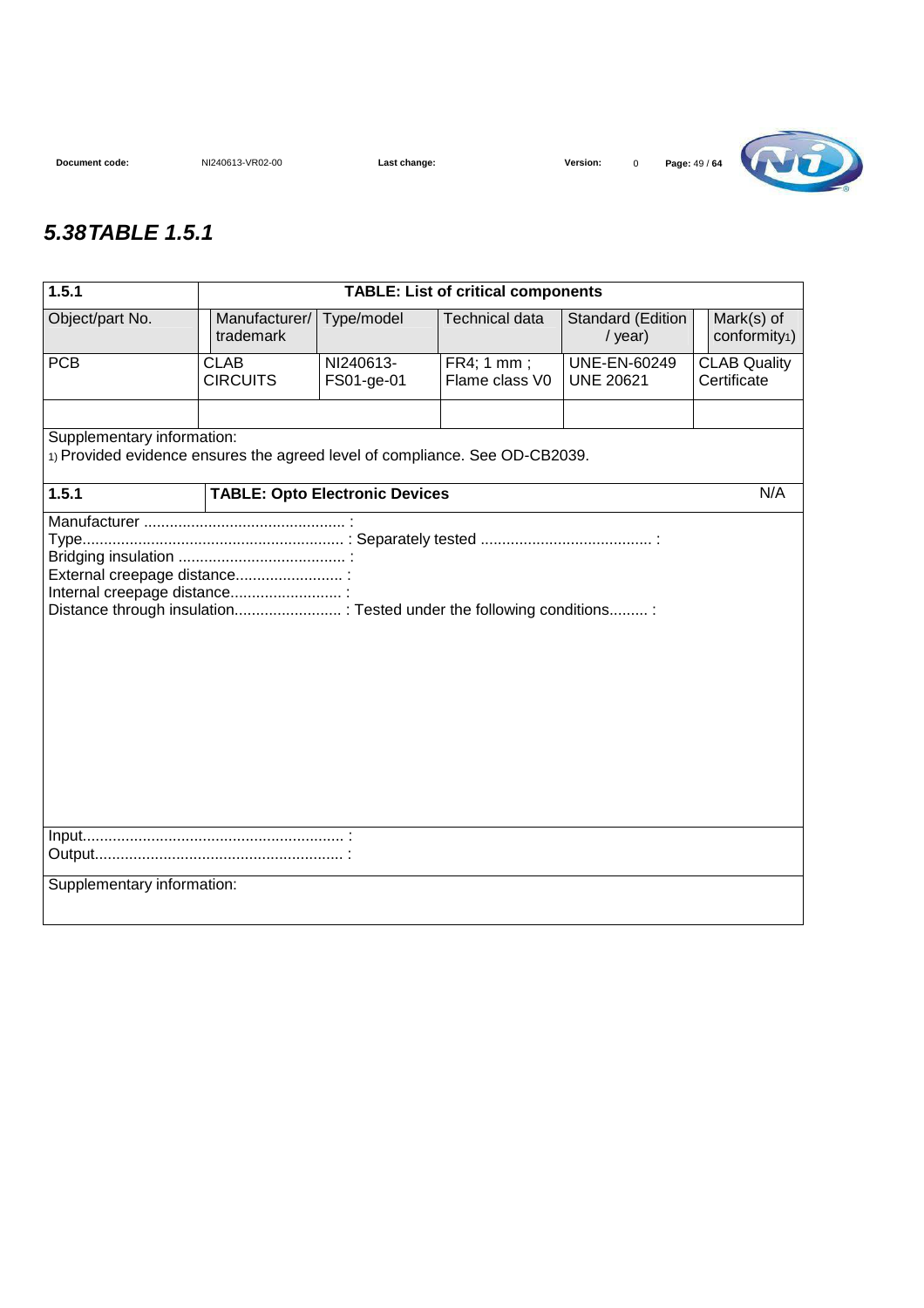## 5.38 TABLE 1.5.1

| 1.5.1 | TABLE: List of critical components | | | | |
|---|---|---|---|---|---|
| Object/part No. | Manufacturer/ trademark | Type/model | Technical data | Standard (Edition / year) | Mark(s) of conformity1) |
| PCB | CLAB CIRCUITS | NI240613-FS01-ge-01 | FR4; 1 mm ; Flame class V0 | UNE-EN-60249 UNE 20621 | CLAB Quality Certificate |
| | | | | | |
| Supplementary information: 1) Provided evidence ensures the agreed level of compliance. See OD-CB2039. | | | | | |

| 1.5.1 | TABLE: Opto Electronic Devices | N/A |
|---|---|---|

Manufacturer ............................................... :
Type............................................................ : Separately tested ........................................ :
Bridging insulation ....................................... :
External creepage distance......................... :
Internal creepage distance.......................... :
Distance through insulation......................... : Tested under the following conditions......... :

Input............................................................ :
Output......................................................... :

Supplementary information: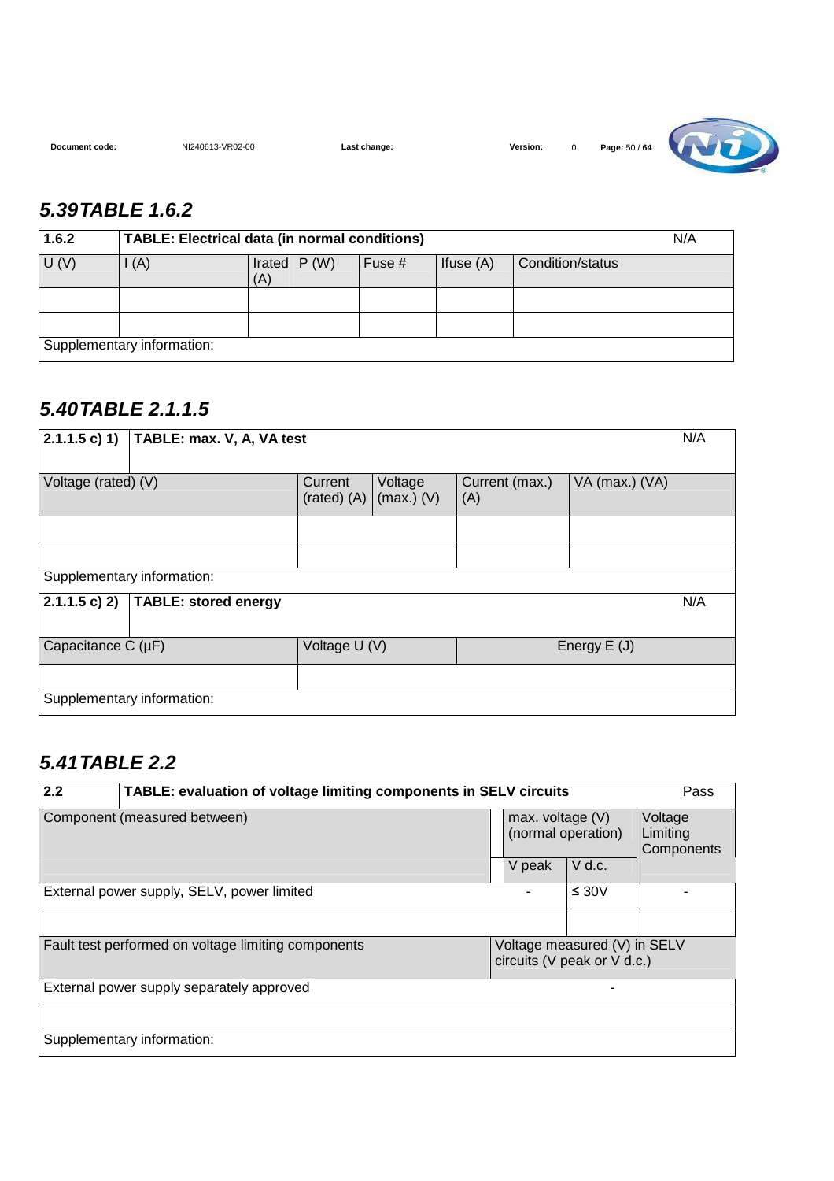## 5.39 TABLE 1.6.2

| 1.6.2 | TABLE: Electrical data (in normal conditions) | | | | | N/A |
|---|---|---|---|---|---|---|
| U (V) | I (A) | Irated (A) | P (W) | Fuse # | Ifuse (A) | Condition/status |
| | | | | | | |
| | | | | | | |
| Supplementary information: | | | | | | |

## 5.40 TABLE 2.1.1.5

| 2.1.1.5 c) 1) | TABLE: max. V, A, VA test | | | | N/A |
|---|---|---|---|---|---|
| Voltage (rated) (V) | | Current (rated) (A) | Voltage (max.) (V) | Current (max.) (A) | VA (max.) (VA) |
| | | | | | |
| | | | | | |
| Supplementary information: | | | | | |

| 2.1.1.5 c) 2) | TABLE: stored energy | | N/A |
|---|---|---|---|
| Capacitance C (µF) | | Voltage U (V) | Energy E (J) |
| | | | |
| Supplementary information: | | | |

## 5.41 TABLE 2.2

| 2.2 | TABLE: evaluation of voltage limiting components in SELV circuits | | | Pass |
|---|---|---|---|---|
| Component (measured between) | | max. voltage (V) (normal operation) | | Voltage Limiting Components |
| | | V peak | V d.c. | |
| External power supply, SELV, power limited | | - | ≤ 30V | - |
| | | | | |
| Fault test performed on voltage limiting components | | Voltage measured (V) in SELV circuits (V peak or V d.c.) | | |
| External power supply separately approved | | - | | |
| | | | | |
| Supplementary information: | | | | |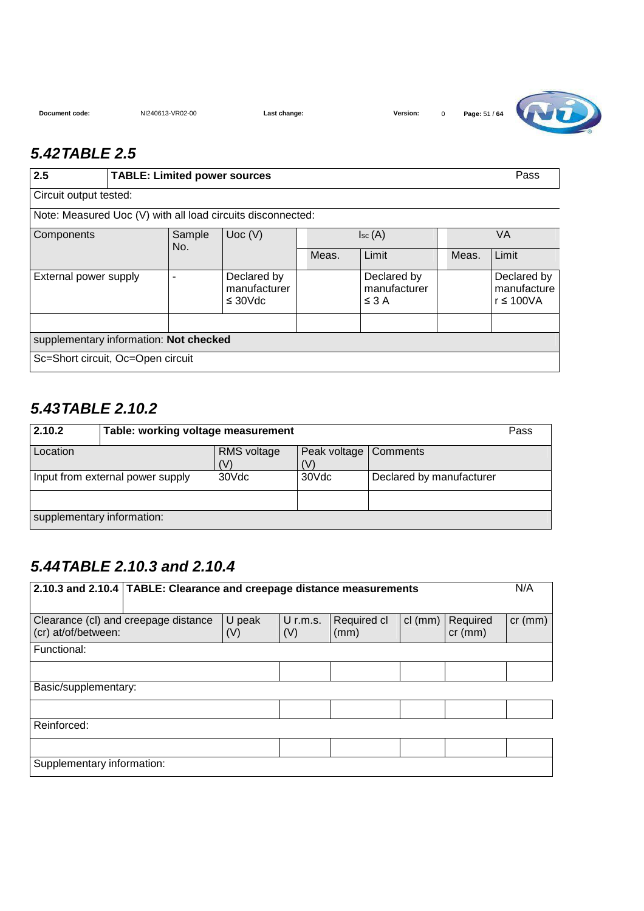## 5.42 TABLE 2.5

| 2.5 | TABLE: Limited power sources | | | | | | Pass |
|---|---|---|---|---|---|---|---|
| Circuit output tested: | | | | | | | |
| Note: Measured Uoc (V) with all load circuits disconnected: | | | | | | | |
| Components | Sample No. | Uoc (V) | $I_{sc}$ (A) | | VA | | |
| | | | Meas. | Limit | Meas. | Limit | |
| External power supply | - | Declared by manufacturer ≤ 30Vdc | | Declared by manufacturer ≤ 3 A | | Declared by manufacturer ≤ 100VA | |
| | | | | | | | |
| supplementary information: **Not checked** | | | | | | | |
| Sc=Short circuit, Oc=Open circuit | | | | | | | |

## 5.43 TABLE 2.10.2

| 2.10.2 | Table: working voltage measurement | | | Pass |
|---|---|---|---|---|
| Location | RMS voltage (V) | Peak voltage (V) | Comments | |
| Input from external power supply | 30Vdc | 30Vdc | Declared by manufacturer | |
| | | | | |
| supplementary information: | | | | |

## 5.44 TABLE 2.10.3 and 2.10.4

| 2.10.3 and 2.10.4 | TABLE: Clearance and creepage distance measurements | | | | | | N/A |
|---|---|---|---|---|---|---|---|
| Clearance (cl) and creepage distance (cr) at/of/between: | U peak (V) | U r.m.s. (V) | Required cl (mm) | cl (mm) | Required cr (mm) | cr (mm) | |
| Functional: | | | | | | | |
| | | | | | | | |
| Basic/supplementary: | | | | | | | |
| | | | | | | | |
| Reinforced: | | | | | | | |
| | | | | | | | |
| Supplementary information: | | | | | | | |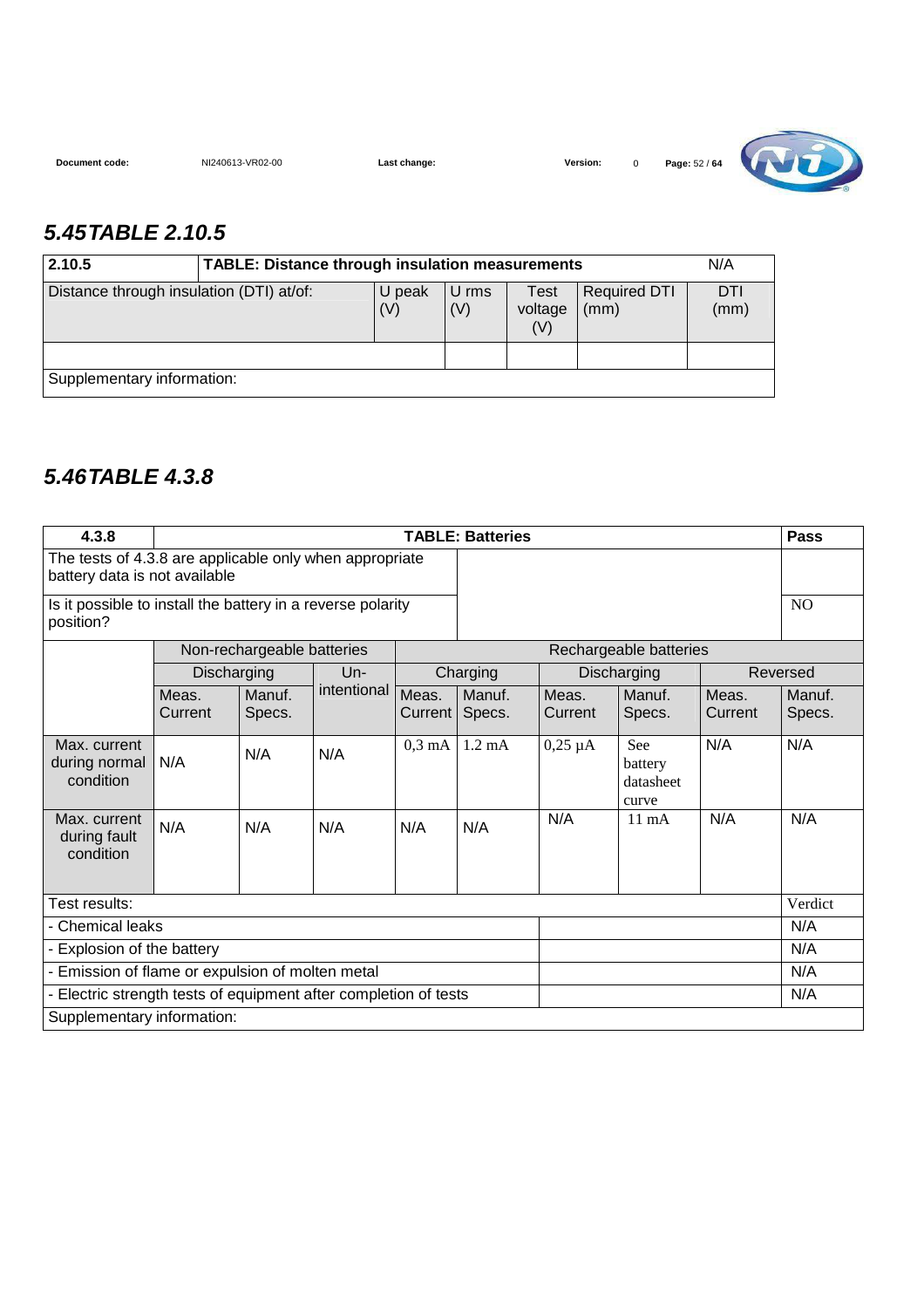## 5.45 TABLE 2.10.5

| 2.10.5 | TABLE: Distance through insulation measurements | | | | | N/A |
|---|---|---|---|---|---|---|
| Distance through insulation (DTI) at/of: | | U peak (V) | U rms (V) | Test voltage (V) | Required DTI (mm) | DTI (mm) |
| | | | | | | |
| Supplementary information: | | | | | | |

## 5.46 TABLE 4.3.8

| 4.3.8 | TABLE: Batteries | | | | | | | | | Pass |
|---|---|---|---|---|---|---|---|---|---|---|
| The tests of 4.3.8 are applicable only when appropriate battery data is not available | | | | | | | | | | |
| Is it possible to install the battery in a reverse polarity position? | | | | | | | | | | NO |
| | Non-rechargeable batteries | | | Rechargeable batteries | | | | | | |
| | Discharging | | Un-intentional | Charging | | Discharging | | Reversed | | |
| | Meas. Current | Manuf. Specs. | | Meas. Current | Manuf. Specs. | Meas. Current | Manuf. Specs. | Meas. Current | Manuf. Specs. | |
| Max. current during normal condition | N/A | N/A | N/A | 0,3 mA | 1.2 mA | 0,25 µA | See battery datasheet curve | N/A | N/A | |
| Max. current during fault condition | N/A | N/A | N/A | N/A | N/A | N/A | 11 mA | N/A | N/A | |
| Test results: | | | | | | | | | | Verdict |
| - Chemical leaks | | | | | | | | | | N/A |
| - Explosion of the battery | | | | | | | | | | N/A |
| - Emission of flame or expulsion of molten metal | | | | | | | | | | N/A |
| - Electric strength tests of equipment after completion of tests | | | | | | | | | | N/A |
| Supplementary information: | | | | | | | | | | |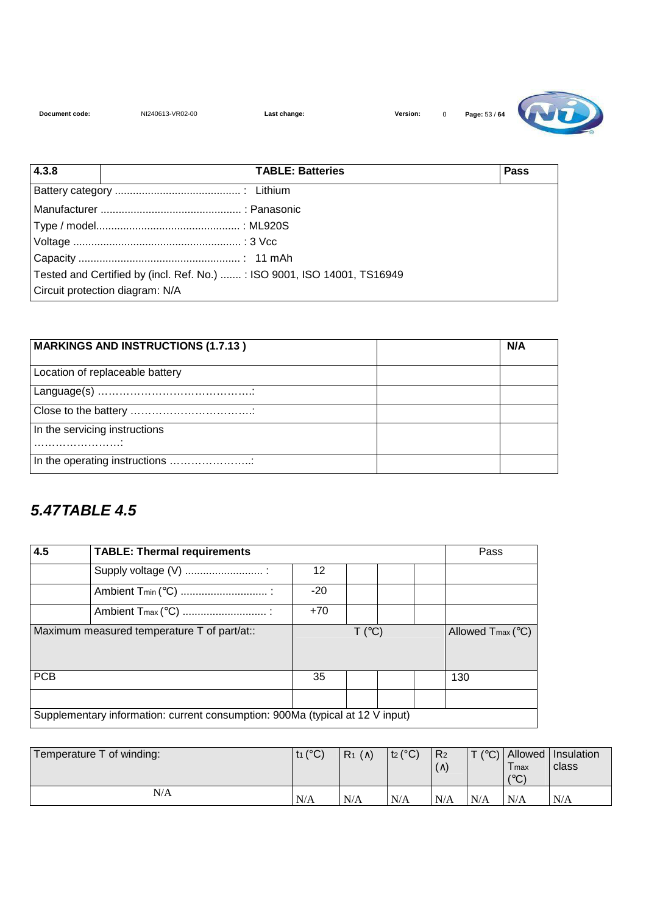| 4.3.8 | TABLE: Batteries | Pass |
|---|---|---|
| Battery category ......................................... : Lithium | | |
| Manufacturer .............................................. : Panasonic | | |
| Type / model............................................... : ML920S | | |
| Voltage ....................................................... : 3 Vcc | | |
| Capacity ..................................................... : 11 mAh | | |
| Tested and Certified by (incl. Ref. No.) ....... : ISO 9001, ISO 14001, TS16949 | | |
| Circuit protection diagram: N/A | | |

| MARKINGS AND INSTRUCTIONS (1.7.13 ) | | N/A |
|---|---|---|
| Location of replaceable battery | | |
| Language(s) ……………………………………: | | |
| Close to the battery ……………………………: | | |
| In the servicing instructions …………………….: | | |
| In the operating instructions …………………..: | | |

## *5.47TABLE 4.5*

| 4.5 | TABLE: Thermal requirements | | | | | Pass |
|---|---|---|---|---|---|---|
| | Supply voltage (V) ......................... : | 12 | | | | |
| | Ambient $T_{min}$ (°C) ............................ : | -20 | | | | |
| | Ambient $T_{max}$ (°C) ........................... : | +70 | | | | |
| Maximum measured temperature T of part/at:: | | T (°C) | | | | Allowed $T_{max}$ (°C) |
| PCB | | 35 | | | | 130 |
| | | | | | | |
| Supplementary information: current consumption: 900Ma (typical at 12 V input) | | | | | | |

| Temperature T of winding: | $t_1$ (°C) | $R_1$ (Λ) | $t_2$ (°C) | $R_2$ (Λ) | T (°C) | Allowed $T_{max}$ (°C) | Insulation class |
|---|---|---|---|---|---|---|---|
| N/A | N/A | N/A | N/A | N/A | N/A | N/A | N/A |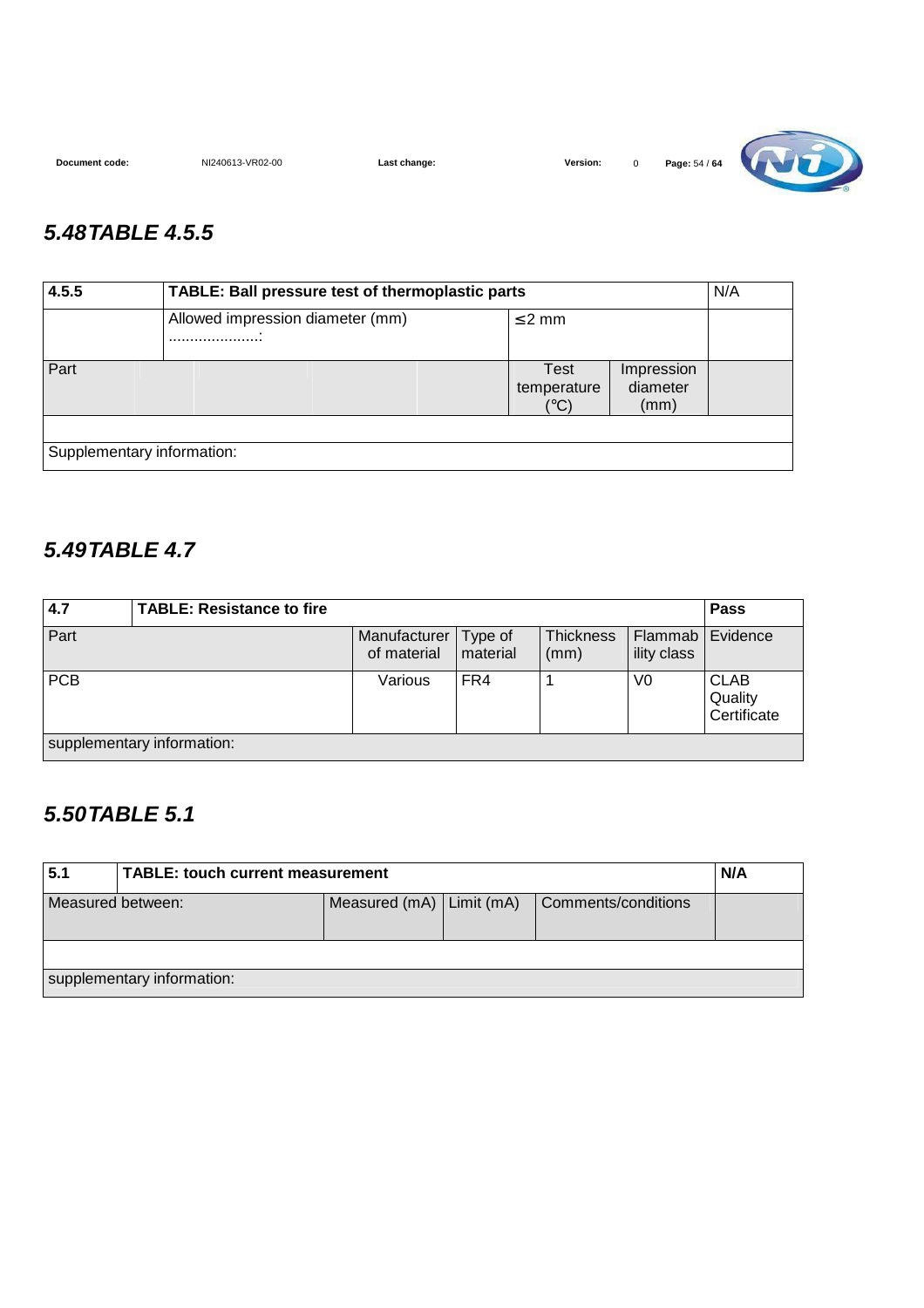## 5.48 TABLE 4.5.5

| 4.5.5 | TABLE: Ball pressure test of thermoplastic parts | | | N/A |
|---|---|---|---|---|
| | Allowed impression diameter (mm) ......................: | ≤ 2 mm | | |
| Part | | Test temperature (°C) | Impression diameter (mm) | |
| | | | | |
| Supplementary information: | | | | |

## 5.49 TABLE 4.7

| 4.7 | TABLE: Resistance to fire | | | | | Pass |
|---|---|---|---|---|---|---|
| Part | | Manufacturer of material | Type of material | Thickness (mm) | Flammability class | Evidence |
| PCB | | Various | FR4 | 1 | V0 | CLAB Quality Certificate |
| supplementary information: | | | | | | |

## 5.50 TABLE 5.1

| 5.1 | TABLE: touch current measurement | | | | N/A |
|---|---|---|---|---|---|
| Measured between: | | Measured (mA) | Limit (mA) | Comments/conditions | |
| | | | | | |
| supplementary information: | | | | | |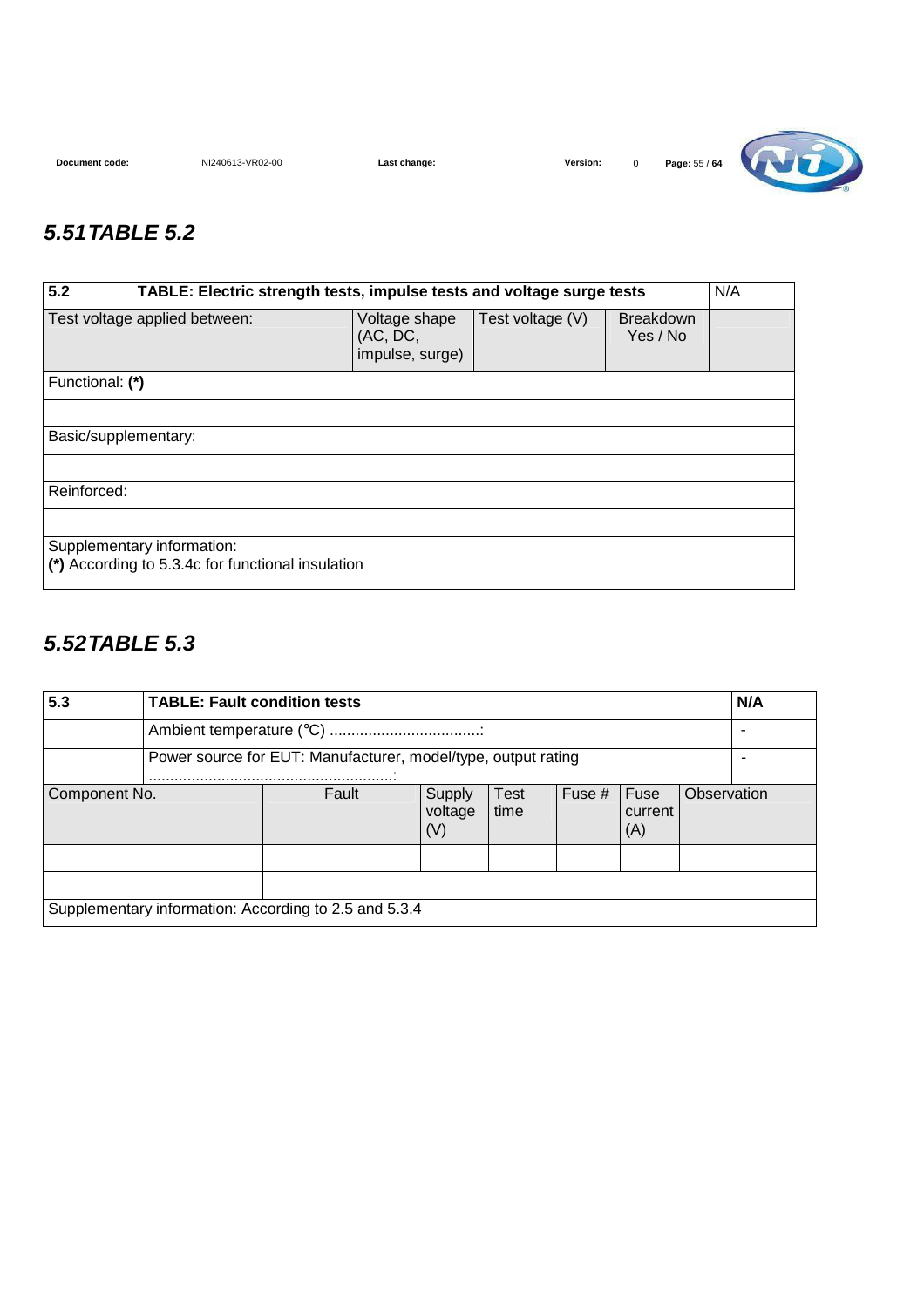## *5.51 TABLE 5.2*

| 5.2 | TABLE: Electric strength tests, impulse tests and voltage surge tests | | | | N/A |
|---|---|---|---|---|---|
| Test voltage applied between: | | Voltage shape (AC, DC, impulse, surge) | Test voltage (V) | Breakdown Yes / No | |
| Functional: **(*)** | | | | | |
| | | | | | |
| Basic/supplementary: | | | | | |
| | | | | | |
| Reinforced: | | | | | |
| | | | | | |
| Supplementary information: **(*)** According to 5.3.4c for functional insulation | | | | | |

## *5.52 TABLE 5.3*

| 5.3 | TABLE: Fault condition tests | | | | | | N/A |
|---|---|---|---|---|---|---|---|
| | Ambient temperature (°C) ...................................: | | | | | | - |
| | Power source for EUT: Manufacturer, model/type, output rating ..........................................................: | | | | | | - |
| Component No. | Fault | Supply voltage (V) | Test time | Fuse # | Fuse current (A) | Observation | |
| | | | | | | | |
| | | | | | | | |
| Supplementary information: According to 2.5 and 5.3.4 | | | | | | | |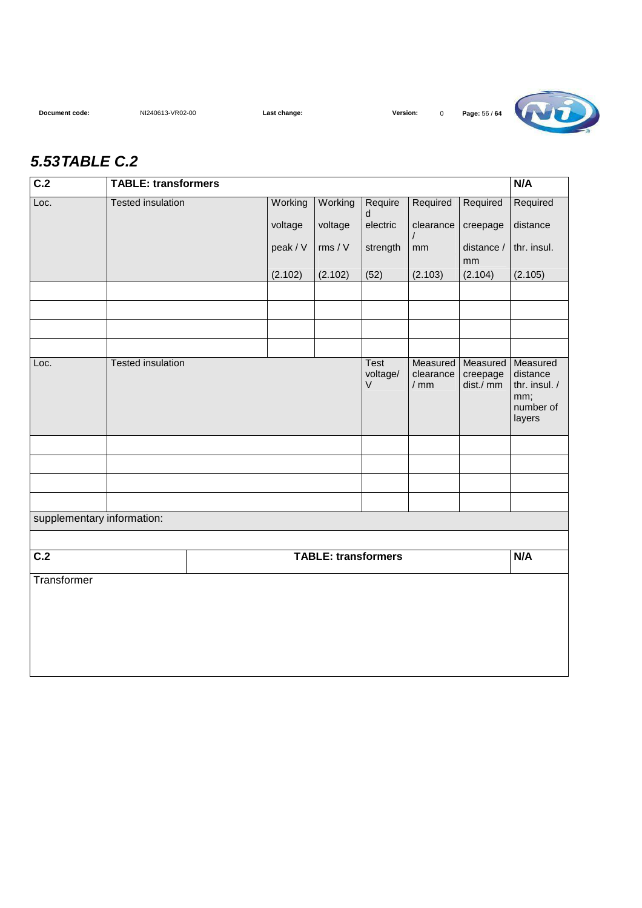## *5.53TABLE C.2*

| C.2 | TABLE: transformers | | | | | | N/A |
|---|---|---|---|---|---|---|---|
| Loc. | Tested insulation | Working voltage peak / V (2.102) | Working voltage rms / V (2.102) | Required electric strength (52) | Required clearance / mm (2.103) | Required creepage distance / mm (2.104) | Required distance thr. insul. (2.105) |
| | | | | | | | |
| | | | | | | | |
| | | | | | | | |
| | | | | | | | |
| Loc. | Tested insulation | | | Test voltage/ V | Measured clearance / mm | Measured creepage dist./ mm | Measured distance thr. insul. / mm; number of layers |
| | | | | | | | |
| | | | | | | | |
| | | | | | | | |
| | | | | | | | |
| supplementary information: | | | | | | | |

| C.2 | TABLE: transformers | N/A |
|---|---|---|
| Transformer | | |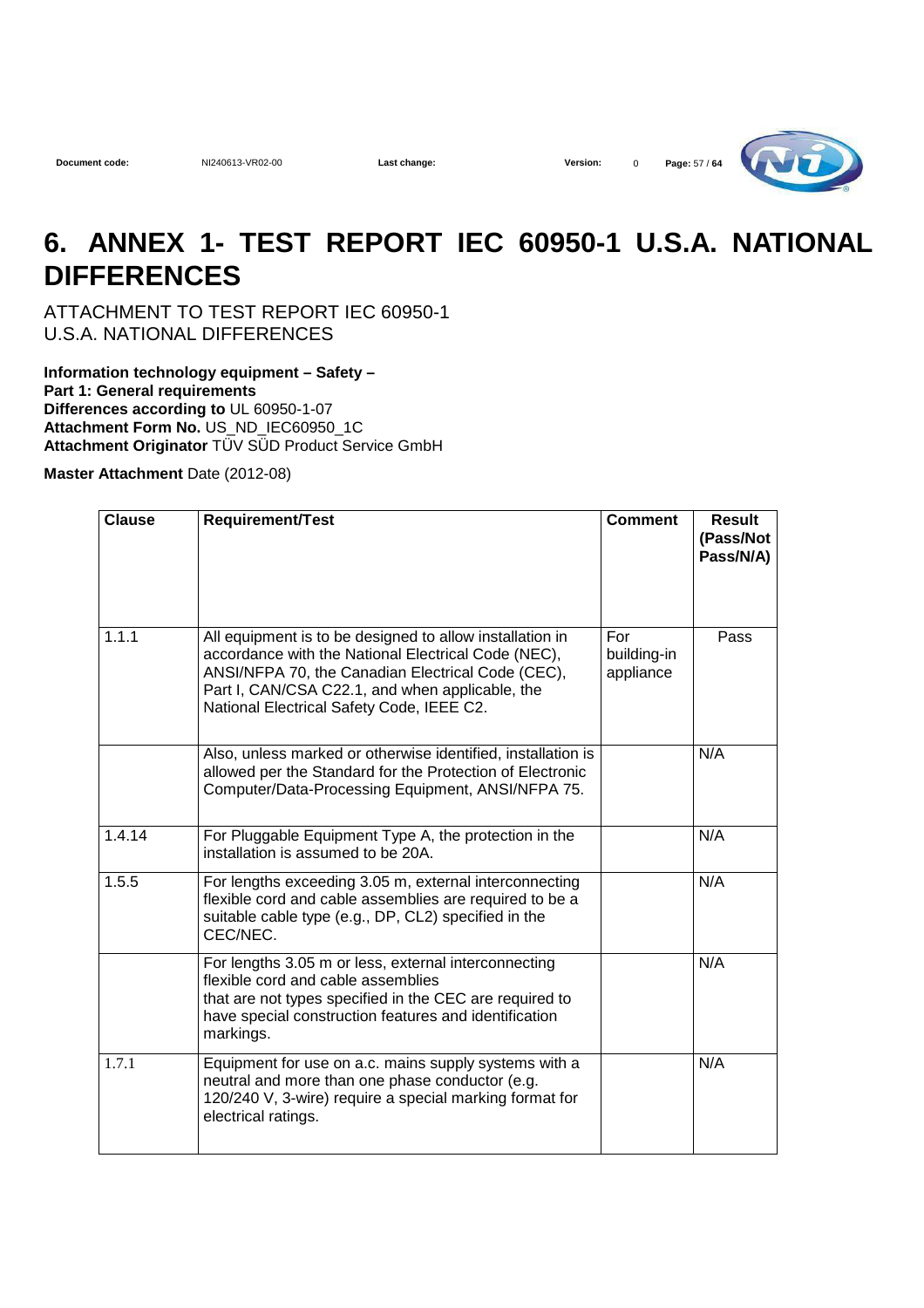# 6. ANNEX 1- TEST REPORT IEC 60950-1 U.S.A. NATIONAL DIFFERENCES

ATTACHMENT TO TEST REPORT IEC 60950-1
U.S.A. NATIONAL DIFFERENCES

**Information technology equipment – Safety –**
**Part 1: General requirements**
**Differences according to** UL 60950-1-07
**Attachment Form No.** US_ND_IEC60950_1C
**Attachment Originator** TÜV SÜD Product Service GmbH

**Master Attachment** Date (2012-08)

| Clause | Requirement/Test | Comment | Result (Pass/Not Pass/N/A) |
|---|---|---|---|
| 1.1.1 | All equipment is to be designed to allow installation in accordance with the National Electrical Code (NEC), ANSI/NFPA 70, the Canadian Electrical Code (CEC), Part I, CAN/CSA C22.1, and when applicable, the National Electrical Safety Code, IEEE C2. | For building-in appliance | Pass |
| | Also, unless marked or otherwise identified, installation is allowed per the Standard for the Protection of Electronic Computer/Data-Processing Equipment, ANSI/NFPA 75. | | N/A |
| 1.4.14 | For Pluggable Equipment Type A, the protection in the installation is assumed to be 20A. | | N/A |
| 1.5.5 | For lengths exceeding 3.05 m, external interconnecting flexible cord and cable assemblies are required to be a suitable cable type (e.g., DP, CL2) specified in the CEC/NEC. | | N/A |
| | For lengths 3.05 m or less, external interconnecting flexible cord and cable assemblies that are not types specified in the CEC are required to have special construction features and identification markings. | | N/A |
| 1.7.1 | Equipment for use on a.c. mains supply systems with a neutral and more than one phase conductor (e.g. 120/240 V, 3-wire) require a special marking format for electrical ratings. | | N/A |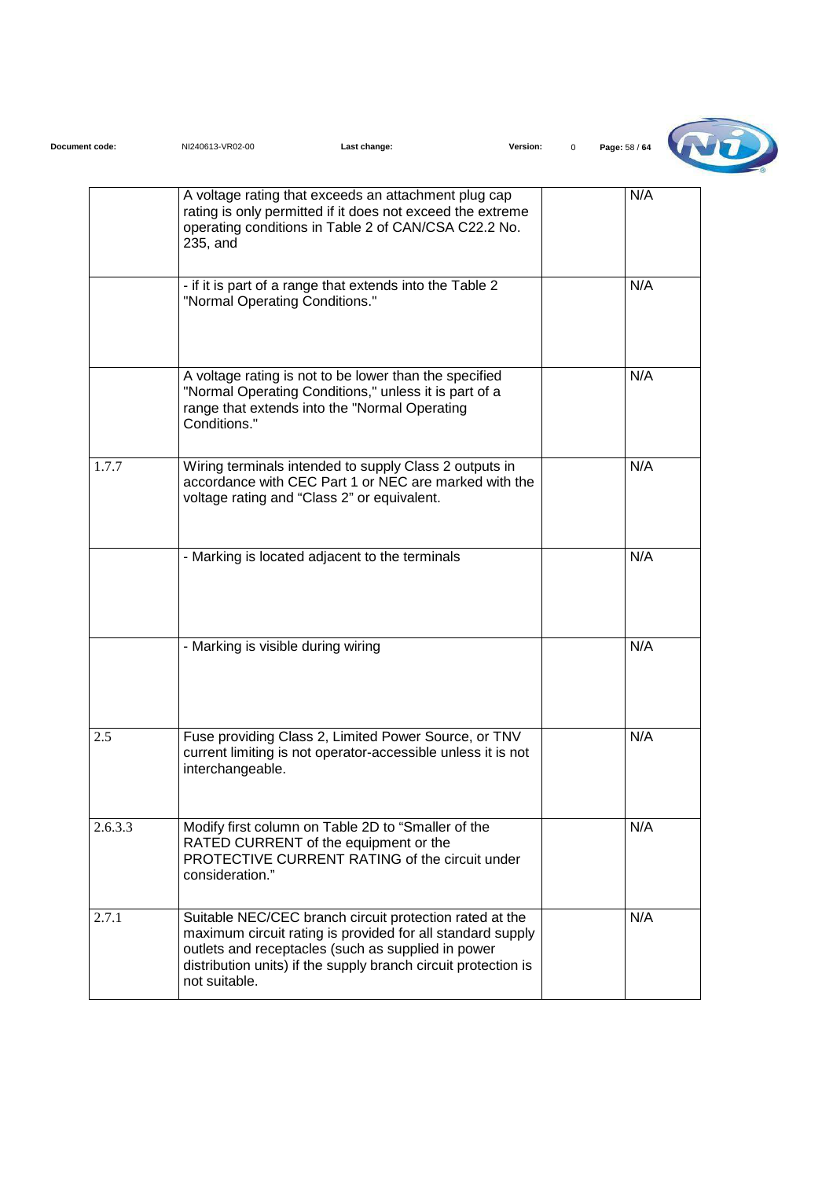| | | | |
|---|---|---|---|
| | A voltage rating that exceeds an attachment plug cap rating is only permitted if it does not exceed the extreme operating conditions in Table 2 of CAN/CSA C22.2 No. 235, and | | N/A |
| | - if it is part of a range that extends into the Table 2 "Normal Operating Conditions." | | N/A |
| | A voltage rating is not to be lower than the specified "Normal Operating Conditions," unless it is part of a range that extends into the "Normal Operating Conditions." | | N/A |
| 1.7.7 | Wiring terminals intended to supply Class 2 outputs in accordance with CEC Part 1 or NEC are marked with the voltage rating and "Class 2" or equivalent. | | N/A |
| | - Marking is located adjacent to the terminals | | N/A |
| | - Marking is visible during wiring | | N/A |
| 2.5 | Fuse providing Class 2, Limited Power Source, or TNV current limiting is not operator-accessible unless it is not interchangeable. | | N/A |
| 2.6.3.3 | Modify first column on Table 2D to "Smaller of the RATED CURRENT of the equipment or the PROTECTIVE CURRENT RATING of the circuit under consideration." | | N/A |
| 2.7.1 | Suitable NEC/CEC branch circuit protection rated at the maximum circuit rating is provided for all standard supply outlets and receptacles (such as supplied in power distribution units) if the supply branch circuit protection is not suitable. | | N/A |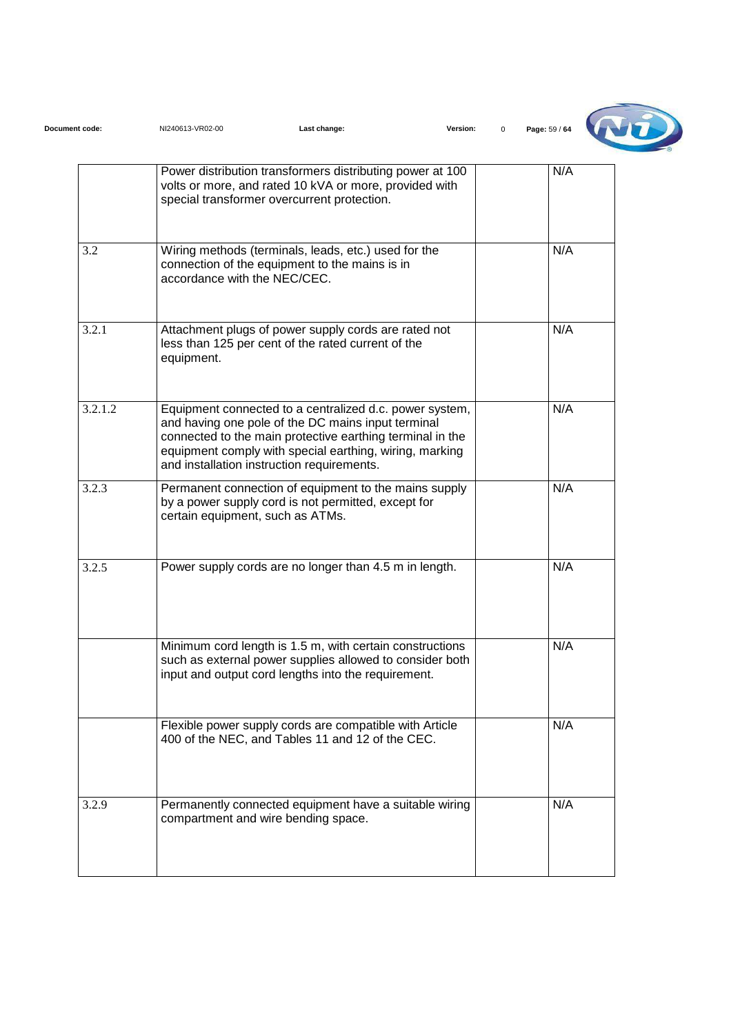|  |  |  |  |
|---|---|---|---|
|  | Power distribution transformers distributing power at 100 volts or more, and rated 10 kVA or more, provided with special transformer overcurrent protection. |  | N/A |
| 3.2 | Wiring methods (terminals, leads, etc.) used for the connection of the equipment to the mains is in accordance with the NEC/CEC. |  | N/A |
| 3.2.1 | Attachment plugs of power supply cords are rated not less than 125 per cent of the rated current of the equipment. |  | N/A |
| 3.2.1.2 | Equipment connected to a centralized d.c. power system, and having one pole of the DC mains input terminal connected to the main protective earthing terminal in the equipment comply with special earthing, wiring, marking and installation instruction requirements. |  | N/A |
| 3.2.3 | Permanent connection of equipment to the mains supply by a power supply cord is not permitted, except for certain equipment, such as ATMs. |  | N/A |
| 3.2.5 | Power supply cords are no longer than 4.5 m in length. |  | N/A |
|  | Minimum cord length is 1.5 m, with certain constructions such as external power supplies allowed to consider both input and output cord lengths into the requirement. |  | N/A |
|  | Flexible power supply cords are compatible with Article 400 of the NEC, and Tables 11 and 12 of the CEC. |  | N/A |
| 3.2.9 | Permanently connected equipment have a suitable wiring compartment and wire bending space. |  | N/A |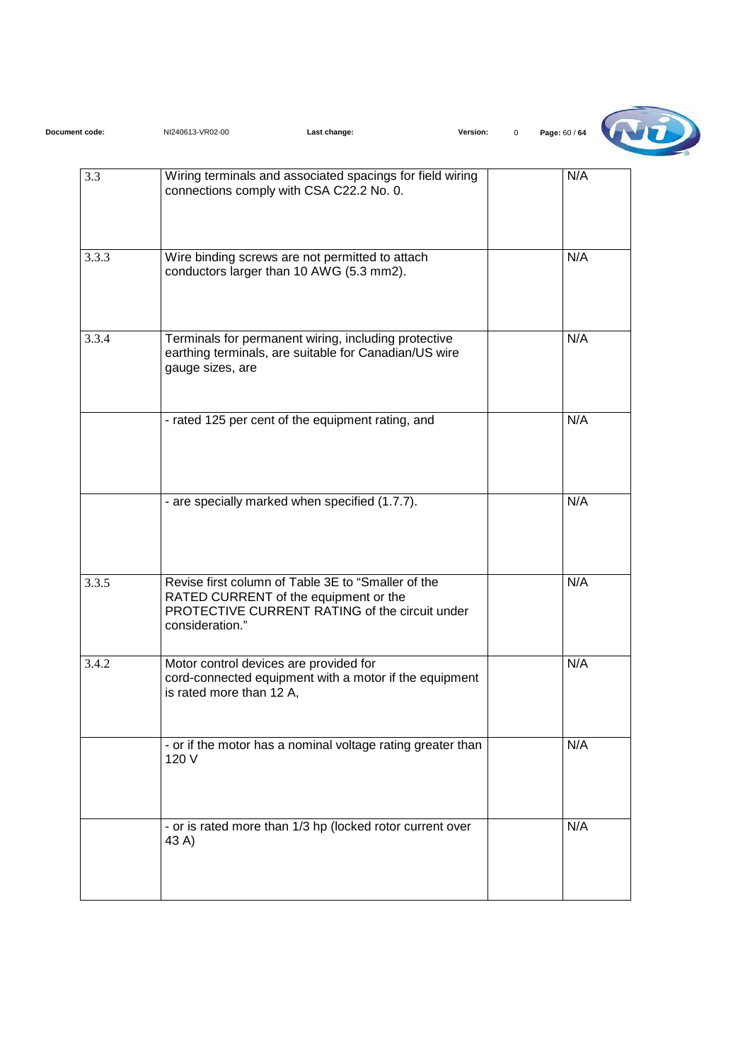| | | | |
|---|---|---|---|
| 3.3 | Wiring terminals and associated spacings for field wiring connections comply with CSA C22.2 No. 0. | | N/A |
| 3.3.3 | Wire binding screws are not permitted to attach conductors larger than 10 AWG (5.3 mm2). | | N/A |
| 3.3.4 | Terminals for permanent wiring, including protective earthing terminals, are suitable for Canadian/US wire gauge sizes, are | | N/A |
| | - rated 125 per cent of the equipment rating, and | | N/A |
| | - are specially marked when specified (1.7.7). | | N/A |
| 3.3.5 | Revise first column of Table 3E to "Smaller of the RATED CURRENT of the equipment or the PROTECTIVE CURRENT RATING of the circuit under consideration." | | N/A |
| 3.4.2 | Motor control devices are provided for cord-connected equipment with a motor if the equipment is rated more than 12 A, | | N/A |
| | - or if the motor has a nominal voltage rating greater than 120 V | | N/A |
| | - or is rated more than 1/3 hp (locked rotor current over 43 A) | | N/A |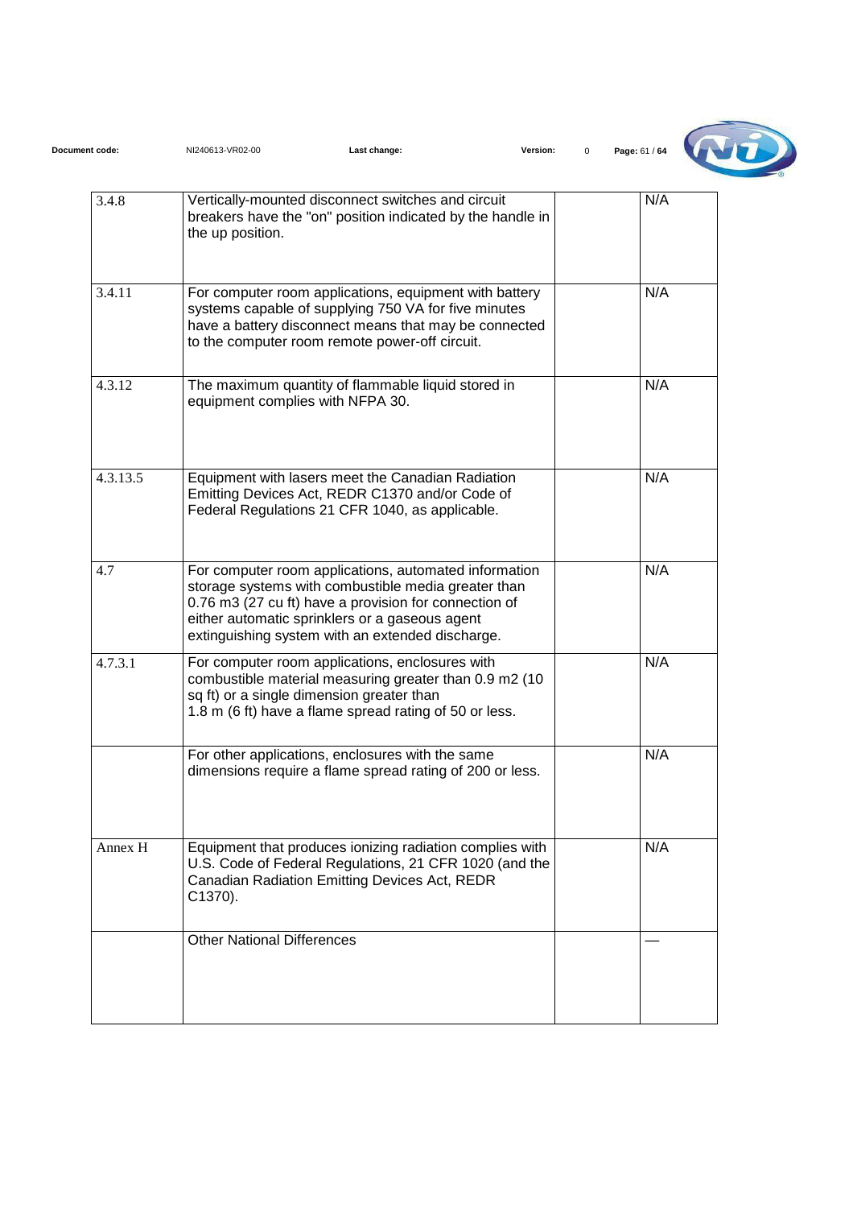| | | | |
|---|---|---|---|
| 3.4.8 | Vertically-mounted disconnect switches and circuit breakers have the "on" position indicated by the handle in the up position. | | N/A |
| 3.4.11 | For computer room applications, equipment with battery systems capable of supplying 750 VA for five minutes have a battery disconnect means that may be connected to the computer room remote power-off circuit. | | N/A |
| 4.3.12 | The maximum quantity of flammable liquid stored in equipment complies with NFPA 30. | | N/A |
| 4.3.13.5 | Equipment with lasers meet the Canadian Radiation Emitting Devices Act, REDR C1370 and/or Code of Federal Regulations 21 CFR 1040, as applicable. | | N/A |
| 4.7 | For computer room applications, automated information storage systems with combustible media greater than 0.76 m3 (27 cu ft) have a provision for connection of either automatic sprinklers or a gaseous agent extinguishing system with an extended discharge. | | N/A |
| 4.7.3.1 | For computer room applications, enclosures with combustible material measuring greater than 0.9 m2 (10 sq ft) or a single dimension greater than 1.8 m (6 ft) have a flame spread rating of 50 or less. | | N/A |
| | For other applications, enclosures with the same dimensions require a flame spread rating of 200 or less. | | N/A |
| Annex H | Equipment that produces ionizing radiation complies with U.S. Code of Federal Regulations, 21 CFR 1020 (and the Canadian Radiation Emitting Devices Act, REDR C1370). | | N/A |
| | Other National Differences | | — |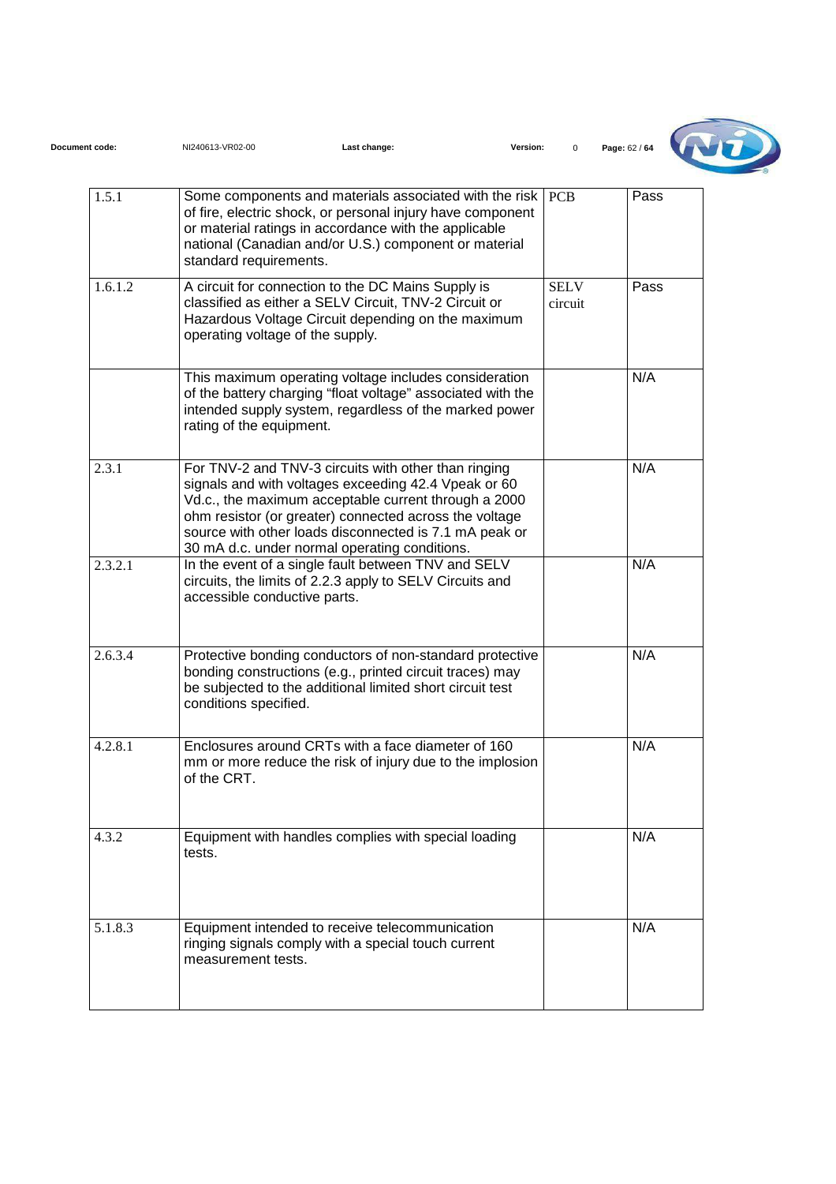| | | | |
|---|---|---|---|
| 1.5.1 | Some components and materials associated with the risk of fire, electric shock, or personal injury have component or material ratings in accordance with the applicable national (Canadian and/or U.S.) component or material standard requirements. | PCB | Pass |
| 1.6.1.2 | A circuit for connection to the DC Mains Supply is classified as either a SELV Circuit, TNV-2 Circuit or Hazardous Voltage Circuit depending on the maximum operating voltage of the supply. | SELV circuit | Pass |
| | This maximum operating voltage includes consideration of the battery charging "float voltage" associated with the intended supply system, regardless of the marked power rating of the equipment. | | N/A |
| 2.3.1 | For TNV-2 and TNV-3 circuits with other than ringing signals and with voltages exceeding 42.4 Vpeak or 60 Vd.c., the maximum acceptable current through a 2000 ohm resistor (or greater) connected across the voltage source with other loads disconnected is 7.1 mA peak or 30 mA d.c. under normal operating conditions. | | N/A |
| 2.3.2.1 | In the event of a single fault between TNV and SELV circuits, the limits of 2.2.3 apply to SELV Circuits and accessible conductive parts. | | N/A |
| 2.6.3.4 | Protective bonding conductors of non-standard protective bonding constructions (e.g., printed circuit traces) may be subjected to the additional limited short circuit test conditions specified. | | N/A |
| 4.2.8.1 | Enclosures around CRTs with a face diameter of 160 mm or more reduce the risk of injury due to the implosion of the CRT. | | N/A |
| 4.3.2 | Equipment with handles complies with special loading tests. | | N/A |
| 5.1.8.3 | Equipment intended to receive telecommunication ringing signals comply with a special touch current measurement tests. | | N/A |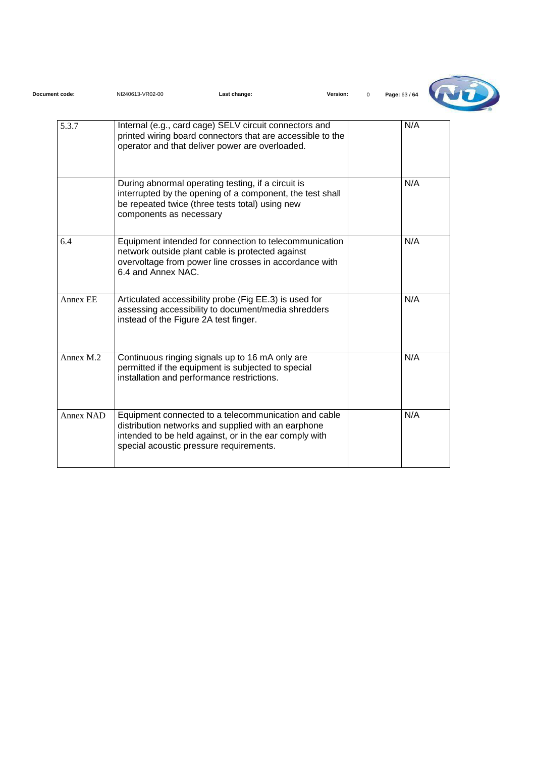| | | | |
|---|---|---|---|
| 5.3.7 | Internal (e.g., card cage) SELV circuit connectors and printed wiring board connectors that are accessible to the operator and that deliver power are overloaded. | | N/A |
| | During abnormal operating testing, if a circuit is interrupted by the opening of a component, the test shall be repeated twice (three tests total) using new components as necessary | | N/A |
| 6.4 | Equipment intended for connection to telecommunication network outside plant cable is protected against overvoltage from power line crosses in accordance with 6.4 and Annex NAC. | | N/A |
| Annex EE | Articulated accessibility probe (Fig EE.3) is used for assessing accessibility to document/media shredders instead of the Figure 2A test finger. | | N/A |
| Annex M.2 | Continuous ringing signals up to 16 mA only are permitted if the equipment is subjected to special installation and performance restrictions. | | N/A |
| Annex NAD | Equipment connected to a telecommunication and cable distribution networks and supplied with an earphone intended to be held against, or in the ear comply with special acoustic pressure requirements. | | N/A |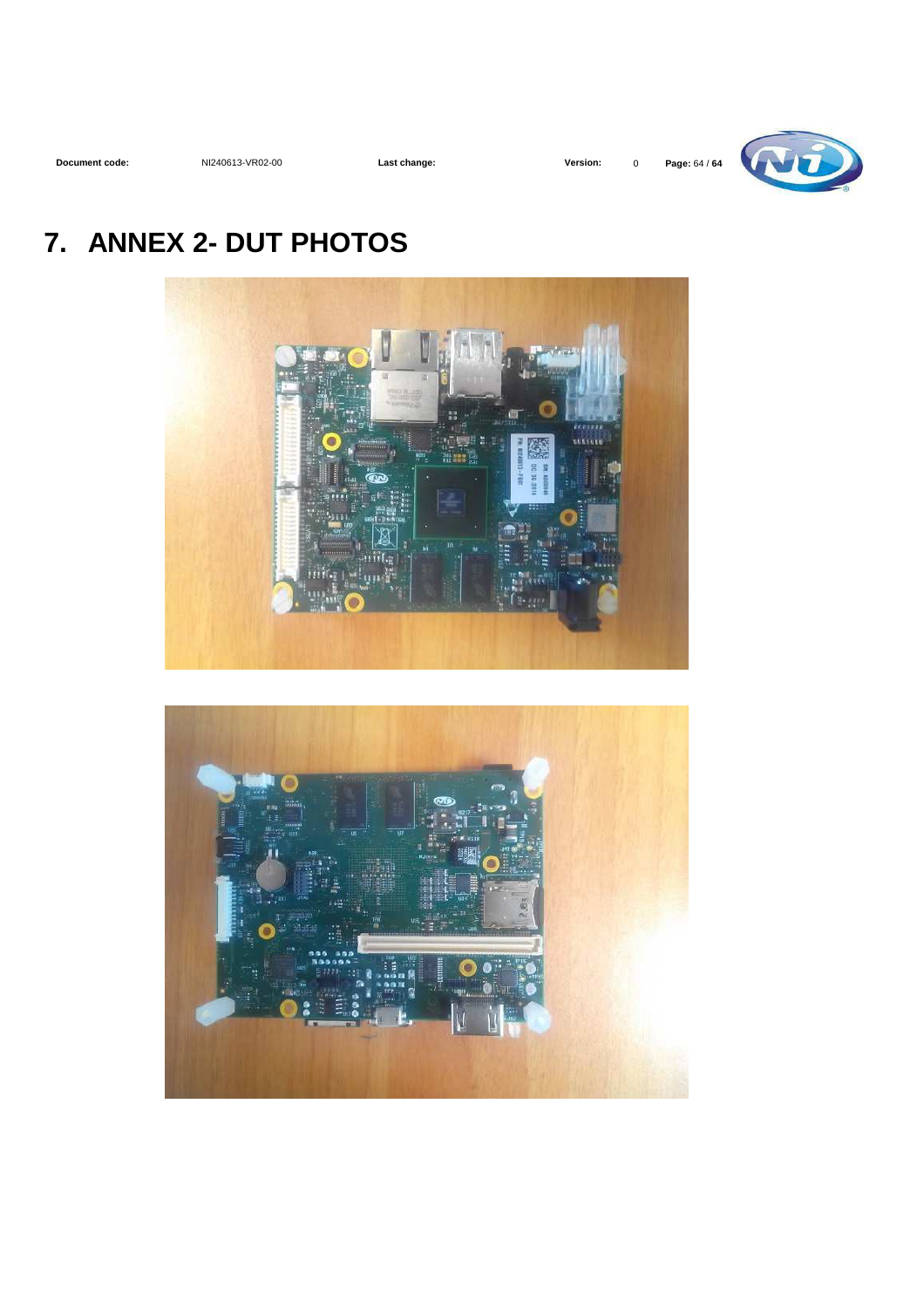# 7. ANNEX 2- DUT PHOTOS